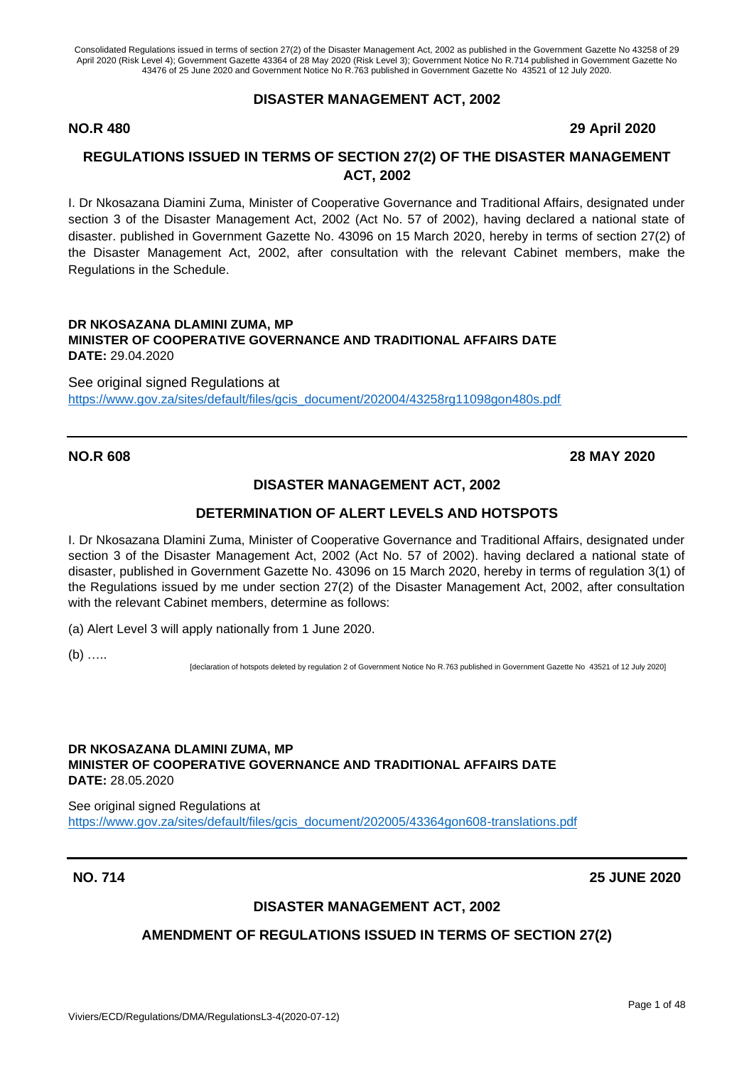Consolidated Regulations issued in terms of section 27(2) of the Disaster Management Act, 2002 as published in the Government Gazette No 43258 of 29 April 2020 (Risk Level 4); Government Gazette 43364 of 28 May 2020 (Risk Level 3); Government Notice No R.714 published in Government Gazette No 43476 of 25 June 2020 and Government Notice No R.763 published in Government Gazette No 43521 of 12 July 2020.

## DISASTER MANAGEMENT ACT, 2002

**NO.R 480** **29 April 2020**

## REGULATIONS ISSUED IN TERMS OF SECTION 27(2) OF THE DISASTER MANAGEMENT ACT, 2002

I. Dr Nkosazana Diamini Zuma, Minister of Cooperative Governance and Traditional Affairs, designated under section 3 of the Disaster Management Act, 2002 (Act No. 57 of 2002), having declared a national state of disaster. published in Government Gazette No. 43096 on 15 March 2020, hereby in terms of section 27(2) of the Disaster Management Act, 2002, after consultation with the relevant Cabinet members, make the Regulations in the Schedule.

**DR NKOSAZANA DLAMINI ZUMA, MP**
**MINISTER OF COOPERATIVE GOVERNANCE AND TRADITIONAL AFFAIRS DATE**
**DATE:** 29.04.2020

See original signed Regulations at
https://www.gov.za/sites/default/files/gcis_document/202004/43258rg11098gon480s.pdf

---

**NO.R 608** **28 MAY 2020**

## DISASTER MANAGEMENT ACT, 2002

## DETERMINATION OF ALERT LEVELS AND HOTSPOTS

I. Dr Nkosazana Dlamini Zuma, Minister of Cooperative Governance and Traditional Affairs, designated under section 3 of the Disaster Management Act, 2002 (Act No. 57 of 2002). having declared a national state of disaster, published in Government Gazette No. 43096 on 15 March 2020, hereby in terms of regulation 3(1) of the Regulations issued by me under section 27(2) of the Disaster Management Act, 2002, after consultation with the relevant Cabinet members, determine as follows:

(a) Alert Level 3 will apply nationally from 1 June 2020.

(b) …..

[declaration of hotspots deleted by regulation 2 of Government Notice No R.763 published in Government Gazette No 43521 of 12 July 2020]

**DR NKOSAZANA DLAMINI ZUMA, MP**
**MINISTER OF COOPERATIVE GOVERNANCE AND TRADITIONAL AFFAIRS DATE**
**DATE:** 28.05.2020

See original signed Regulations at
https://www.gov.za/sites/default/files/gcis_document/202005/43364gon608-translations.pdf

---

**NO. 714** **25 JUNE 2020**

## DISASTER MANAGEMENT ACT, 2002

## AMENDMENT OF REGULATIONS ISSUED IN TERMS OF SECTION 27(2)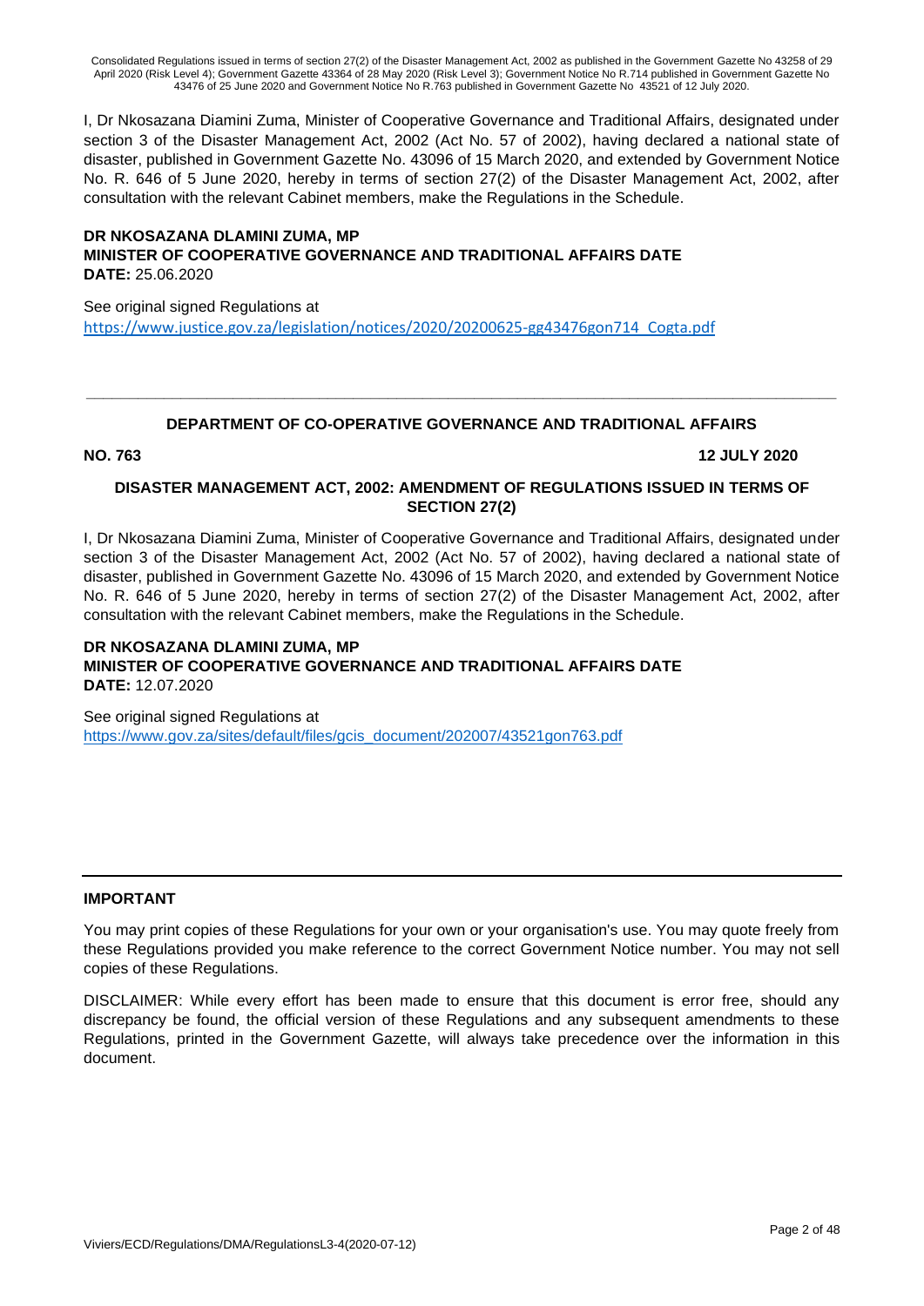I, Dr Nkosazana Diamini Zuma, Minister of Cooperative Governance and Traditional Affairs, designated under section 3 of the Disaster Management Act, 2002 (Act No. 57 of 2002), having declared a national state of disaster, published in Government Gazette No. 43096 of 15 March 2020, and extended by Government Notice No. R. 646 of 5 June 2020, hereby in terms of section 27(2) of the Disaster Management Act, 2002, after consultation with the relevant Cabinet members, make the Regulations in the Schedule.

**DR NKOSAZANA DLAMINI ZUMA, MP**
**MINISTER OF COOPERATIVE GOVERNANCE AND TRADITIONAL AFFAIRS DATE**
**DATE:** 25.06.2020

See original signed Regulations at
https://www.justice.gov.za/legislation/notices/2020/20200625-gg43476gon714_Cogta.pdf

---

**DEPARTMENT OF CO-OPERATIVE GOVERNANCE AND TRADITIONAL AFFAIRS**

**NO. 763** **12 JULY 2020**

**DISASTER MANAGEMENT ACT, 2002: AMENDMENT OF REGULATIONS ISSUED IN TERMS OF SECTION 27(2)**

I, Dr Nkosazana Diamini Zuma, Minister of Cooperative Governance and Traditional Affairs, designated under section 3 of the Disaster Management Act, 2002 (Act No. 57 of 2002), having declared a national state of disaster, published in Government Gazette No. 43096 of 15 March 2020, and extended by Government Notice No. R. 646 of 5 June 2020, hereby in terms of section 27(2) of the Disaster Management Act, 2002, after consultation with the relevant Cabinet members, make the Regulations in the Schedule.

**DR NKOSAZANA DLAMINI ZUMA, MP**
**MINISTER OF COOPERATIVE GOVERNANCE AND TRADITIONAL AFFAIRS DATE**
**DATE:** 12.07.2020

See original signed Regulations at
https://www.gov.za/sites/default/files/gcis_document/202007/43521gon763.pdf

---

**IMPORTANT**

You may print copies of these Regulations for your own or your organisation's use. You may quote freely from these Regulations provided you make reference to the correct Government Notice number. You may not sell copies of these Regulations.

DISCLAIMER: While every effort has been made to ensure that this document is error free, should any discrepancy be found, the official version of these Regulations and any subsequent amendments to these Regulations, printed in the Government Gazette, will always take precedence over the information in this document.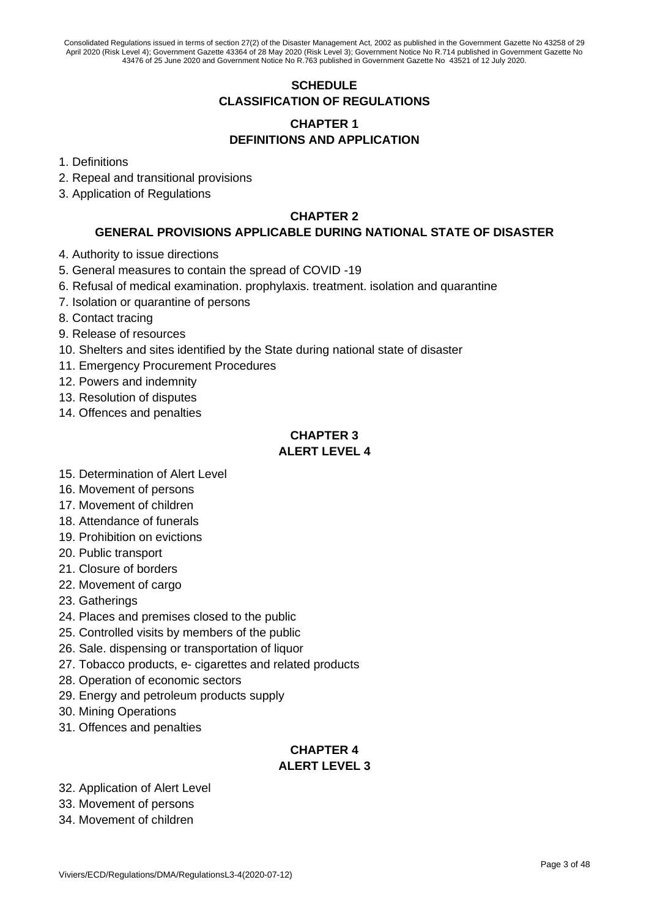## SCHEDULE
## CLASSIFICATION OF REGULATIONS

### CHAPTER 1
### DEFINITIONS AND APPLICATION

1. Definitions
2. Repeal and transitional provisions
3. Application of Regulations

### CHAPTER 2
### GENERAL PROVISIONS APPLICABLE DURING NATIONAL STATE OF DISASTER

4. Authority to issue directions
5. General measures to contain the spread of COVID -19
6. Refusal of medical examination. prophylaxis. treatment. isolation and quarantine
7. Isolation or quarantine of persons
8. Contact tracing
9. Release of resources
10. Shelters and sites identified by the State during national state of disaster
11. Emergency Procurement Procedures
12. Powers and indemnity
13. Resolution of disputes
14. Offences and penalties

### CHAPTER 3
### ALERT LEVEL 4

15. Determination of Alert Level
16. Movement of persons
17. Movement of children
18. Attendance of funerals
19. Prohibition on evictions
20. Public transport
21. Closure of borders
22. Movement of cargo
23. Gatherings
24. Places and premises closed to the public
25. Controlled visits by members of the public
26. Sale. dispensing or transportation of liquor
27. Tobacco products, e- cigarettes and related products
28. Operation of economic sectors
29. Energy and petroleum products supply
30. Mining Operations
31. Offences and penalties

### CHAPTER 4
### ALERT LEVEL 3

32. Application of Alert Level
33. Movement of persons
34. Movement of children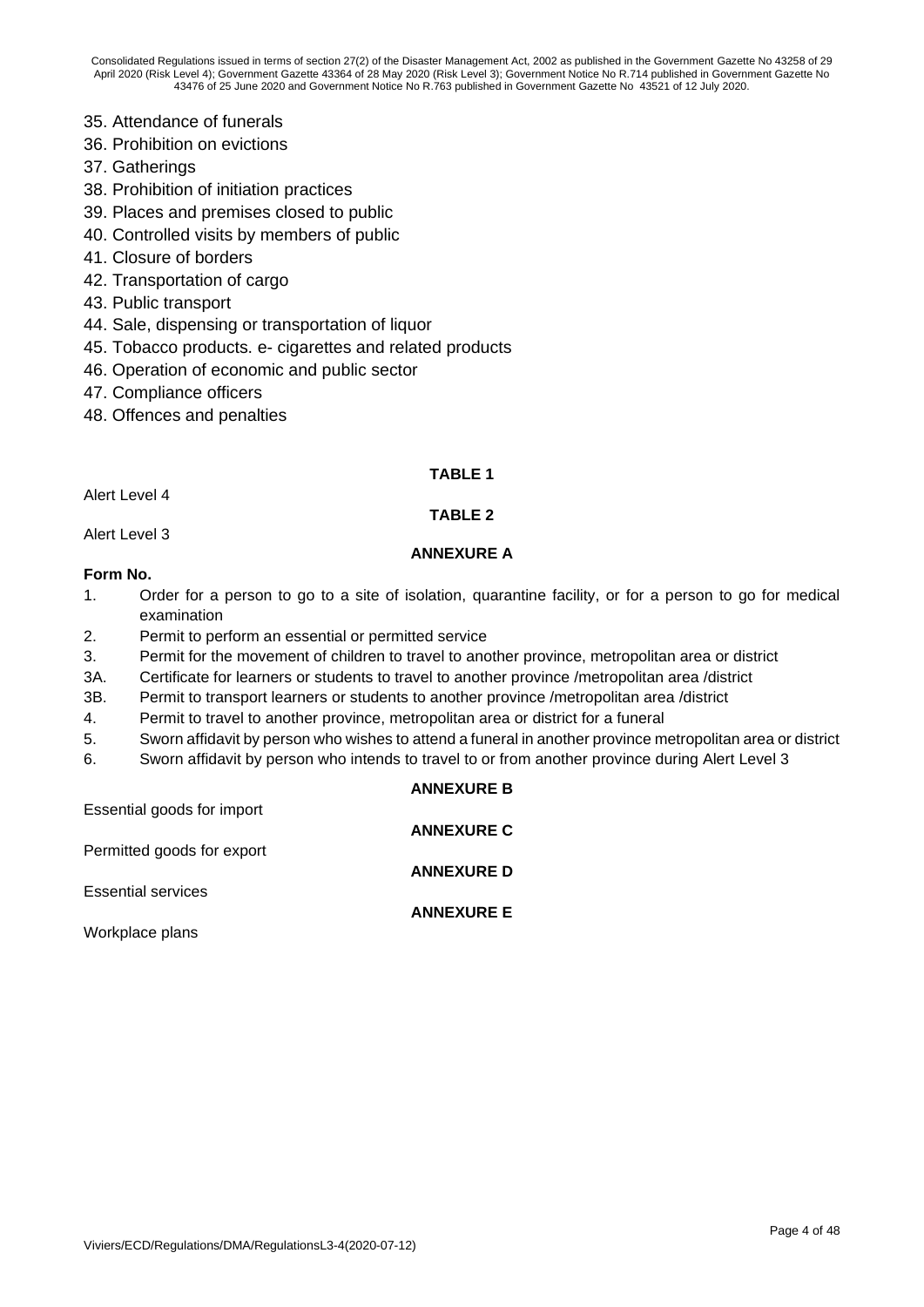35. Attendance of funerals
36. Prohibition on evictions
37. Gatherings
38. Prohibition of initiation practices
39. Places and premises closed to public
40. Controlled visits by members of public
41. Closure of borders
42. Transportation of cargo
43. Public transport
44. Sale, dispensing or transportation of liquor
45. Tobacco products. e- cigarettes and related products
46. Operation of economic and public sector
47. Compliance officers
48. Offences and penalties

**TABLE 1**

Alert Level 4

**TABLE 2**

Alert Level 3

**ANNEXURE A**

**Form No.**

1. Order for a person to go to a site of isolation, quarantine facility, or for a person to go for medical examination
2. Permit to perform an essential or permitted service
3. Permit for the movement of children to travel to another province, metropolitan area or district

3A. Certificate for learners or students to travel to another province /metropolitan area /district

3B. Permit to transport learners or students to another province /metropolitan area /district

4. Permit to travel to another province, metropolitan area or district for a funeral
5. Sworn affidavit by person who wishes to attend a funeral in another province metropolitan area or district
6. Sworn affidavit by person who intends to travel to or from another province during Alert Level 3

**ANNEXURE B**

Essential goods for import

**ANNEXURE C**

Permitted goods for export

**ANNEXURE D**

Essential services

**ANNEXURE E**

Workplace plans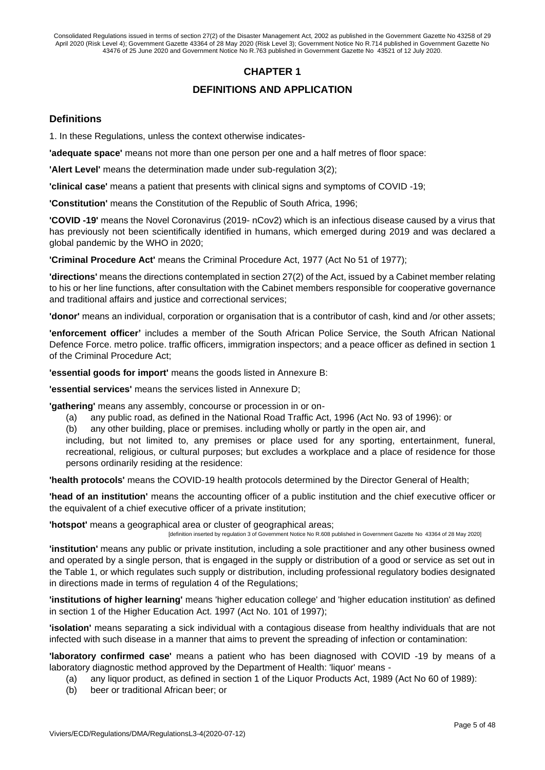Consolidated Regulations issued in terms of section 27(2) of the Disaster Management Act, 2002 as published in the Government Gazette No 43258 of 29 April 2020 (Risk Level 4); Government Gazette 43364 of 28 May 2020 (Risk Level 3); Government Notice No R.714 published in Government Gazette No 43476 of 25 June 2020 and Government Notice No R.763 published in Government Gazette No 43521 of 12 July 2020.

# CHAPTER 1

## DEFINITIONS AND APPLICATION

### Definitions

1. In these Regulations, unless the context otherwise indicates-

**'adequate space'** means not more than one person per one and a half metres of floor space:

**'Alert Level'** means the determination made under sub-regulation 3(2);

**'clinical case'** means a patient that presents with clinical signs and symptoms of COVID -19;

**'Constitution'** means the Constitution of the Republic of South Africa, 1996;

**'COVID -19'** means the Novel Coronavirus (2019- nCov2) which is an infectious disease caused by a virus that has previously not been scientifically identified in humans, which emerged during 2019 and was declared a global pandemic by the WHO in 2020;

**'Criminal Procedure Act'** means the Criminal Procedure Act, 1977 (Act No 51 of 1977);

**'directions'** means the directions contemplated in section 27(2) of the Act, issued by a Cabinet member relating to his or her line functions, after consultation with the Cabinet members responsible for cooperative governance and traditional affairs and justice and correctional services;

**'donor'** means an individual, corporation or organisation that is a contributor of cash, kind and /or other assets;

**'enforcement officer'** includes a member of the South African Police Service, the South African National Defence Force. metro police. traffic officers, immigration inspectors; and a peace officer as defined in section 1 of the Criminal Procedure Act;

**'essential goods for import'** means the goods listed in Annexure B:

**'essential services'** means the services listed in Annexure D;

**'gathering'** means any assembly, concourse or procession in or on-

(a) any public road, as defined in the National Road Traffic Act, 1996 (Act No. 93 of 1996): or

(b) any other building, place or premises. including wholly or partly in the open air, and

including, but not limited to, any premises or place used for any sporting, entertainment, funeral, recreational, religious, or cultural purposes; but excludes a workplace and a place of residence for those persons ordinarily residing at the residence:

**'health protocols'** means the COVID-19 health protocols determined by the Director General of Health;

**'head of an institution'** means the accounting officer of a public institution and the chief executive officer or the equivalent of a chief executive officer of a private institution;

**'hotspot'** means a geographical area or cluster of geographical areas;

[definition inserted by regulation 3 of Government Notice No R.608 published in Government Gazette No 43364 of 28 May 2020]

**'institution'** means any public or private institution, including a sole practitioner and any other business owned and operated by a single person, that is engaged in the supply or distribution of a good or service as set out in the Table 1, or which regulates such supply or distribution, including professional regulatory bodies designated in directions made in terms of regulation 4 of the Regulations;

**'institutions of higher learning'** means 'higher education college' and 'higher education institution' as defined in section 1 of the Higher Education Act. 1997 (Act No. 101 of 1997);

**'isolation'** means separating a sick individual with a contagious disease from healthy individuals that are not infected with such disease in a manner that aims to prevent the spreading of infection or contamination:

**'laboratory confirmed case'** means a patient who has been diagnosed with COVID -19 by means of a laboratory diagnostic method approved by the Department of Health: 'liquor' means -

(a) any liquor product, as defined in section 1 of the Liquor Products Act, 1989 (Act No 60 of 1989):

(b) beer or traditional African beer; or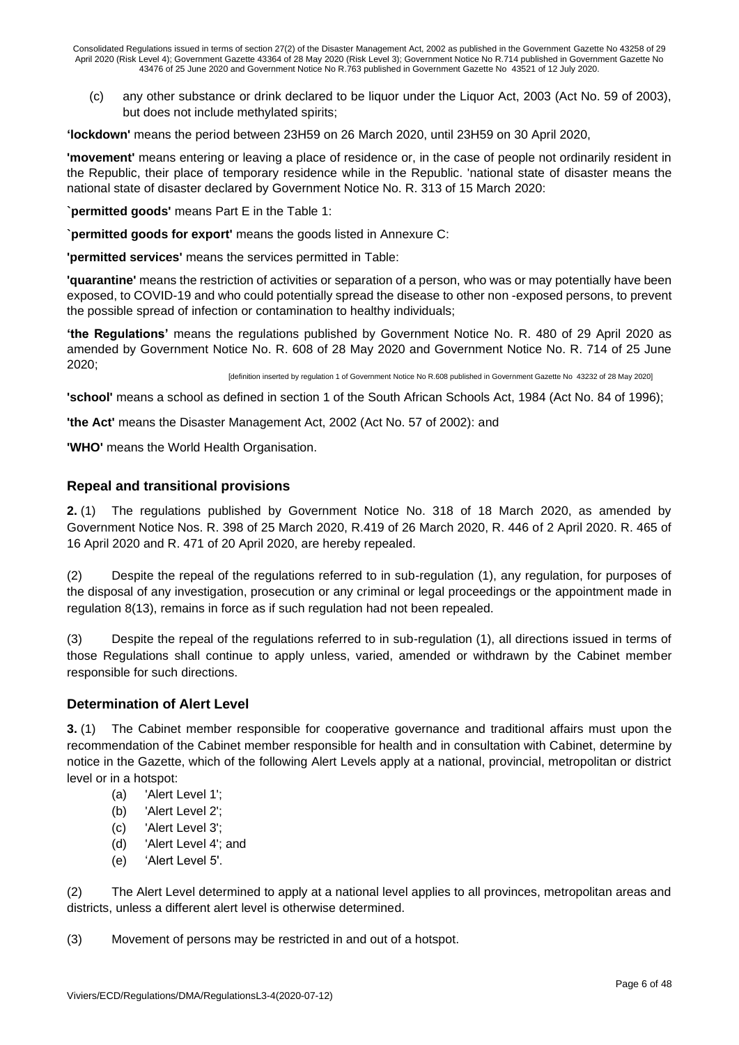(c) any other substance or drink declared to be liquor under the Liquor Act, 2003 (Act No. 59 of 2003), but does not include methylated spirits;

**'lockdown'** means the period between 23H59 on 26 March 2020, until 23H59 on 30 April 2020,

**'movement'** means entering or leaving a place of residence or, in the case of people not ordinarily resident in the Republic, their place of temporary residence while in the Republic. 'national state of disaster means the national state of disaster declared by Government Notice No. R. 313 of 15 March 2020:

**`permitted goods'** means Part E in the Table 1:

**`permitted goods for export'** means the goods listed in Annexure C:

**'permitted services'** means the services permitted in Table:

**'quarantine'** means the restriction of activities or separation of a person, who was or may potentially have been exposed, to COVID-19 and who could potentially spread the disease to other non -exposed persons, to prevent the possible spread of infection or contamination to healthy individuals;

**'the Regulations'** means the regulations published by Government Notice No. R. 480 of 29 April 2020 as amended by Government Notice No. R. 608 of 28 May 2020 and Government Notice No. R. 714 of 25 June 2020;

[definition inserted by regulation 1 of Government Notice No R.608 published in Government Gazette No 43232 of 28 May 2020]

**'school'** means a school as defined in section 1 of the South African Schools Act, 1984 (Act No. 84 of 1996);

**'the Act'** means the Disaster Management Act, 2002 (Act No. 57 of 2002): and

**'WHO'** means the World Health Organisation.

## Repeal and transitional provisions

**2.** (1) The regulations published by Government Notice No. 318 of 18 March 2020, as amended by Government Notice Nos. R. 398 of 25 March 2020, R.419 of 26 March 2020, R. 446 of 2 April 2020. R. 465 of 16 April 2020 and R. 471 of 20 April 2020, are hereby repealed.

(2) Despite the repeal of the regulations referred to in sub-regulation (1), any regulation, for purposes of the disposal of any investigation, prosecution or any criminal or legal proceedings or the appointment made in regulation 8(13), remains in force as if such regulation had not been repealed.

(3) Despite the repeal of the regulations referred to in sub-regulation (1), all directions issued in terms of those Regulations shall continue to apply unless, varied, amended or withdrawn by the Cabinet member responsible for such directions.

## Determination of Alert Level

**3.** (1) The Cabinet member responsible for cooperative governance and traditional affairs must upon the recommendation of the Cabinet member responsible for health and in consultation with Cabinet, determine by notice in the Gazette, which of the following Alert Levels apply at a national, provincial, metropolitan or district level or in a hotspot:

- (a) 'Alert Level 1';
- (b) 'Alert Level 2';
- (c) 'Alert Level 3';
- (d) 'Alert Level 4'; and
- (e) 'Alert Level 5'.

(2) The Alert Level determined to apply at a national level applies to all provinces, metropolitan areas and districts, unless a different alert level is otherwise determined.

(3) Movement of persons may be restricted in and out of a hotspot.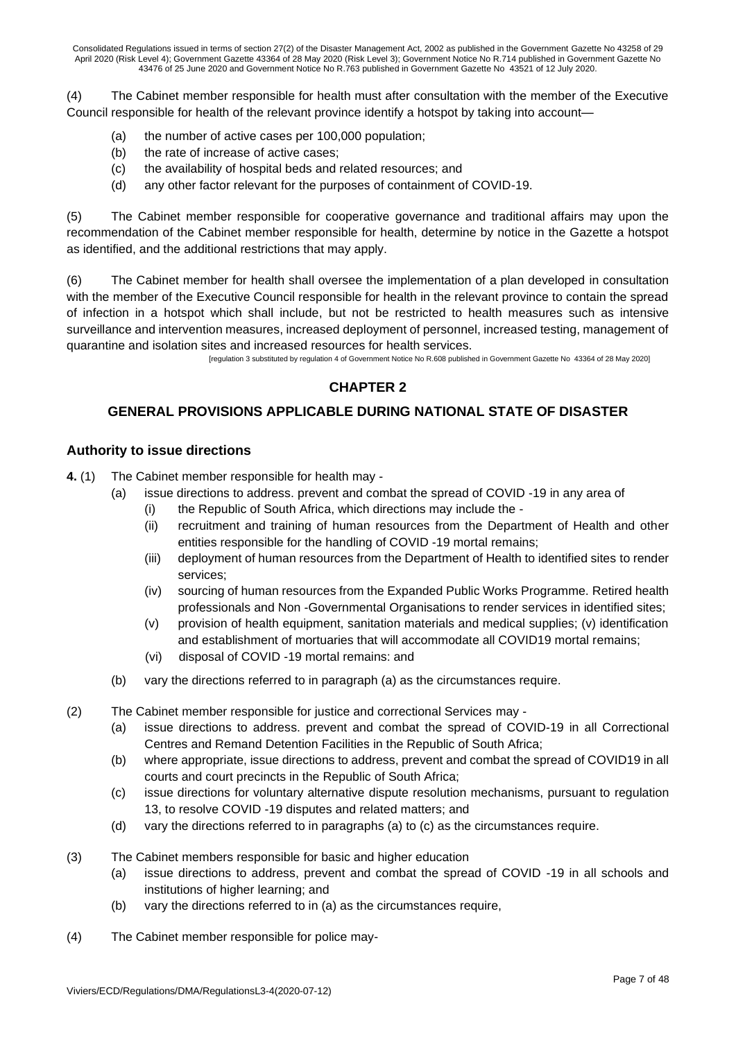(4) The Cabinet member responsible for health must after consultation with the member of the Executive Council responsible for health of the relevant province identify a hotspot by taking into account—

(a) the number of active cases per 100,000 population;
(b) the rate of increase of active cases;
(c) the availability of hospital beds and related resources; and
(d) any other factor relevant for the purposes of containment of COVID-19.

(5) The Cabinet member responsible for cooperative governance and traditional affairs may upon the recommendation of the Cabinet member responsible for health, determine by notice in the Gazette a hotspot as identified, and the additional restrictions that may apply.

(6) The Cabinet member for health shall oversee the implementation of a plan developed in consultation with the member of the Executive Council responsible for health in the relevant province to contain the spread of infection in a hotspot which shall include, but not be restricted to health measures such as intensive surveillance and intervention measures, increased deployment of personnel, increased testing, management of quarantine and isolation sites and increased resources for health services.

[regulation 3 substituted by regulation 4 of Government Notice No R.608 published in Government Gazette No 43364 of 28 May 2020]

## CHAPTER 2

## GENERAL PROVISIONS APPLICABLE DURING NATIONAL STATE OF DISASTER

### Authority to issue directions

**4.** (1) The Cabinet member responsible for health may -

(a) issue directions to address. prevent and combat the spread of COVID -19 in any area of
   (i) the Republic of South Africa, which directions may include the -
   (ii) recruitment and training of human resources from the Department of Health and other entities responsible for the handling of COVID -19 mortal remains;
   (iii) deployment of human resources from the Department of Health to identified sites to render services;
   (iv) sourcing of human resources from the Expanded Public Works Programme. Retired health professionals and Non -Governmental Organisations to render services in identified sites;
   (v) provision of health equipment, sanitation materials and medical supplies; (v) identification and establishment of mortuaries that will accommodate all COVID19 mortal remains;
   (vi) disposal of COVID -19 mortal remains: and

(b) vary the directions referred to in paragraph (a) as the circumstances require.

(2) The Cabinet member responsible for justice and correctional Services may -

(a) issue directions to address. prevent and combat the spread of COVID-19 in all Correctional Centres and Remand Detention Facilities in the Republic of South Africa;
(b) where appropriate, issue directions to address, prevent and combat the spread of COVID19 in all courts and court precincts in the Republic of South Africa;
(c) issue directions for voluntary alternative dispute resolution mechanisms, pursuant to regulation 13, to resolve COVID -19 disputes and related matters; and
(d) vary the directions referred to in paragraphs (a) to (c) as the circumstances require.

(3) The Cabinet members responsible for basic and higher education

(a) issue directions to address, prevent and combat the spread of COVID -19 in all schools and institutions of higher learning; and
(b) vary the directions referred to in (a) as the circumstances require,

(4) The Cabinet member responsible for police may-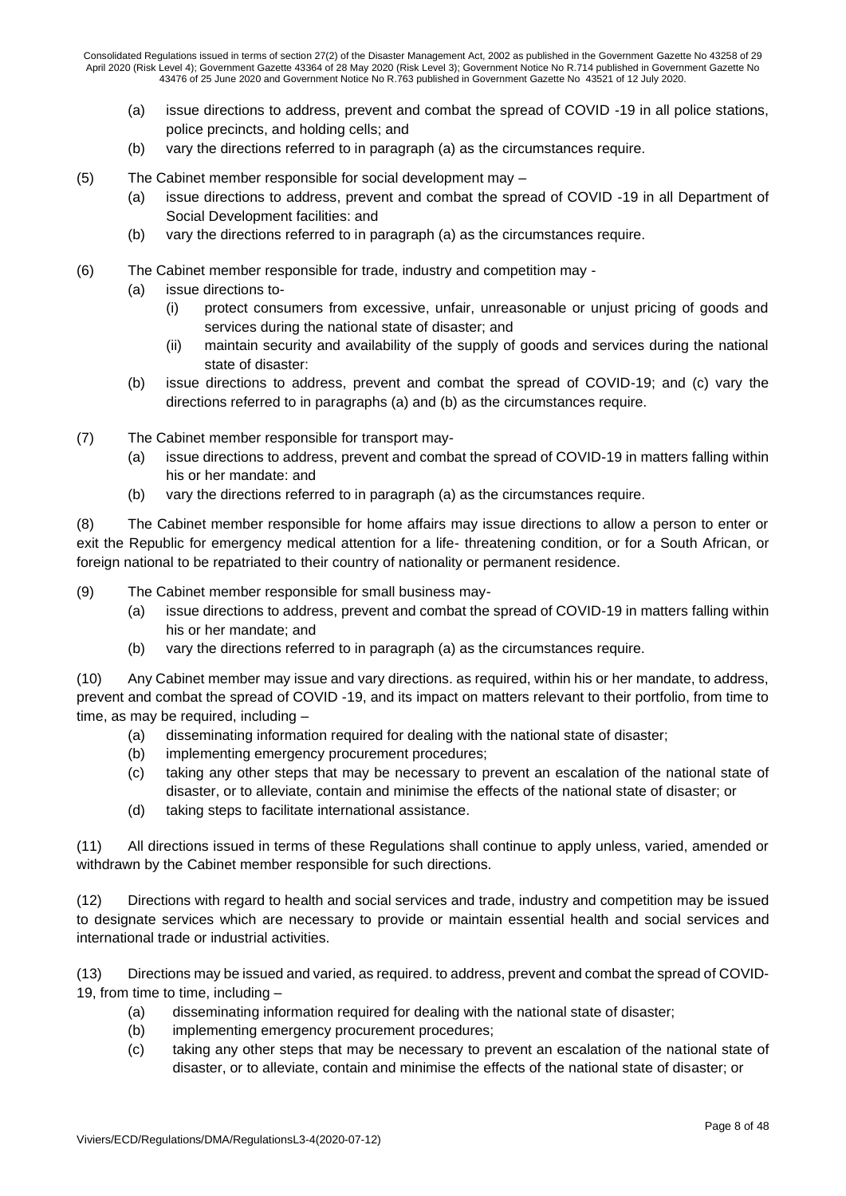(a) issue directions to address, prevent and combat the spread of COVID -19 in all police stations, police precincts, and holding cells; and

(b) vary the directions referred to in paragraph (a) as the circumstances require.

(5) The Cabinet member responsible for social development may –

(a) issue directions to address, prevent and combat the spread of COVID -19 in all Department of Social Development facilities: and

(b) vary the directions referred to in paragraph (a) as the circumstances require.

(6) The Cabinet member responsible for trade, industry and competition may -

(a) issue directions to-

(i) protect consumers from excessive, unfair, unreasonable or unjust pricing of goods and services during the national state of disaster; and

(ii) maintain security and availability of the supply of goods and services during the national state of disaster:

(b) issue directions to address, prevent and combat the spread of COVID-19; and (c) vary the directions referred to in paragraphs (a) and (b) as the circumstances require.

(7) The Cabinet member responsible for transport may-

(a) issue directions to address, prevent and combat the spread of COVID-19 in matters falling within his or her mandate: and

(b) vary the directions referred to in paragraph (a) as the circumstances require.

(8) The Cabinet member responsible for home affairs may issue directions to allow a person to enter or exit the Republic for emergency medical attention for a life- threatening condition, or for a South African, or foreign national to be repatriated to their country of nationality or permanent residence.

(9) The Cabinet member responsible for small business may-

(a) issue directions to address, prevent and combat the spread of COVID-19 in matters falling within his or her mandate; and

(b) vary the directions referred to in paragraph (a) as the circumstances require.

(10) Any Cabinet member may issue and vary directions. as required, within his or her mandate, to address, prevent and combat the spread of COVID -19, and its impact on matters relevant to their portfolio, from time to time, as may be required, including –

(a) disseminating information required for dealing with the national state of disaster;

(b) implementing emergency procurement procedures;

(c) taking any other steps that may be necessary to prevent an escalation of the national state of disaster, or to alleviate, contain and minimise the effects of the national state of disaster; or

(d) taking steps to facilitate international assistance.

(11) All directions issued in terms of these Regulations shall continue to apply unless, varied, amended or withdrawn by the Cabinet member responsible for such directions.

(12) Directions with regard to health and social services and trade, industry and competition may be issued to designate services which are necessary to provide or maintain essential health and social services and international trade or industrial activities.

(13) Directions may be issued and varied, as required. to address, prevent and combat the spread of COVID-19, from time to time, including –

(a) disseminating information required for dealing with the national state of disaster;

(b) implementing emergency procurement procedures;

(c) taking any other steps that may be necessary to prevent an escalation of the national state of disaster, or to alleviate, contain and minimise the effects of the national state of disaster; or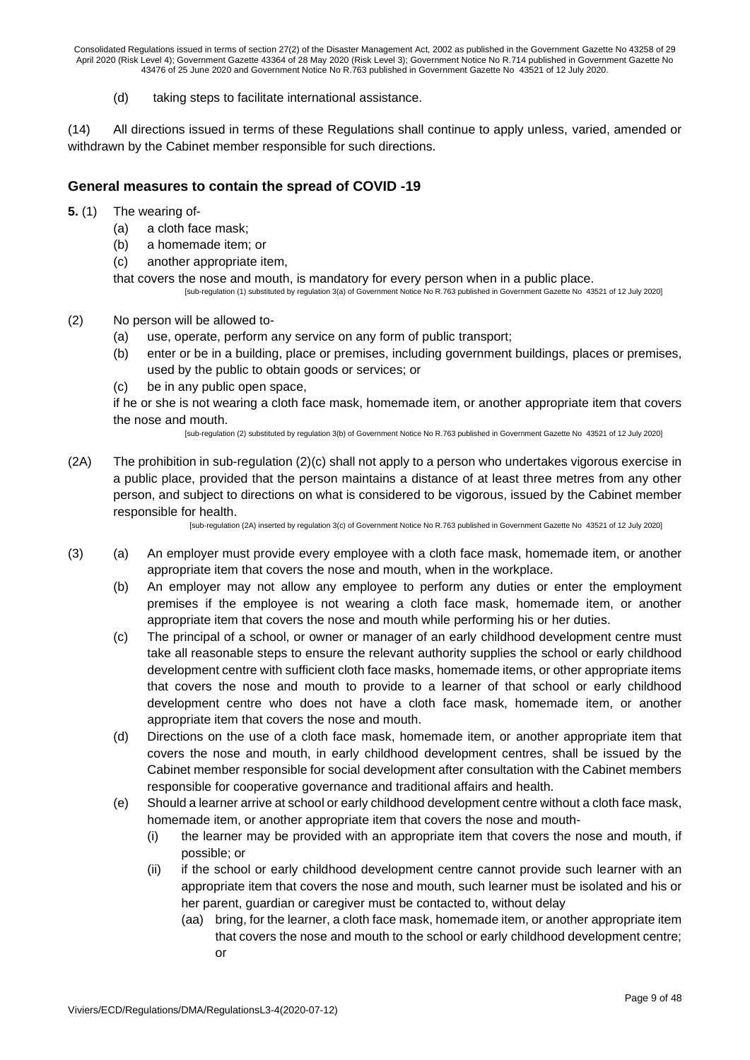(d) taking steps to facilitate international assistance.

(14) All directions issued in terms of these Regulations shall continue to apply unless, varied, amended or withdrawn by the Cabinet member responsible for such directions.

## General measures to contain the spread of COVID -19

**5.** (1) The wearing of-

(a) a cloth face mask;

(b) a homemade item; or

(c) another appropriate item,

that covers the nose and mouth, is mandatory for every person when in a public place.

[sub-regulation (1) substituted by regulation 3(a) of Government Notice No R.763 published in Government Gazette No 43521 of 12 July 2020]

(2) No person will be allowed to-

(a) use, operate, perform any service on any form of public transport;

(b) enter or be in a building, place or premises, including government buildings, places or premises, used by the public to obtain goods or services; or

(c) be in any public open space,

if he or she is not wearing a cloth face mask, homemade item, or another appropriate item that covers the nose and mouth.

[sub-regulation (2) substituted by regulation 3(b) of Government Notice No R.763 published in Government Gazette No 43521 of 12 July 2020]

(2A) The prohibition in sub-regulation (2)(c) shall not apply to a person who undertakes vigorous exercise in a public place, provided that the person maintains a distance of at least three metres from any other person, and subject to directions on what is considered to be vigorous, issued by the Cabinet member responsible for health.

[sub-regulation (2A) inserted by regulation 3(c) of Government Notice No R.763 published in Government Gazette No 43521 of 12 July 2020]

(3) (a) An employer must provide every employee with a cloth face mask, homemade item, or another appropriate item that covers the nose and mouth, when in the workplace.

(b) An employer may not allow any employee to perform any duties or enter the employment premises if the employee is not wearing a cloth face mask, homemade item, or another appropriate item that covers the nose and mouth while performing his or her duties.

(c) The principal of a school, or owner or manager of an early childhood development centre must take all reasonable steps to ensure the relevant authority supplies the school or early childhood development centre with sufficient cloth face masks, homemade items, or other appropriate items that covers the nose and mouth to provide to a learner of that school or early childhood development centre who does not have a cloth face mask, homemade item, or another appropriate item that covers the nose and mouth.

(d) Directions on the use of a cloth face mask, homemade item, or another appropriate item that covers the nose and mouth, in early childhood development centres, shall be issued by the Cabinet member responsible for social development after consultation with the Cabinet members responsible for cooperative governance and traditional affairs and health.

(e) Should a learner arrive at school or early childhood development centre without a cloth face mask, homemade item, or another appropriate item that covers the nose and mouth-

(i) the learner may be provided with an appropriate item that covers the nose and mouth, if possible; or

(ii) if the school or early childhood development centre cannot provide such learner with an appropriate item that covers the nose and mouth, such learner must be isolated and his or her parent, guardian or caregiver must be contacted to, without delay

(aa) bring, for the learner, a cloth face mask, homemade item, or another appropriate item that covers the nose and mouth to the school or early childhood development centre; or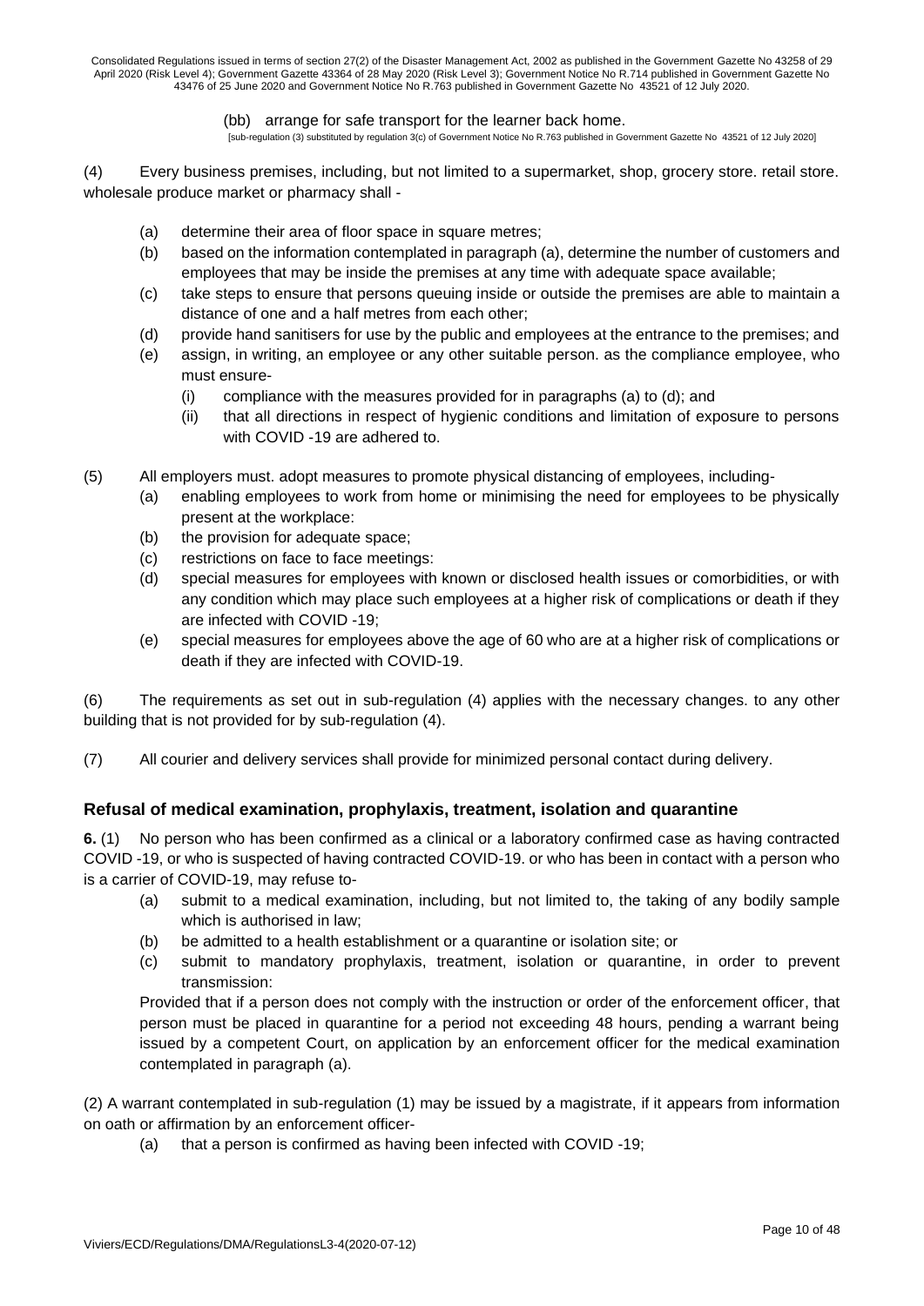(bb) arrange for safe transport for the learner back home.

[sub-regulation (3) substituted by regulation 3(c) of Government Notice No R.763 published in Government Gazette No 43521 of 12 July 2020]

(4) Every business premises, including, but not limited to a supermarket, shop, grocery store. retail store. wholesale produce market or pharmacy shall -

- (a) determine their area of floor space in square metres;
- (b) based on the information contemplated in paragraph (a), determine the number of customers and employees that may be inside the premises at any time with adequate space available;
- (c) take steps to ensure that persons queuing inside or outside the premises are able to maintain a distance of one and a half metres from each other;
- (d) provide hand sanitisers for use by the public and employees at the entrance to the premises; and
- (e) assign, in writing, an employee or any other suitable person. as the compliance employee, who must ensure-
  - (i) compliance with the measures provided for in paragraphs (a) to (d); and
  - (ii) that all directions in respect of hygienic conditions and limitation of exposure to persons with COVID -19 are adhered to.

(5) All employers must. adopt measures to promote physical distancing of employees, including-

- (a) enabling employees to work from home or minimising the need for employees to be physically present at the workplace:
- (b) the provision for adequate space;
- (c) restrictions on face to face meetings:
- (d) special measures for employees with known or disclosed health issues or comorbidities, or with any condition which may place such employees at a higher risk of complications or death if they are infected with COVID -19;
- (e) special measures for employees above the age of 60 who are at a higher risk of complications or death if they are infected with COVID-19.

(6) The requirements as set out in sub-regulation (4) applies with the necessary changes. to any other building that is not provided for by sub-regulation (4).

(7) All courier and delivery services shall provide for minimized personal contact during delivery.

## Refusal of medical examination, prophylaxis, treatment, isolation and quarantine

**6.** (1) No person who has been confirmed as a clinical or a laboratory confirmed case as having contracted COVID -19, or who is suspected of having contracted COVID-19. or who has been in contact with a person who is a carrier of COVID-19, may refuse to-

- (a) submit to a medical examination, including, but not limited to, the taking of any bodily sample which is authorised in law;
- (b) be admitted to a health establishment or a quarantine or isolation site; or
- (c) submit to mandatory prophylaxis, treatment, isolation or quarantine, in order to prevent transmission:

Provided that if a person does not comply with the instruction or order of the enforcement officer, that person must be placed in quarantine for a period not exceeding 48 hours, pending a warrant being issued by a competent Court, on application by an enforcement officer for the medical examination contemplated in paragraph (a).

(2) A warrant contemplated in sub-regulation (1) may be issued by a magistrate, if it appears from information on oath or affirmation by an enforcement officer-

- (a) that a person is confirmed as having been infected with COVID -19;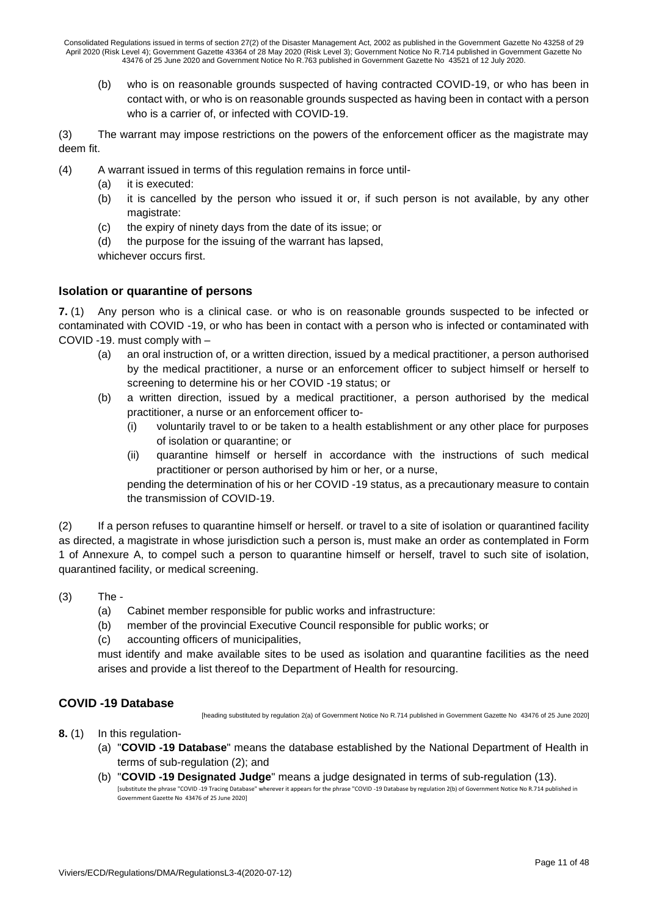(b) who is on reasonable grounds suspected of having contracted COVID-19, or who has been in contact with, or who is on reasonable grounds suspected as having been in contact with a person who is a carrier of, or infected with COVID-19.

(3) The warrant may impose restrictions on the powers of the enforcement officer as the magistrate may deem fit.

(4) A warrant issued in terms of this regulation remains in force until-

(a) it is executed:

(b) it is cancelled by the person who issued it or, if such person is not available, by any other magistrate:

(c) the expiry of ninety days from the date of its issue; or

(d) the purpose for the issuing of the warrant has lapsed,

whichever occurs first.

### Isolation or quarantine of persons

**7.** (1) Any person who is a clinical case. or who is on reasonable grounds suspected to be infected or contaminated with COVID -19, or who has been in contact with a person who is infected or contaminated with COVID -19. must comply with –

(a) an oral instruction of, or a written direction, issued by a medical practitioner, a person authorised by the medical practitioner, a nurse or an enforcement officer to subject himself or herself to screening to determine his or her COVID -19 status; or

(b) a written direction, issued by a medical practitioner, a person authorised by the medical practitioner, a nurse or an enforcement officer to-

(i) voluntarily travel to or be taken to a health establishment or any other place for purposes of isolation or quarantine; or

(ii) quarantine himself or herself in accordance with the instructions of such medical practitioner or person authorised by him or her, or a nurse,

pending the determination of his or her COVID -19 status, as a precautionary measure to contain the transmission of COVID-19.

(2) If a person refuses to quarantine himself or herself. or travel to a site of isolation or quarantined facility as directed, a magistrate in whose jurisdiction such a person is, must make an order as contemplated in Form 1 of Annexure A, to compel such a person to quarantine himself or herself, travel to such site of isolation, quarantined facility, or medical screening.

(3) The -

(a) Cabinet member responsible for public works and infrastructure:

(b) member of the provincial Executive Council responsible for public works; or

(c) accounting officers of municipalities,

must identify and make available sites to be used as isolation and quarantine facilities as the need arises and provide a list thereof to the Department of Health for resourcing.

### COVID -19 Database

[heading substituted by regulation 2(a) of Government Notice No R.714 published in Government Gazette No 43476 of 25 June 2020]

**8.** (1) In this regulation-

(a) "**COVID -19 Database**" means the database established by the National Department of Health in terms of sub-regulation (2); and

(b) "**COVID -19 Designated Judge**" means a judge designated in terms of sub-regulation (13).

[substitute the phrase "COVID -19 Tracing Database" wherever it appears for the phrase "COVID -19 Database by regulation 2(b) of Government Notice No R.714 published in Government Gazette No 43476 of 25 June 2020]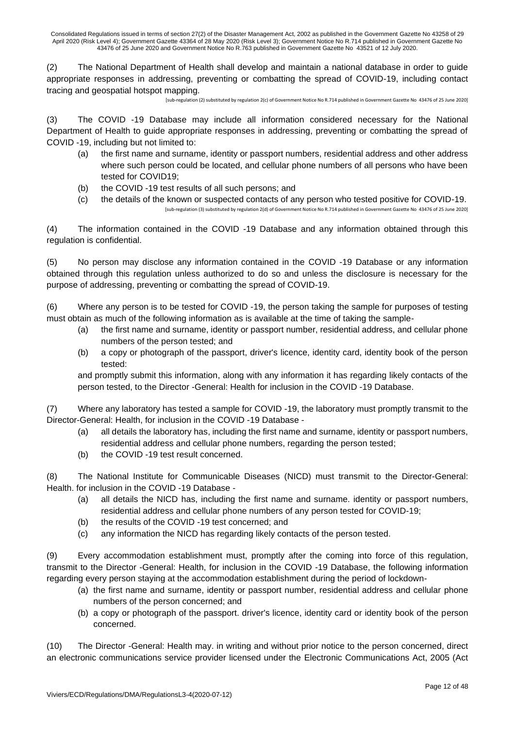(2) The National Department of Health shall develop and maintain a national database in order to guide appropriate responses in addressing, preventing or combatting the spread of COVID-19, including contact tracing and geospatial hotspot mapping.

[sub-regulation (2) substituted by regulation 2(c) of Government Notice No R.714 published in Government Gazette No 43476 of 25 June 2020]

(3) The COVID -19 Database may include all information considered necessary for the National Department of Health to guide appropriate responses in addressing, preventing or combatting the spread of COVID -19, including but not limited to:

- (a) the first name and surname, identity or passport numbers, residential address and other address where such person could be located, and cellular phone numbers of all persons who have been tested for COVID19;
- (b) the COVID -19 test results of all such persons; and
- (c) the details of the known or suspected contacts of any person who tested positive for COVID-19.

[sub-regulation (3) substituted by regulation 2(d) of Government Notice No R.714 published in Government Gazette No 43476 of 25 June 2020]

(4) The information contained in the COVID -19 Database and any information obtained through this regulation is confidential.

(5) No person may disclose any information contained in the COVID -19 Database or any information obtained through this regulation unless authorized to do so and unless the disclosure is necessary for the purpose of addressing, preventing or combatting the spread of COVID-19.

(6) Where any person is to be tested for COVID -19, the person taking the sample for purposes of testing must obtain as much of the following information as is available at the time of taking the sample-

- (a) the first name and surname, identity or passport number, residential address, and cellular phone numbers of the person tested; and
- (b) a copy or photograph of the passport, driver's licence, identity card, identity book of the person tested:

and promptly submit this information, along with any information it has regarding likely contacts of the person tested, to the Director -General: Health for inclusion in the COVID -19 Database.

(7) Where any laboratory has tested a sample for COVID -19, the laboratory must promptly transmit to the Director-General: Health, for inclusion in the COVID -19 Database -

- (a) all details the laboratory has, including the first name and surname, identity or passport numbers, residential address and cellular phone numbers, regarding the person tested;
- (b) the COVID -19 test result concerned.

(8) The National Institute for Communicable Diseases (NICD) must transmit to the Director-General: Health. for inclusion in the COVID -19 Database -

- (a) all details the NICD has, including the first name and surname. identity or passport numbers, residential address and cellular phone numbers of any person tested for COVID-19;
- (b) the results of the COVID -19 test concerned; and
- (c) any information the NICD has regarding likely contacts of the person tested.

(9) Every accommodation establishment must, promptly after the coming into force of this regulation, transmit to the Director -General: Health, for inclusion in the COVID -19 Database, the following information regarding every person staying at the accommodation establishment during the period of lockdown-

- (a) the first name and surname, identity or passport number, residential address and cellular phone numbers of the person concerned; and
- (b) a copy or photograph of the passport. driver's licence, identity card or identity book of the person concerned.

(10) The Director -General: Health may. in writing and without prior notice to the person concerned, direct an electronic communications service provider licensed under the Electronic Communications Act, 2005 (Act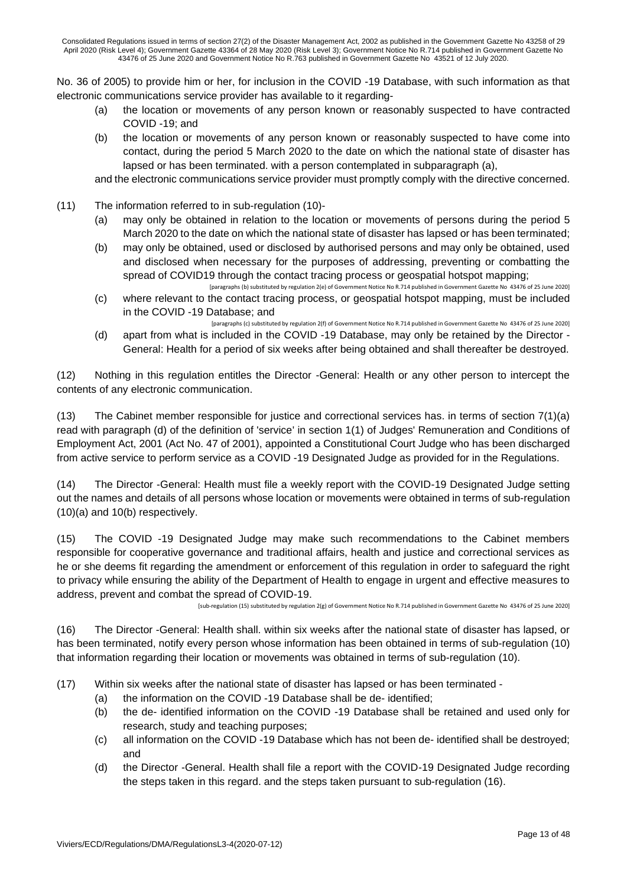No. 36 of 2005) to provide him or her, for inclusion in the COVID -19 Database, with such information as that electronic communications service provider has available to it regarding-

(a) the location or movements of any person known or reasonably suspected to have contracted COVID -19; and

(b) the location or movements of any person known or reasonably suspected to have come into contact, during the period 5 March 2020 to the date on which the national state of disaster has lapsed or has been terminated. with a person contemplated in subparagraph (a),

and the electronic communications service provider must promptly comply with the directive concerned.

(11) The information referred to in sub-regulation (10)-

(a) may only be obtained in relation to the location or movements of persons during the period 5 March 2020 to the date on which the national state of disaster has lapsed or has been terminated;

(b) may only be obtained, used or disclosed by authorised persons and may only be obtained, used and disclosed when necessary for the purposes of addressing, preventing or combatting the spread of COVID19 through the contact tracing process or geospatial hotspot mapping;

[paragraphs (b) substituted by regulation 2(e) of Government Notice No R.714 published in Government Gazette No 43476 of 25 June 2020]

(c) where relevant to the contact tracing process, or geospatial hotspot mapping, must be included in the COVID -19 Database; and

[paragraphs (c) substituted by regulation 2(f) of Government Notice No R.714 published in Government Gazette No 43476 of 25 June 2020]

(d) apart from what is included in the COVID -19 Database, may only be retained by the Director -General: Health for a period of six weeks after being obtained and shall thereafter be destroyed.

(12) Nothing in this regulation entitles the Director -General: Health or any other person to intercept the contents of any electronic communication.

(13) The Cabinet member responsible for justice and correctional services has. in terms of section 7(1)(a) read with paragraph (d) of the definition of 'service' in section 1(1) of Judges' Remuneration and Conditions of Employment Act, 2001 (Act No. 47 of 2001), appointed a Constitutional Court Judge who has been discharged from active service to perform service as a COVID -19 Designated Judge as provided for in the Regulations.

(14) The Director -General: Health must file a weekly report with the COVID-19 Designated Judge setting out the names and details of all persons whose location or movements were obtained in terms of sub-regulation (10)(a) and 10(b) respectively.

(15) The COVID -19 Designated Judge may make such recommendations to the Cabinet members responsible for cooperative governance and traditional affairs, health and justice and correctional services as he or she deems fit regarding the amendment or enforcement of this regulation in order to safeguard the right to privacy while ensuring the ability of the Department of Health to engage in urgent and effective measures to address, prevent and combat the spread of COVID-19.

[sub-regulation (15) substituted by regulation 2(g) of Government Notice No R.714 published in Government Gazette No 43476 of 25 June 2020]

(16) The Director -General: Health shall. within six weeks after the national state of disaster has lapsed, or has been terminated, notify every person whose information has been obtained in terms of sub-regulation (10) that information regarding their location or movements was obtained in terms of sub-regulation (10).

(17) Within six weeks after the national state of disaster has lapsed or has been terminated -

(a) the information on the COVID -19 Database shall be de- identified;

(b) the de- identified information on the COVID -19 Database shall be retained and used only for research, study and teaching purposes;

(c) all information on the COVID -19 Database which has not been de- identified shall be destroyed; and

(d) the Director -General. Health shall file a report with the COVID-19 Designated Judge recording the steps taken in this regard. and the steps taken pursuant to sub-regulation (16).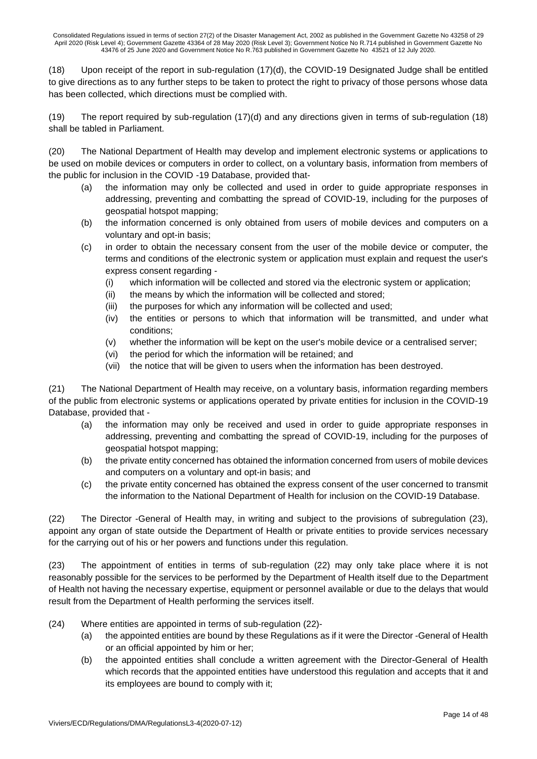(18) Upon receipt of the report in sub-regulation (17)(d), the COVID-19 Designated Judge shall be entitled to give directions as to any further steps to be taken to protect the right to privacy of those persons whose data has been collected, which directions must be complied with.

(19) The report required by sub-regulation (17)(d) and any directions given in terms of sub-regulation (18) shall be tabled in Parliament.

(20) The National Department of Health may develop and implement electronic systems or applications to be used on mobile devices or computers in order to collect, on a voluntary basis, information from members of the public for inclusion in the COVID -19 Database, provided that-

- (a) the information may only be collected and used in order to guide appropriate responses in addressing, preventing and combatting the spread of COVID-19, including for the purposes of geospatial hotspot mapping;
- (b) the information concerned is only obtained from users of mobile devices and computers on a voluntary and opt-in basis;
- (c) in order to obtain the necessary consent from the user of the mobile device or computer, the terms and conditions of the electronic system or application must explain and request the user's express consent regarding -
  - (i) which information will be collected and stored via the electronic system or application;
  - (ii) the means by which the information will be collected and stored;
  - (iii) the purposes for which any information will be collected and used;
  - (iv) the entities or persons to which that information will be transmitted, and under what conditions;
  - (v) whether the information will be kept on the user's mobile device or a centralised server;
  - (vi) the period for which the information will be retained; and
  - (vii) the notice that will be given to users when the information has been destroyed.

(21) The National Department of Health may receive, on a voluntary basis, information regarding members of the public from electronic systems or applications operated by private entities for inclusion in the COVID-19 Database, provided that -

- (a) the information may only be received and used in order to guide appropriate responses in addressing, preventing and combatting the spread of COVID-19, including for the purposes of geospatial hotspot mapping;
- (b) the private entity concerned has obtained the information concerned from users of mobile devices and computers on a voluntary and opt-in basis; and
- (c) the private entity concerned has obtained the express consent of the user concerned to transmit the information to the National Department of Health for inclusion on the COVID-19 Database.

(22) The Director -General of Health may, in writing and subject to the provisions of subregulation (23), appoint any organ of state outside the Department of Health or private entities to provide services necessary for the carrying out of his or her powers and functions under this regulation.

(23) The appointment of entities in terms of sub-regulation (22) may only take place where it is not reasonably possible for the services to be performed by the Department of Health itself due to the Department of Health not having the necessary expertise, equipment or personnel available or due to the delays that would result from the Department of Health performing the services itself.

(24) Where entities are appointed in terms of sub-regulation (22)-

- (a) the appointed entities are bound by these Regulations as if it were the Director -General of Health or an official appointed by him or her;
- (b) the appointed entities shall conclude a written agreement with the Director-General of Health which records that the appointed entities have understood this regulation and accepts that it and its employees are bound to comply with it;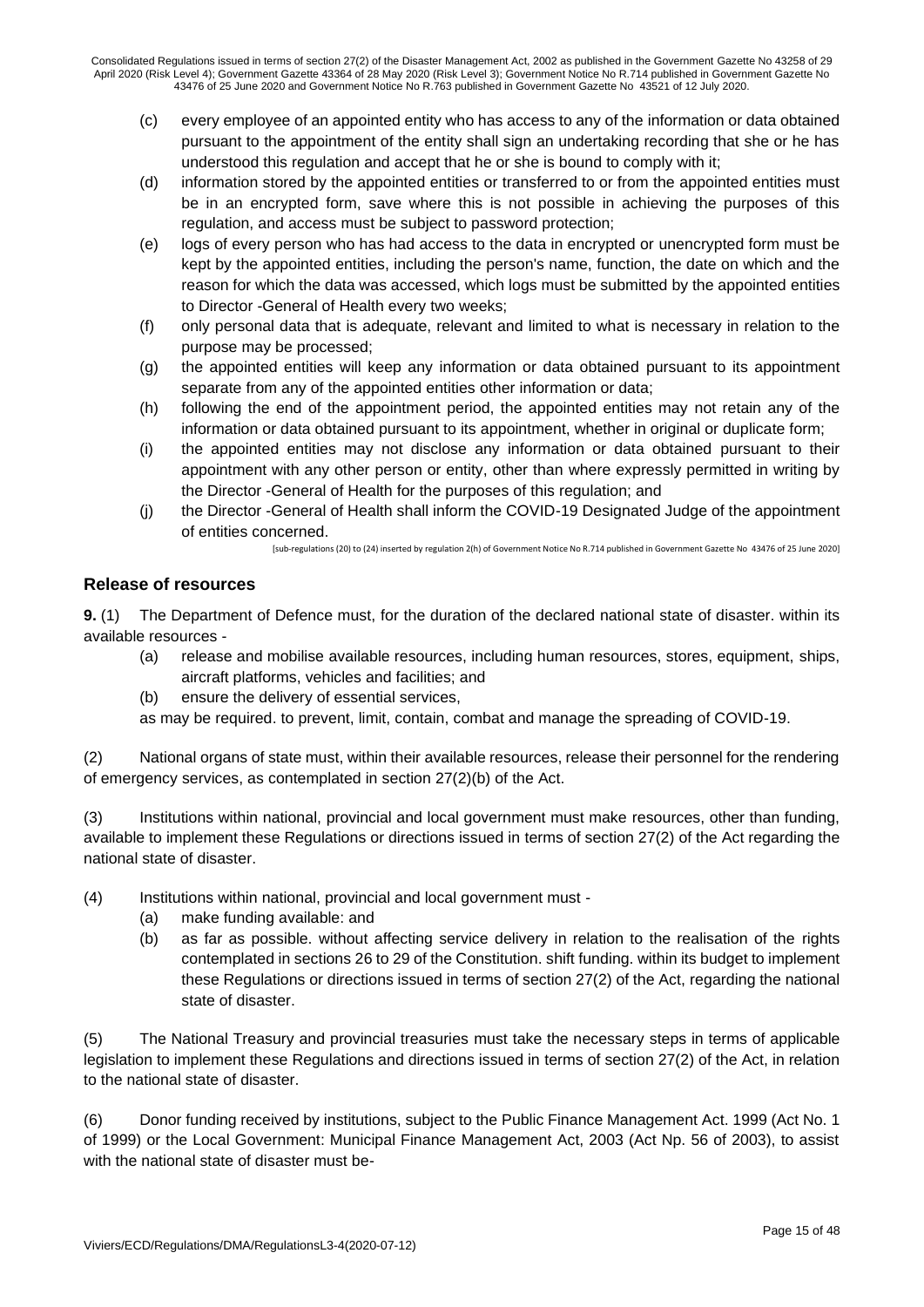(c) every employee of an appointed entity who has access to any of the information or data obtained pursuant to the appointment of the entity shall sign an undertaking recording that she or he has understood this regulation and accept that he or she is bound to comply with it;

(d) information stored by the appointed entities or transferred to or from the appointed entities must be in an encrypted form, save where this is not possible in achieving the purposes of this regulation, and access must be subject to password protection;

(e) logs of every person who has had access to the data in encrypted or unencrypted form must be kept by the appointed entities, including the person's name, function, the date on which and the reason for which the data was accessed, which logs must be submitted by the appointed entities to Director -General of Health every two weeks;

(f) only personal data that is adequate, relevant and limited to what is necessary in relation to the purpose may be processed;

(g) the appointed entities will keep any information or data obtained pursuant to its appointment separate from any of the appointed entities other information or data;

(h) following the end of the appointment period, the appointed entities may not retain any of the information or data obtained pursuant to its appointment, whether in original or duplicate form;

(i) the appointed entities may not disclose any information or data obtained pursuant to their appointment with any other person or entity, other than where expressly permitted in writing by the Director -General of Health for the purposes of this regulation; and

(j) the Director -General of Health shall inform the COVID-19 Designated Judge of the appointment of entities concerned.

[sub-regulations (20) to (24) inserted by regulation 2(h) of Government Notice No R.714 published in Government Gazette No 43476 of 25 June 2020]

## Release of resources

**9.** (1) The Department of Defence must, for the duration of the declared national state of disaster. within its available resources -

(a) release and mobilise available resources, including human resources, stores, equipment, ships, aircraft platforms, vehicles and facilities; and

(b) ensure the delivery of essential services,

as may be required. to prevent, limit, contain, combat and manage the spreading of COVID-19.

(2) National organs of state must, within their available resources, release their personnel for the rendering of emergency services, as contemplated in section 27(2)(b) of the Act.

(3) Institutions within national, provincial and local government must make resources, other than funding, available to implement these Regulations or directions issued in terms of section 27(2) of the Act regarding the national state of disaster.

(4) Institutions within national, provincial and local government must -

(a) make funding available: and

(b) as far as possible. without affecting service delivery in relation to the realisation of the rights contemplated in sections 26 to 29 of the Constitution. shift funding. within its budget to implement these Regulations or directions issued in terms of section 27(2) of the Act, regarding the national state of disaster.

(5) The National Treasury and provincial treasuries must take the necessary steps in terms of applicable legislation to implement these Regulations and directions issued in terms of section 27(2) of the Act, in relation to the national state of disaster.

(6) Donor funding received by institutions, subject to the Public Finance Management Act. 1999 (Act No. 1 of 1999) or the Local Government: Municipal Finance Management Act, 2003 (Act Np. 56 of 2003), to assist with the national state of disaster must be-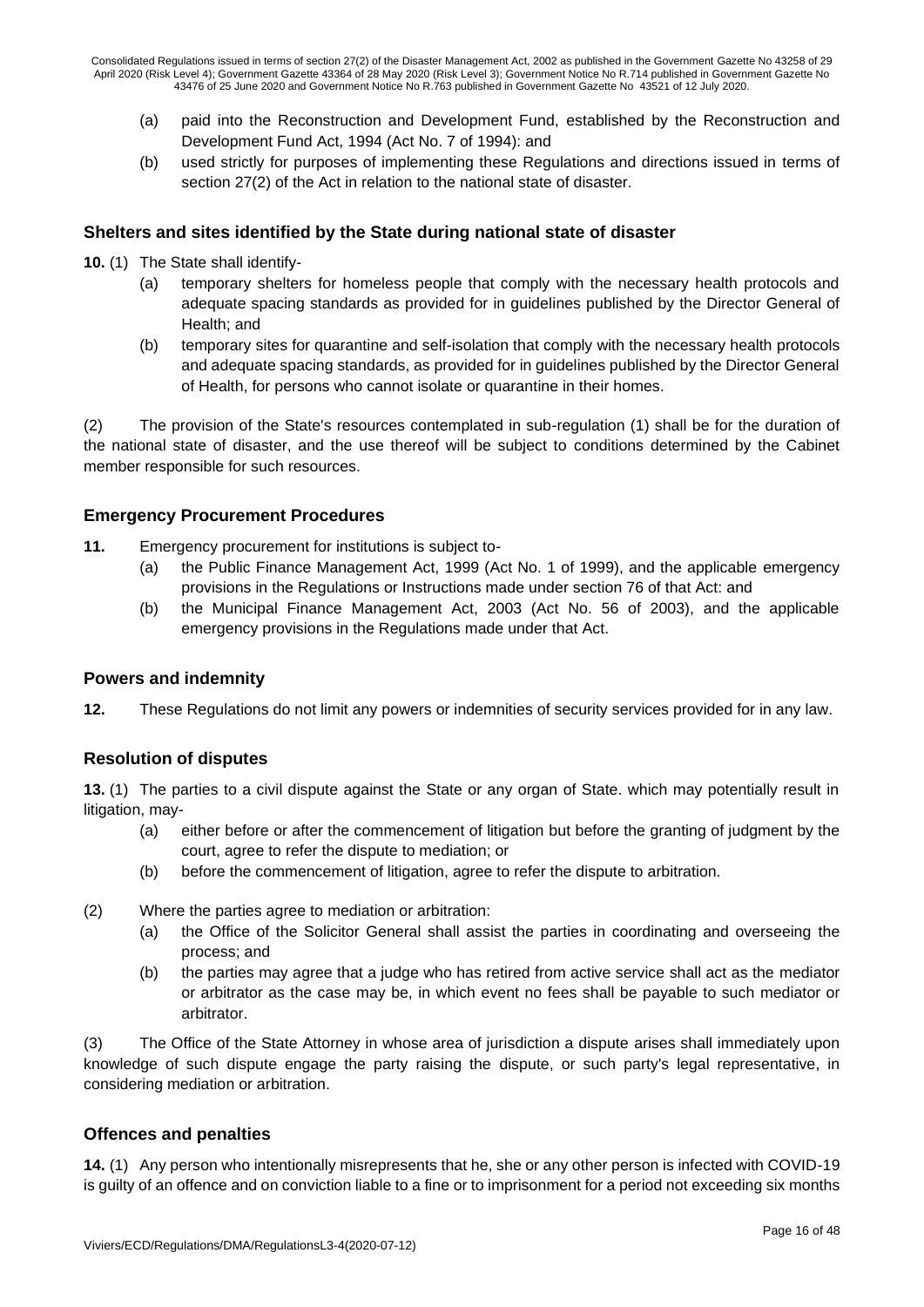(a) paid into the Reconstruction and Development Fund, established by the Reconstruction and Development Fund Act, 1994 (Act No. 7 of 1994): and

(b) used strictly for purposes of implementing these Regulations and directions issued in terms of section 27(2) of the Act in relation to the national state of disaster.

### Shelters and sites identified by the State during national state of disaster

**10.** (1) The State shall identify-

(a) temporary shelters for homeless people that comply with the necessary health protocols and adequate spacing standards as provided for in guidelines published by the Director General of Health; and

(b) temporary sites for quarantine and self-isolation that comply with the necessary health protocols and adequate spacing standards, as provided for in guidelines published by the Director General of Health, for persons who cannot isolate or quarantine in their homes.

(2) The provision of the State's resources contemplated in sub-regulation (1) shall be for the duration of the national state of disaster, and the use thereof will be subject to conditions determined by the Cabinet member responsible for such resources.

### Emergency Procurement Procedures

**11.** Emergency procurement for institutions is subject to-

(a) the Public Finance Management Act, 1999 (Act No. 1 of 1999), and the applicable emergency provisions in the Regulations or Instructions made under section 76 of that Act: and

(b) the Municipal Finance Management Act, 2003 (Act No. 56 of 2003), and the applicable emergency provisions in the Regulations made under that Act.

### Powers and indemnity

**12.** These Regulations do not limit any powers or indemnities of security services provided for in any law.

### Resolution of disputes

**13.** (1) The parties to a civil dispute against the State or any organ of State. which may potentially result in litigation, may-

(a) either before or after the commencement of litigation but before the granting of judgment by the court, agree to refer the dispute to mediation; or

(b) before the commencement of litigation, agree to refer the dispute to arbitration.

(2) Where the parties agree to mediation or arbitration:

(a) the Office of the Solicitor General shall assist the parties in coordinating and overseeing the process; and

(b) the parties may agree that a judge who has retired from active service shall act as the mediator or arbitrator as the case may be, in which event no fees shall be payable to such mediator or arbitrator.

(3) The Office of the State Attorney in whose area of jurisdiction a dispute arises shall immediately upon knowledge of such dispute engage the party raising the dispute, or such party's legal representative, in considering mediation or arbitration.

### Offences and penalties

**14.** (1) Any person who intentionally misrepresents that he, she or any other person is infected with COVID-19 is guilty of an offence and on conviction liable to a fine or to imprisonment for a period not exceeding six months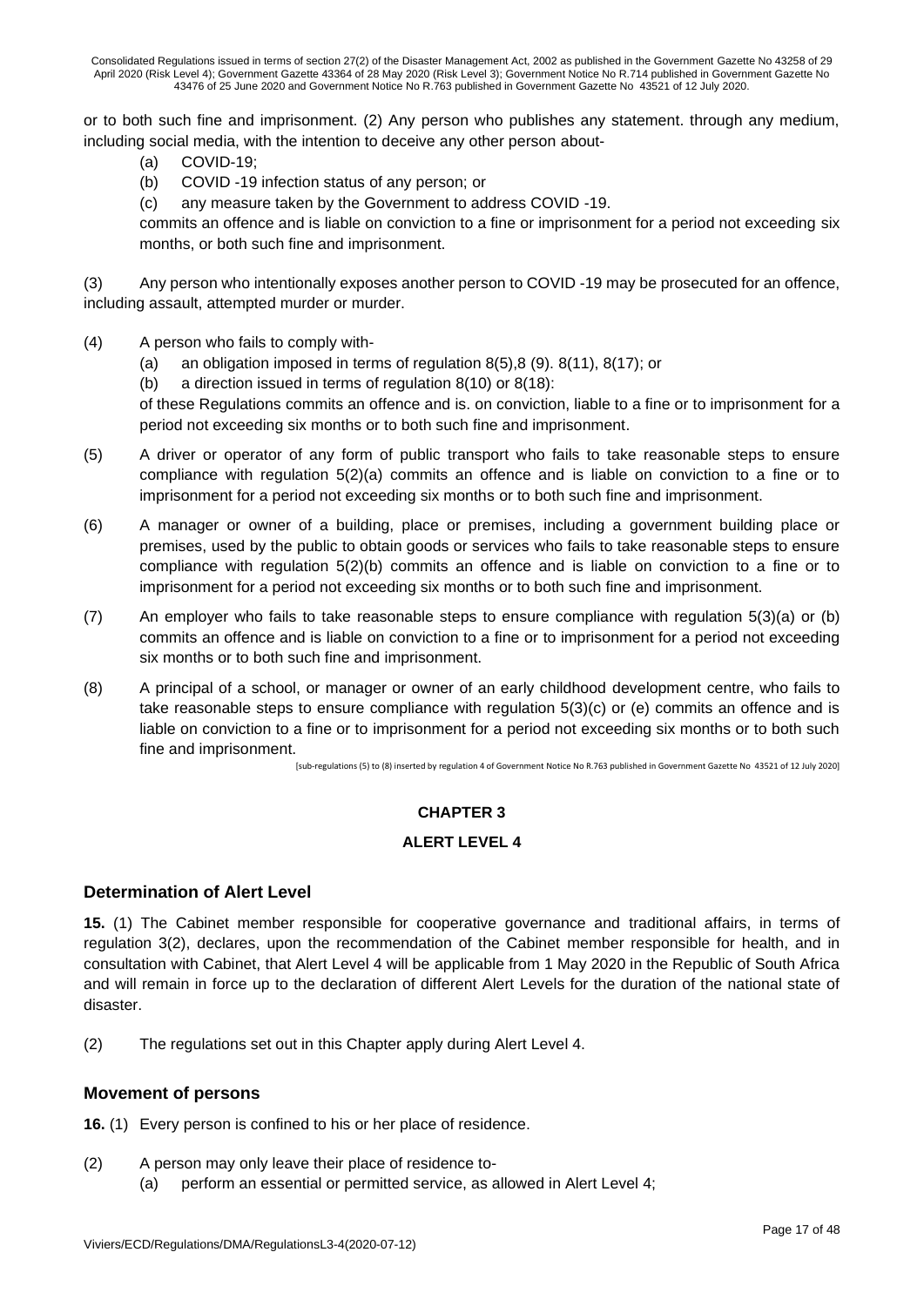or to both such fine and imprisonment. (2) Any person who publishes any statement. through any medium, including social media, with the intention to deceive any other person about-

(a) COVID-19;

(b) COVID -19 infection status of any person; or

(c) any measure taken by the Government to address COVID -19.

commits an offence and is liable on conviction to a fine or imprisonment for a period not exceeding six months, or both such fine and imprisonment.

(3) Any person who intentionally exposes another person to COVID -19 may be prosecuted for an offence, including assault, attempted murder or murder.

(4) A person who fails to comply with-

(a) an obligation imposed in terms of regulation 8(5),8 (9). 8(11), 8(17); or

(b) a direction issued in terms of regulation 8(10) or 8(18):

of these Regulations commits an offence and is. on conviction, liable to a fine or to imprisonment for a period not exceeding six months or to both such fine and imprisonment.

(5) A driver or operator of any form of public transport who fails to take reasonable steps to ensure compliance with regulation 5(2)(a) commits an offence and is liable on conviction to a fine or to imprisonment for a period not exceeding six months or to both such fine and imprisonment.

(6) A manager or owner of a building, place or premises, including a government building place or premises, used by the public to obtain goods or services who fails to take reasonable steps to ensure compliance with regulation 5(2)(b) commits an offence and is liable on conviction to a fine or to imprisonment for a period not exceeding six months or to both such fine and imprisonment.

(7) An employer who fails to take reasonable steps to ensure compliance with regulation 5(3)(a) or (b) commits an offence and is liable on conviction to a fine or to imprisonment for a period not exceeding six months or to both such fine and imprisonment.

(8) A principal of a school, or manager or owner of an early childhood development centre, who fails to take reasonable steps to ensure compliance with regulation 5(3)(c) or (e) commits an offence and is liable on conviction to a fine or to imprisonment for a period not exceeding six months or to both such fine and imprisonment.

[sub-regulations (5) to (8) inserted by regulation 4 of Government Notice No R.763 published in Government Gazette No 43521 of 12 July 2020]

## CHAPTER 3

## ALERT LEVEL 4

### Determination of Alert Level

**15.** (1) The Cabinet member responsible for cooperative governance and traditional affairs, in terms of regulation 3(2), declares, upon the recommendation of the Cabinet member responsible for health, and in consultation with Cabinet, that Alert Level 4 will be applicable from 1 May 2020 in the Republic of South Africa and will remain in force up to the declaration of different Alert Levels for the duration of the national state of disaster.

(2) The regulations set out in this Chapter apply during Alert Level 4.

### Movement of persons

**16.** (1) Every person is confined to his or her place of residence.

(2) A person may only leave their place of residence to-

(a) perform an essential or permitted service, as allowed in Alert Level 4;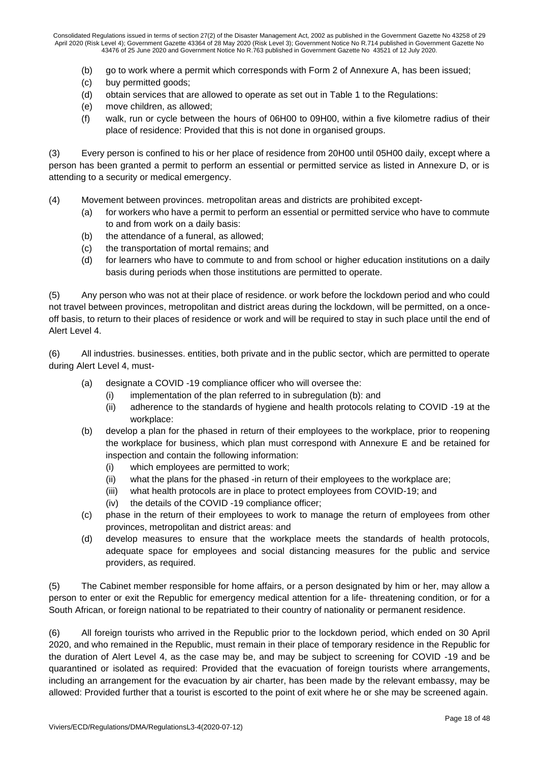(b) go to work where a permit which corresponds with Form 2 of Annexure A, has been issued;

(c) buy permitted goods;

(d) obtain services that are allowed to operate as set out in Table 1 to the Regulations:

(e) move children, as allowed;

(f) walk, run or cycle between the hours of 06H00 to 09H00, within a five kilometre radius of their place of residence: Provided that this is not done in organised groups.

(3) Every person is confined to his or her place of residence from 20H00 until 05H00 daily, except where a person has been granted a permit to perform an essential or permitted service as listed in Annexure D, or is attending to a security or medical emergency.

(4) Movement between provinces. metropolitan areas and districts are prohibited except-

(a) for workers who have a permit to perform an essential or permitted service who have to commute to and from work on a daily basis:

(b) the attendance of a funeral, as allowed;

(c) the transportation of mortal remains; and

(d) for learners who have to commute to and from school or higher education institutions on a daily basis during periods when those institutions are permitted to operate.

(5) Any person who was not at their place of residence. or work before the lockdown period and who could not travel between provinces, metropolitan and district areas during the lockdown, will be permitted, on a once-off basis, to return to their places of residence or work and will be required to stay in such place until the end of Alert Level 4.

(6) All industries. businesses. entities, both private and in the public sector, which are permitted to operate during Alert Level 4, must-

(a) designate a COVID -19 compliance officer who will oversee the:

(i) implementation of the plan referred to in subregulation (b): and

(ii) adherence to the standards of hygiene and health protocols relating to COVID -19 at the workplace:

(b) develop a plan for the phased in return of their employees to the workplace, prior to reopening the workplace for business, which plan must correspond with Annexure E and be retained for inspection and contain the following information:

(i) which employees are permitted to work;

(ii) what the plans for the phased -in return of their employees to the workplace are;

(iii) what health protocols are in place to protect employees from COVID-19; and

(iv) the details of the COVID -19 compliance officer;

(c) phase in the return of their employees to work to manage the return of employees from other provinces, metropolitan and district areas: and

(d) develop measures to ensure that the workplace meets the standards of health protocols, adequate space for employees and social distancing measures for the public and service providers, as required.

(5) The Cabinet member responsible for home affairs, or a person designated by him or her, may allow a person to enter or exit the Republic for emergency medical attention for a life- threatening condition, or for a South African, or foreign national to be repatriated to their country of nationality or permanent residence.

(6) All foreign tourists who arrived in the Republic prior to the lockdown period, which ended on 30 April 2020, and who remained in the Republic, must remain in their place of temporary residence in the Republic for the duration of Alert Level 4, as the case may be, and may be subject to screening for COVID -19 and be quarantined or isolated as required: Provided that the evacuation of foreign tourists where arrangements, including an arrangement for the evacuation by air charter, has been made by the relevant embassy, may be allowed: Provided further that a tourist is escorted to the point of exit where he or she may be screened again.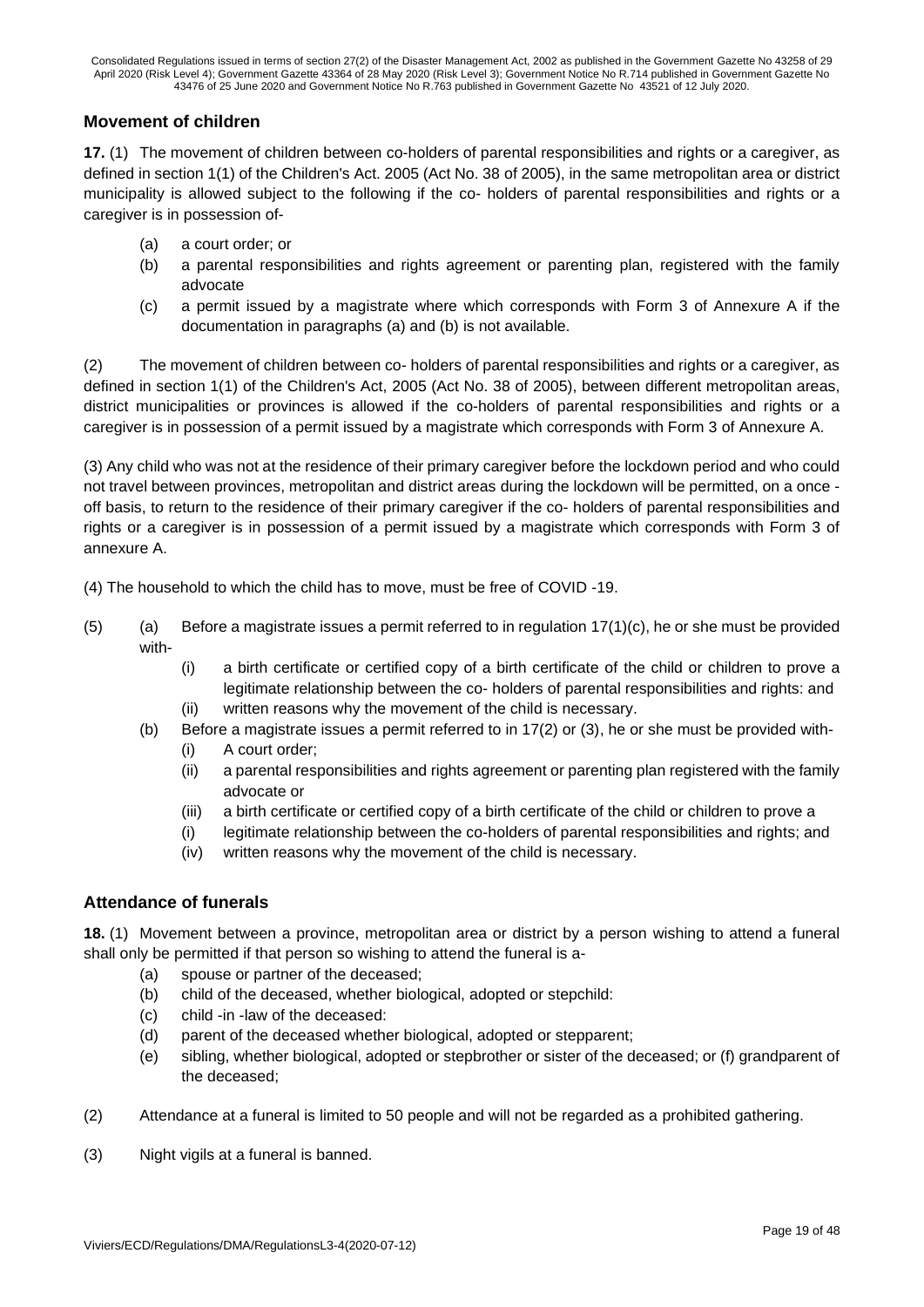## Movement of children

**17.** (1) The movement of children between co-holders of parental responsibilities and rights or a caregiver, as defined in section 1(1) of the Children's Act. 2005 (Act No. 38 of 2005), in the same metropolitan area or district municipality is allowed subject to the following if the co- holders of parental responsibilities and rights or a caregiver is in possession of-

- (a) a court order; or
- (b) a parental responsibilities and rights agreement or parenting plan, registered with the family advocate
- (c) a permit issued by a magistrate where which corresponds with Form 3 of Annexure A if the documentation in paragraphs (a) and (b) is not available.

(2) The movement of children between co- holders of parental responsibilities and rights or a caregiver, as defined in section 1(1) of the Children's Act, 2005 (Act No. 38 of 2005), between different metropolitan areas, district municipalities or provinces is allowed if the co-holders of parental responsibilities and rights or a caregiver is in possession of a permit issued by a magistrate which corresponds with Form 3 of Annexure A.

(3) Any child who was not at the residence of their primary caregiver before the lockdown period and who could not travel between provinces, metropolitan and district areas during the lockdown will be permitted, on a once - off basis, to return to the residence of their primary caregiver if the co- holders of parental responsibilities and rights or a caregiver is in possession of a permit issued by a magistrate which corresponds with Form 3 of annexure A.

(4) The household to which the child has to move, must be free of COVID -19.

(5) (a) Before a magistrate issues a permit referred to in regulation 17(1)(c), he or she must be provided with-

- (i) a birth certificate or certified copy of a birth certificate of the child or children to prove a legitimate relationship between the co- holders of parental responsibilities and rights: and
- (ii) written reasons why the movement of the child is necessary.

(b) Before a magistrate issues a permit referred to in 17(2) or (3), he or she must be provided with-

- (i) A court order;
- (ii) a parental responsibilities and rights agreement or parenting plan registered with the family advocate or
- (iii) a birth certificate or certified copy of a birth certificate of the child or children to prove a
- (i) legitimate relationship between the co-holders of parental responsibilities and rights; and
- (iv) written reasons why the movement of the child is necessary.

## Attendance of funerals

**18.** (1) Movement between a province, metropolitan area or district by a person wishing to attend a funeral shall only be permitted if that person so wishing to attend the funeral is a-

- (a) spouse or partner of the deceased;
- (b) child of the deceased, whether biological, adopted or stepchild:
- (c) child -in -law of the deceased:
- (d) parent of the deceased whether biological, adopted or stepparent;
- (e) sibling, whether biological, adopted or stepbrother or sister of the deceased; or (f) grandparent of the deceased;

(2) Attendance at a funeral is limited to 50 people and will not be regarded as a prohibited gathering.

(3) Night vigils at a funeral is banned.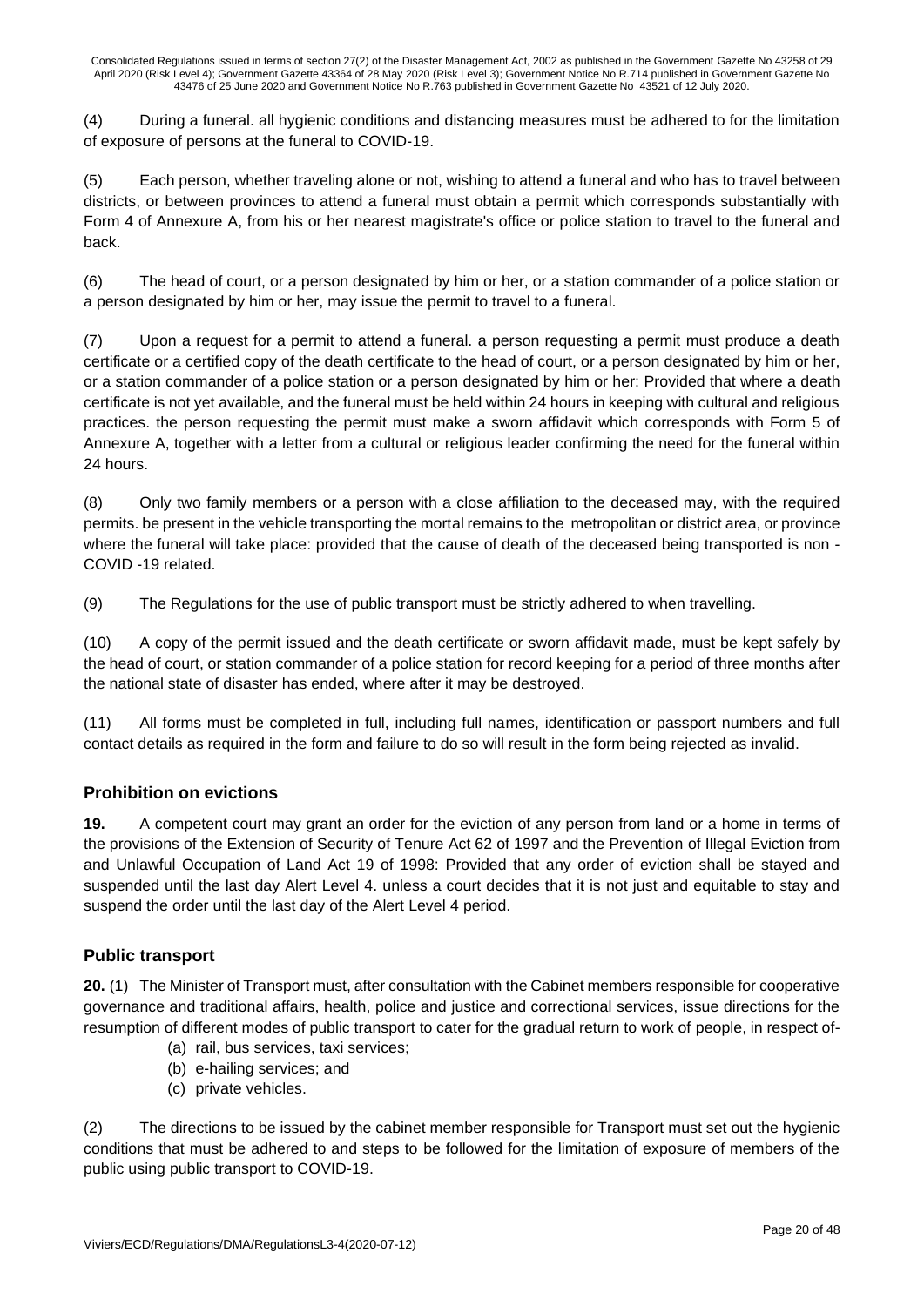(4) During a funeral. all hygienic conditions and distancing measures must be adhered to for the limitation of exposure of persons at the funeral to COVID-19.

(5) Each person, whether traveling alone or not, wishing to attend a funeral and who has to travel between districts, or between provinces to attend a funeral must obtain a permit which corresponds substantially with Form 4 of Annexure A, from his or her nearest magistrate's office or police station to travel to the funeral and back.

(6) The head of court, or a person designated by him or her, or a station commander of a police station or a person designated by him or her, may issue the permit to travel to a funeral.

(7) Upon a request for a permit to attend a funeral. a person requesting a permit must produce a death certificate or a certified copy of the death certificate to the head of court, or a person designated by him or her, or a station commander of a police station or a person designated by him or her: Provided that where a death certificate is not yet available, and the funeral must be held within 24 hours in keeping with cultural and religious practices. the person requesting the permit must make a sworn affidavit which corresponds with Form 5 of Annexure A, together with a letter from a cultural or religious leader confirming the need for the funeral within 24 hours.

(8) Only two family members or a person with a close affiliation to the deceased may, with the required permits. be present in the vehicle transporting the mortal remains to the metropolitan or district area, or province where the funeral will take place: provided that the cause of death of the deceased being transported is non - COVID -19 related.

(9) The Regulations for the use of public transport must be strictly adhered to when travelling.

(10) A copy of the permit issued and the death certificate or sworn affidavit made, must be kept safely by the head of court, or station commander of a police station for record keeping for a period of three months after the national state of disaster has ended, where after it may be destroyed.

(11) All forms must be completed in full, including full names, identification or passport numbers and full contact details as required in the form and failure to do so will result in the form being rejected as invalid.

## Prohibition on evictions

**19.** A competent court may grant an order for the eviction of any person from land or a home in terms of the provisions of the Extension of Security of Tenure Act 62 of 1997 and the Prevention of Illegal Eviction from and Unlawful Occupation of Land Act 19 of 1998: Provided that any order of eviction shall be stayed and suspended until the last day Alert Level 4. unless a court decides that it is not just and equitable to stay and suspend the order until the last day of the Alert Level 4 period.

## Public transport

**20.** (1) The Minister of Transport must, after consultation with the Cabinet members responsible for cooperative governance and traditional affairs, health, police and justice and correctional services, issue directions for the resumption of different modes of public transport to cater for the gradual return to work of people, in respect of-

(a) rail, bus services, taxi services;
(b) e-hailing services; and
(c) private vehicles.

(2) The directions to be issued by the cabinet member responsible for Transport must set out the hygienic conditions that must be adhered to and steps to be followed for the limitation of exposure of members of the public using public transport to COVID-19.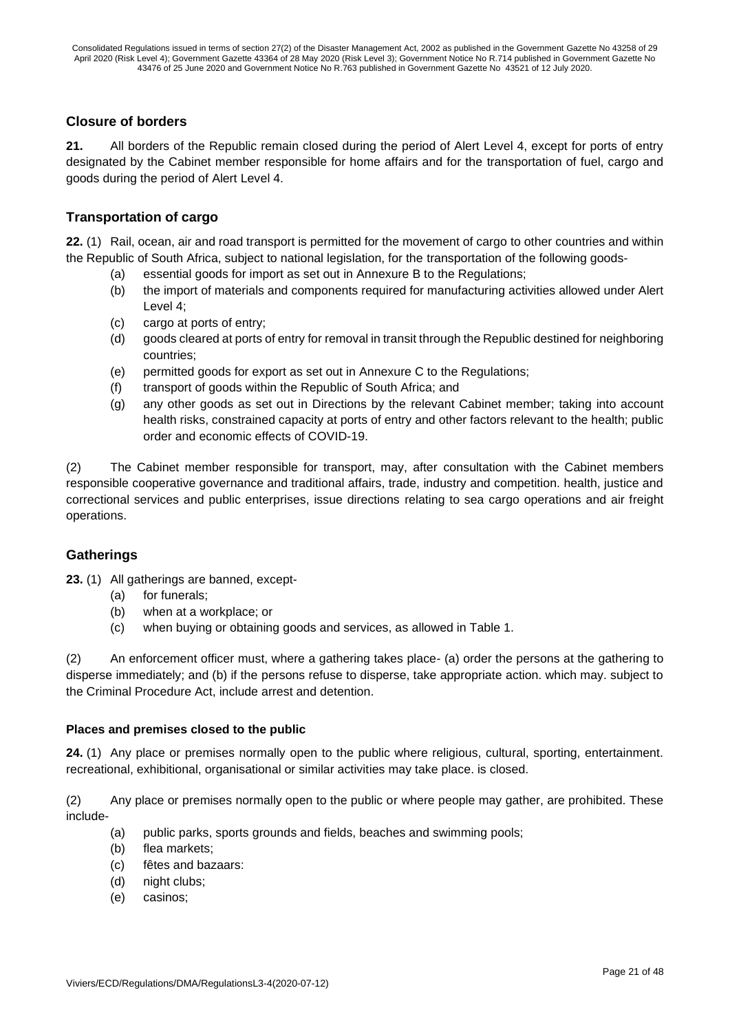## Closure of borders

**21.** All borders of the Republic remain closed during the period of Alert Level 4, except for ports of entry designated by the Cabinet member responsible for home affairs and for the transportation of fuel, cargo and goods during the period of Alert Level 4.

## Transportation of cargo

**22.** (1) Rail, ocean, air and road transport is permitted for the movement of cargo to other countries and within the Republic of South Africa, subject to national legislation, for the transportation of the following goods-

- (a) essential goods for import as set out in Annexure B to the Regulations;
- (b) the import of materials and components required for manufacturing activities allowed under Alert Level 4;
- (c) cargo at ports of entry;
- (d) goods cleared at ports of entry for removal in transit through the Republic destined for neighboring countries;
- (e) permitted goods for export as set out in Annexure C to the Regulations;
- (f) transport of goods within the Republic of South Africa; and
- (g) any other goods as set out in Directions by the relevant Cabinet member; taking into account health risks, constrained capacity at ports of entry and other factors relevant to the health; public order and economic effects of COVID-19.

(2) The Cabinet member responsible for transport, may, after consultation with the Cabinet members responsible cooperative governance and traditional affairs, trade, industry and competition. health, justice and correctional services and public enterprises, issue directions relating to sea cargo operations and air freight operations.

## Gatherings

**23.** (1) All gatherings are banned, except-

- (a) for funerals;
- (b) when at a workplace; or
- (c) when buying or obtaining goods and services, as allowed in Table 1.

(2) An enforcement officer must, where a gathering takes place- (a) order the persons at the gathering to disperse immediately; and (b) if the persons refuse to disperse, take appropriate action. which may. subject to the Criminal Procedure Act, include arrest and detention.

### Places and premises closed to the public

**24.** (1) Any place or premises normally open to the public where religious, cultural, sporting, entertainment. recreational, exhibitional, organisational or similar activities may take place. is closed.

(2) Any place or premises normally open to the public or where people may gather, are prohibited. These include-

- (a) public parks, sports grounds and fields, beaches and swimming pools;
- (b) flea markets;
- (c) fêtes and bazaars:
- (d) night clubs;
- (e) casinos;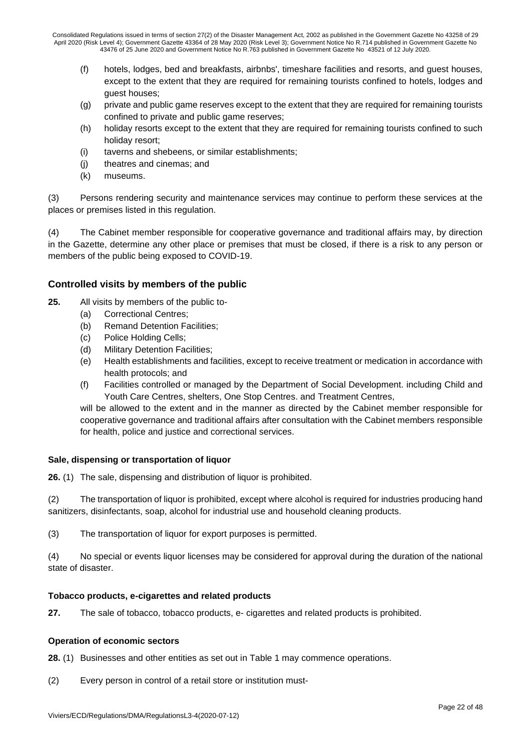(f) hotels, lodges, bed and breakfasts, airbnbs', timeshare facilities and resorts, and guest houses, except to the extent that they are required for remaining tourists confined to hotels, lodges and guest houses;

(g) private and public game reserves except to the extent that they are required for remaining tourists confined to private and public game reserves;

(h) holiday resorts except to the extent that they are required for remaining tourists confined to such holiday resort;

(i) taverns and shebeens, or similar establishments;

(j) theatres and cinemas; and

(k) museums.

(3) Persons rendering security and maintenance services may continue to perform these services at the places or premises listed in this regulation.

(4) The Cabinet member responsible for cooperative governance and traditional affairs may, by direction in the Gazette, determine any other place or premises that must be closed, if there is a risk to any person or members of the public being exposed to COVID-19.

## Controlled visits by members of the public

**25.** All visits by members of the public to-

(a) Correctional Centres;

(b) Remand Detention Facilities;

(c) Police Holding Cells;

(d) Military Detention Facilities;

(e) Health establishments and facilities, except to receive treatment or medication in accordance with health protocols; and

(f) Facilities controlled or managed by the Department of Social Development. including Child and Youth Care Centres, shelters, One Stop Centres. and Treatment Centres,

will be allowed to the extent and in the manner as directed by the Cabinet member responsible for cooperative governance and traditional affairs after consultation with the Cabinet members responsible for health, police and justice and correctional services.

### Sale, dispensing or transportation of liquor

**26.** (1) The sale, dispensing and distribution of liquor is prohibited.

(2) The transportation of liquor is prohibited, except where alcohol is required for industries producing hand sanitizers, disinfectants, soap, alcohol for industrial use and household cleaning products.

(3) The transportation of liquor for export purposes is permitted.

(4) No special or events liquor licenses may be considered for approval during the duration of the national state of disaster.

### Tobacco products, e-cigarettes and related products

**27.** The sale of tobacco, tobacco products, e- cigarettes and related products is prohibited.

### Operation of economic sectors

**28.** (1) Businesses and other entities as set out in Table 1 may commence operations.

(2) Every person in control of a retail store or institution must-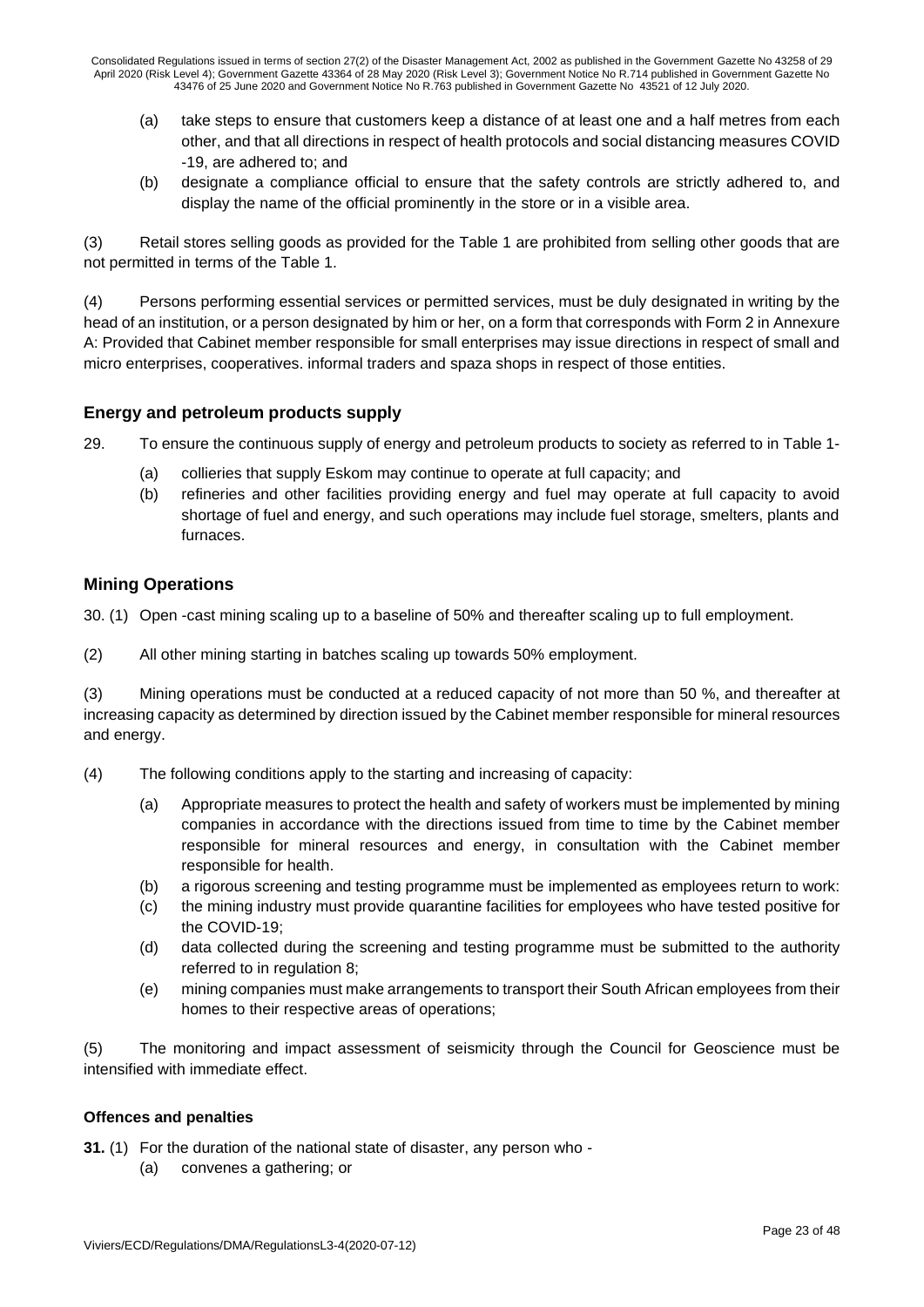(a) take steps to ensure that customers keep a distance of at least one and a half metres from each other, and that all directions in respect of health protocols and social distancing measures COVID -19, are adhered to; and

(b) designate a compliance official to ensure that the safety controls are strictly adhered to, and display the name of the official prominently in the store or in a visible area.

(3) Retail stores selling goods as provided for the Table 1 are prohibited from selling other goods that are not permitted in terms of the Table 1.

(4) Persons performing essential services or permitted services, must be duly designated in writing by the head of an institution, or a person designated by him or her, on a form that corresponds with Form 2 in Annexure A: Provided that Cabinet member responsible for small enterprises may issue directions in respect of small and micro enterprises, cooperatives. informal traders and spaza shops in respect of those entities.

## Energy and petroleum products supply

29. To ensure the continuous supply of energy and petroleum products to society as referred to in Table 1-

(a) collieries that supply Eskom may continue to operate at full capacity; and

(b) refineries and other facilities providing energy and fuel may operate at full capacity to avoid shortage of fuel and energy, and such operations may include fuel storage, smelters, plants and furnaces.

## Mining Operations

30. (1) Open -cast mining scaling up to a baseline of 50% and thereafter scaling up to full employment.

(2) All other mining starting in batches scaling up towards 50% employment.

(3) Mining operations must be conducted at a reduced capacity of not more than 50 %, and thereafter at increasing capacity as determined by direction issued by the Cabinet member responsible for mineral resources and energy.

(4) The following conditions apply to the starting and increasing of capacity:

(a) Appropriate measures to protect the health and safety of workers must be implemented by mining companies in accordance with the directions issued from time to time by the Cabinet member responsible for mineral resources and energy, in consultation with the Cabinet member responsible for health.

(b) a rigorous screening and testing programme must be implemented as employees return to work:

(c) the mining industry must provide quarantine facilities for employees who have tested positive for the COVID-19;

(d) data collected during the screening and testing programme must be submitted to the authority referred to in regulation 8;

(e) mining companies must make arrangements to transport their South African employees from their homes to their respective areas of operations;

(5) The monitoring and impact assessment of seismicity through the Council for Geoscience must be intensified with immediate effect.

### Offences and penalties

**31.** (1) For the duration of the national state of disaster, any person who -

(a) convenes a gathering; or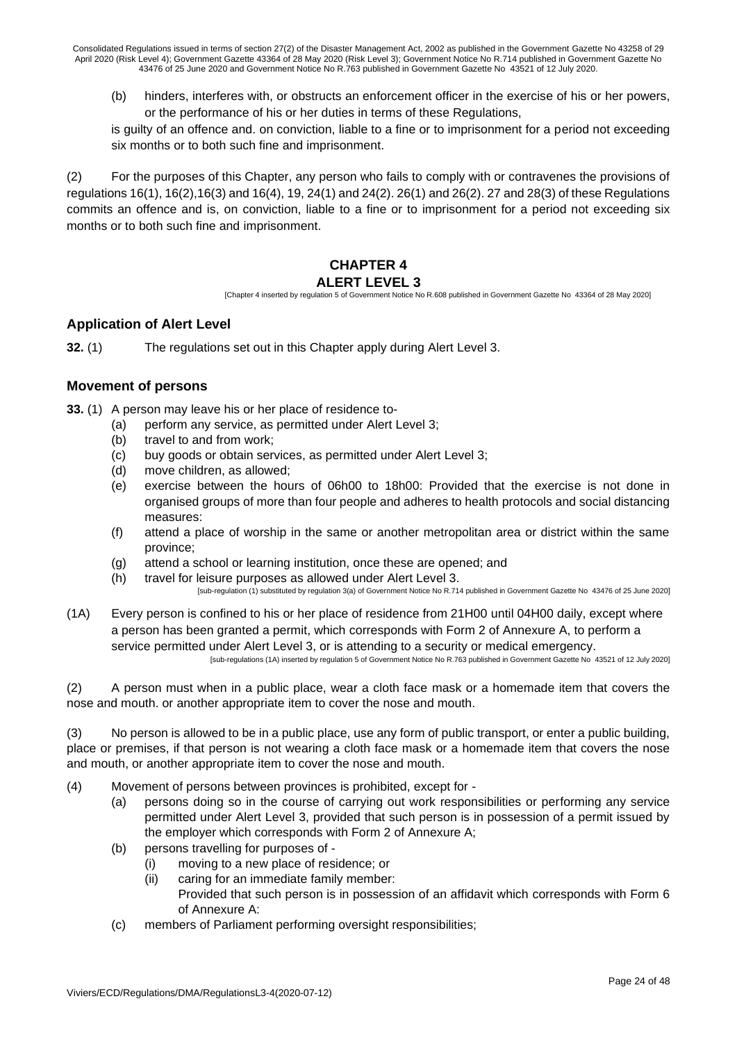(b) hinders, interferes with, or obstructs an enforcement officer in the exercise of his or her powers, or the performance of his or her duties in terms of these Regulations,

is guilty of an offence and. on conviction, liable to a fine or to imprisonment for a period not exceeding six months or to both such fine and imprisonment.

(2) For the purposes of this Chapter, any person who fails to comply with or contravenes the provisions of regulations 16(1), 16(2),16(3) and 16(4), 19, 24(1) and 24(2). 26(1) and 26(2). 27 and 28(3) of these Regulations commits an offence and is, on conviction, liable to a fine or to imprisonment for a period not exceeding six months or to both such fine and imprisonment.

## CHAPTER 4
## ALERT LEVEL 3

[Chapter 4 inserted by regulation 5 of Government Notice No R.608 published in Government Gazette No 43364 of 28 May 2020]

### Application of Alert Level

**32.** (1) The regulations set out in this Chapter apply during Alert Level 3.

### Movement of persons

**33.** (1) A person may leave his or her place of residence to-

(a) perform any service, as permitted under Alert Level 3;
(b) travel to and from work;
(c) buy goods or obtain services, as permitted under Alert Level 3;
(d) move children, as allowed;
(e) exercise between the hours of 06h00 to 18h00: Provided that the exercise is not done in organised groups of more than four people and adheres to health protocols and social distancing measures:
(f) attend a place of worship in the same or another metropolitan area or district within the same province;
(g) attend a school or learning institution, once these are opened; and
(h) travel for leisure purposes as allowed under Alert Level 3.

[sub-regulation (1) substituted by regulation 3(a) of Government Notice No R.714 published in Government Gazette No 43476 of 25 June 2020]

(1A) Every person is confined to his or her place of residence from 21H00 until 04H00 daily, except where a person has been granted a permit, which corresponds with Form 2 of Annexure A, to perform a service permitted under Alert Level 3, or is attending to a security or medical emergency.

[sub-regulations (1A) inserted by regulation 5 of Government Notice No R.763 published in Government Gazette No 43521 of 12 July 2020]

(2) A person must when in a public place, wear a cloth face mask or a homemade item that covers the nose and mouth. or another appropriate item to cover the nose and mouth.

(3) No person is allowed to be in a public place, use any form of public transport, or enter a public building, place or premises, if that person is not wearing a cloth face mask or a homemade item that covers the nose and mouth, or another appropriate item to cover the nose and mouth.

(4) Movement of persons between provinces is prohibited, except for -

(a) persons doing so in the course of carrying out work responsibilities or performing any service permitted under Alert Level 3, provided that such person is in possession of a permit issued by the employer which corresponds with Form 2 of Annexure A;
(b) persons travelling for purposes of -
    (i) moving to a new place of residence; or
    (ii) caring for an immediate family member:

    Provided that such person is in possession of an affidavit which corresponds with Form 6 of Annexure A:
(c) members of Parliament performing oversight responsibilities;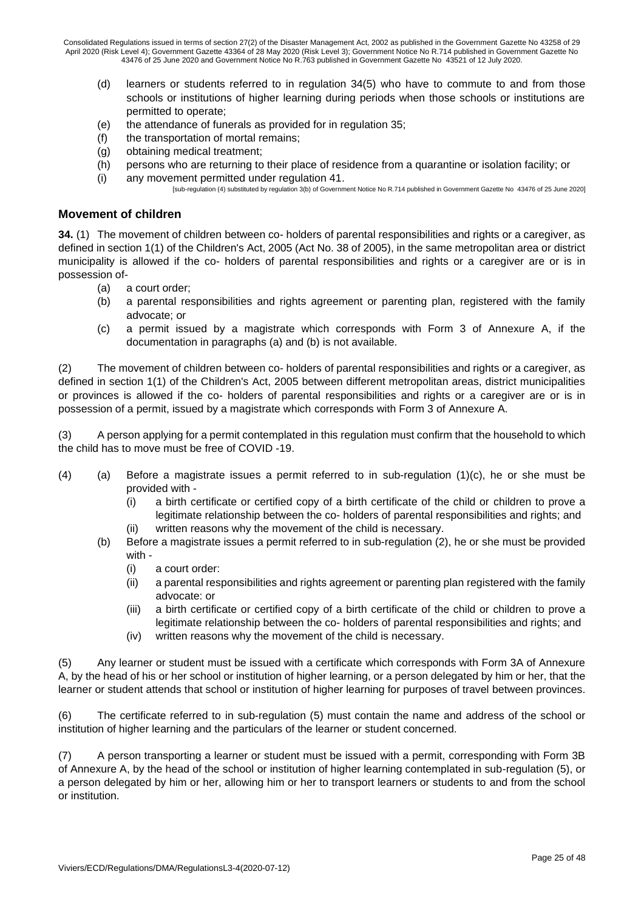(d) learners or students referred to in regulation 34(5) who have to commute to and from those schools or institutions of higher learning during periods when those schools or institutions are permitted to operate;
(e) the attendance of funerals as provided for in regulation 35;
(f) the transportation of mortal remains;
(g) obtaining medical treatment;
(h) persons who are returning to their place of residence from a quarantine or isolation facility; or
(i) any movement permitted under regulation 41.

[sub-regulation (4) substituted by regulation 3(b) of Government Notice No R.714 published in Government Gazette No 43476 of 25 June 2020]

## Movement of children

**34.** (1) The movement of children between co- holders of parental responsibilities and rights or a caregiver, as defined in section 1(1) of the Children's Act, 2005 (Act No. 38 of 2005), in the same metropolitan area or district municipality is allowed if the co- holders of parental responsibilities and rights or a caregiver are or is in possession of-

(a) a court order;
(b) a parental responsibilities and rights agreement or parenting plan, registered with the family advocate; or
(c) a permit issued by a magistrate which corresponds with Form 3 of Annexure A, if the documentation in paragraphs (a) and (b) is not available.

(2) The movement of children between co- holders of parental responsibilities and rights or a caregiver, as defined in section 1(1) of the Children's Act, 2005 between different metropolitan areas, district municipalities or provinces is allowed if the co- holders of parental responsibilities and rights or a caregiver are or is in possession of a permit, issued by a magistrate which corresponds with Form 3 of Annexure A.

(3) A person applying for a permit contemplated in this regulation must confirm that the household to which the child has to move must be free of COVID -19.

(4) (a) Before a magistrate issues a permit referred to in sub-regulation (1)(c), he or she must be provided with -

(i) a birth certificate or certified copy of a birth certificate of the child or children to prove a legitimate relationship between the co- holders of parental responsibilities and rights; and
(ii) written reasons why the movement of the child is necessary.

(b) Before a magistrate issues a permit referred to in sub-regulation (2), he or she must be provided with -

(i) a court order:
(ii) a parental responsibilities and rights agreement or parenting plan registered with the family advocate: or
(iii) a birth certificate or certified copy of a birth certificate of the child or children to prove a legitimate relationship between the co- holders of parental responsibilities and rights; and
(iv) written reasons why the movement of the child is necessary.

(5) Any learner or student must be issued with a certificate which corresponds with Form 3A of Annexure A, by the head of his or her school or institution of higher learning, or a person delegated by him or her, that the learner or student attends that school or institution of higher learning for purposes of travel between provinces.

(6) The certificate referred to in sub-regulation (5) must contain the name and address of the school or institution of higher learning and the particulars of the learner or student concerned.

(7) A person transporting a learner or student must be issued with a permit, corresponding with Form 3B of Annexure A, by the head of the school or institution of higher learning contemplated in sub-regulation (5), or a person delegated by him or her, allowing him or her to transport learners or students to and from the school or institution.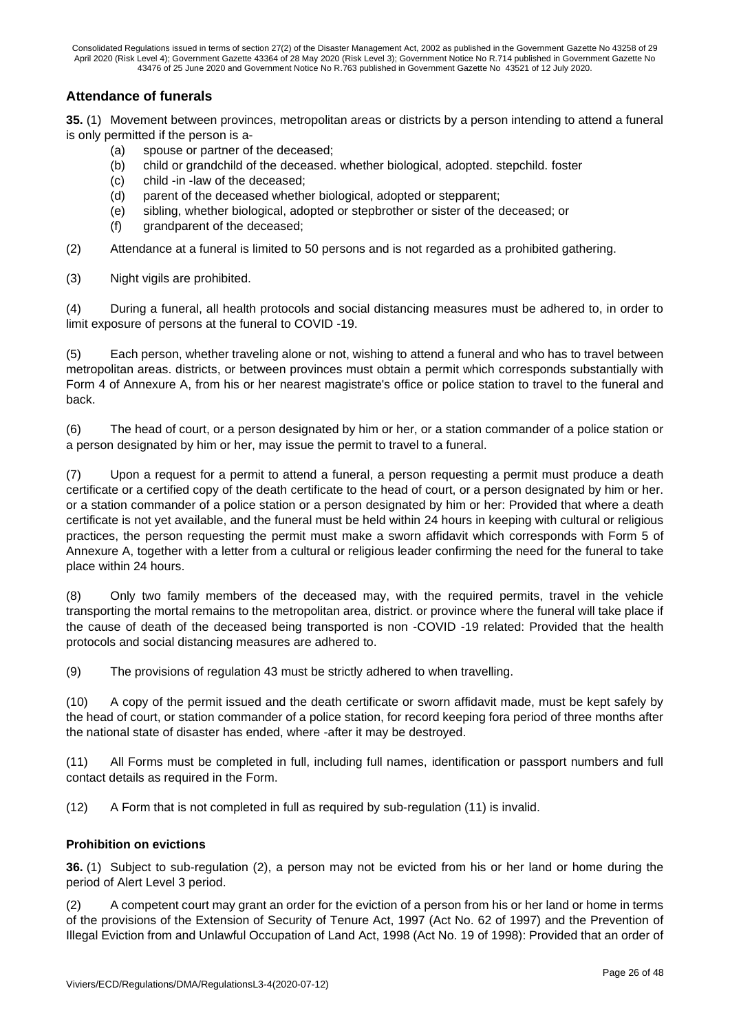## Attendance of funerals

**35.** (1) Movement between provinces, metropolitan areas or districts by a person intending to attend a funeral is only permitted if the person is a-

(a) spouse or partner of the deceased;

(b) child or grandchild of the deceased. whether biological, adopted. stepchild. foster

(c) child -in -law of the deceased;

(d) parent of the deceased whether biological, adopted or stepparent;

(e) sibling, whether biological, adopted or stepbrother or sister of the deceased; or

(f) grandparent of the deceased;

(2) Attendance at a funeral is limited to 50 persons and is not regarded as a prohibited gathering.

(3) Night vigils are prohibited.

(4) During a funeral, all health protocols and social distancing measures must be adhered to, in order to limit exposure of persons at the funeral to COVID -19.

(5) Each person, whether traveling alone or not, wishing to attend a funeral and who has to travel between metropolitan areas. districts, or between provinces must obtain a permit which corresponds substantially with Form 4 of Annexure A, from his or her nearest magistrate's office or police station to travel to the funeral and back.

(6) The head of court, or a person designated by him or her, or a station commander of a police station or a person designated by him or her, may issue the permit to travel to a funeral.

(7) Upon a request for a permit to attend a funeral, a person requesting a permit must produce a death certificate or a certified copy of the death certificate to the head of court, or a person designated by him or her. or a station commander of a police station or a person designated by him or her: Provided that where a death certificate is not yet available, and the funeral must be held within 24 hours in keeping with cultural or religious practices, the person requesting the permit must make a sworn affidavit which corresponds with Form 5 of Annexure A, together with a letter from a cultural or religious leader confirming the need for the funeral to take place within 24 hours.

(8) Only two family members of the deceased may, with the required permits, travel in the vehicle transporting the mortal remains to the metropolitan area, district. or province where the funeral will take place if the cause of death of the deceased being transported is non -COVID -19 related: Provided that the health protocols and social distancing measures are adhered to.

(9) The provisions of regulation 43 must be strictly adhered to when travelling.

(10) A copy of the permit issued and the death certificate or sworn affidavit made, must be kept safely by the head of court, or station commander of a police station, for record keeping fora period of three months after the national state of disaster has ended, where -after it may be destroyed.

(11) All Forms must be completed in full, including full names, identification or passport numbers and full contact details as required in the Form.

(12) A Form that is not completed in full as required by sub-regulation (11) is invalid.

## Prohibition on evictions

**36.** (1) Subject to sub-regulation (2), a person may not be evicted from his or her land or home during the period of Alert Level 3 period.

(2) A competent court may grant an order for the eviction of a person from his or her land or home in terms of the provisions of the Extension of Security of Tenure Act, 1997 (Act No. 62 of 1997) and the Prevention of Illegal Eviction from and Unlawful Occupation of Land Act, 1998 (Act No. 19 of 1998): Provided that an order of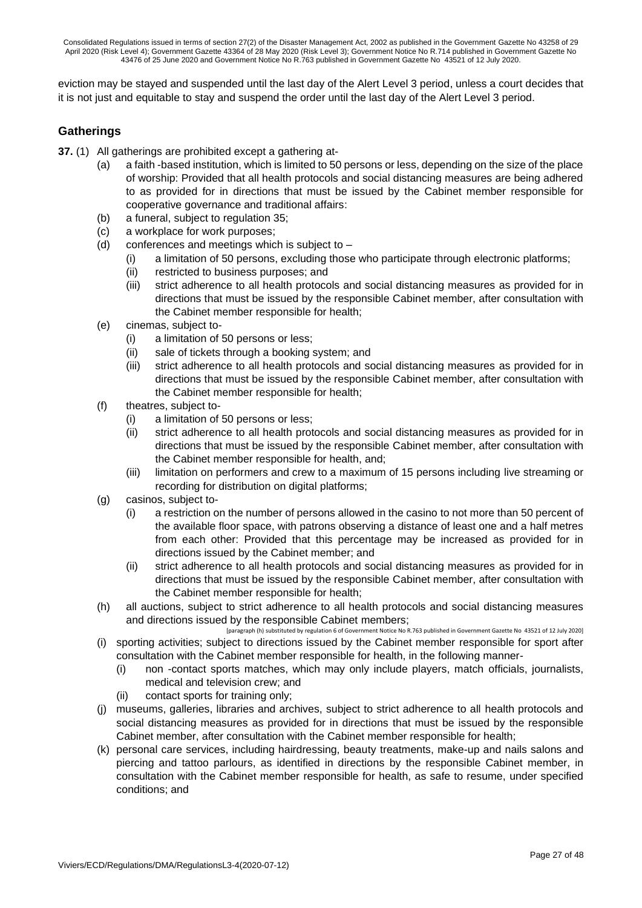eviction may be stayed and suspended until the last day of the Alert Level 3 period, unless a court decides that it is not just and equitable to stay and suspend the order until the last day of the Alert Level 3 period.

## Gatherings

**37.** (1) All gatherings are prohibited except a gathering at-

(a) a faith -based institution, which is limited to 50 persons or less, depending on the size of the place of worship: Provided that all health protocols and social distancing measures are being adhered to as provided for in directions that must be issued by the Cabinet member responsible for cooperative governance and traditional affairs:

(b) a funeral, subject to regulation 35;

(c) a workplace for work purposes;

(d) conferences and meetings which is subject to –

- (i) a limitation of 50 persons, excluding those who participate through electronic platforms;
- (ii) restricted to business purposes; and
- (iii) strict adherence to all health protocols and social distancing measures as provided for in directions that must be issued by the responsible Cabinet member, after consultation with the Cabinet member responsible for health;

(e) cinemas, subject to-

- (i) a limitation of 50 persons or less;
- (ii) sale of tickets through a booking system; and
- (iii) strict adherence to all health protocols and social distancing measures as provided for in directions that must be issued by the responsible Cabinet member, after consultation with the Cabinet member responsible for health;

(f) theatres, subject to-

- (i) a limitation of 50 persons or less;
- (ii) strict adherence to all health protocols and social distancing measures as provided for in directions that must be issued by the responsible Cabinet member, after consultation with the Cabinet member responsible for health, and;
- (iii) limitation on performers and crew to a maximum of 15 persons including live streaming or recording for distribution on digital platforms;

(g) casinos, subject to-

- (i) a restriction on the number of persons allowed in the casino to not more than 50 percent of the available floor space, with patrons observing a distance of least one and a half metres from each other: Provided that this percentage may be increased as provided for in directions issued by the Cabinet member; and
- (ii) strict adherence to all health protocols and social distancing measures as provided for in directions that must be issued by the responsible Cabinet member, after consultation with the Cabinet member responsible for health;

(h) all auctions, subject to strict adherence to all health protocols and social distancing measures and directions issued by the responsible Cabinet members;

[paragraph (h) substituted by regulation 6 of Government Notice No R.763 published in Government Gazette No 43521 of 12 July 2020]

(i) sporting activities; subject to directions issued by the Cabinet member responsible for sport after consultation with the Cabinet member responsible for health, in the following manner-

- (i) non -contact sports matches, which may only include players, match officials, journalists, medical and television crew; and
- (ii) contact sports for training only;

(j) museums, galleries, libraries and archives, subject to strict adherence to all health protocols and social distancing measures as provided for in directions that must be issued by the responsible Cabinet member, after consultation with the Cabinet member responsible for health;

(k) personal care services, including hairdressing, beauty treatments, make-up and nails salons and piercing and tattoo parlours, as identified in directions by the responsible Cabinet member, in consultation with the Cabinet member responsible for health, as safe to resume, under specified conditions; and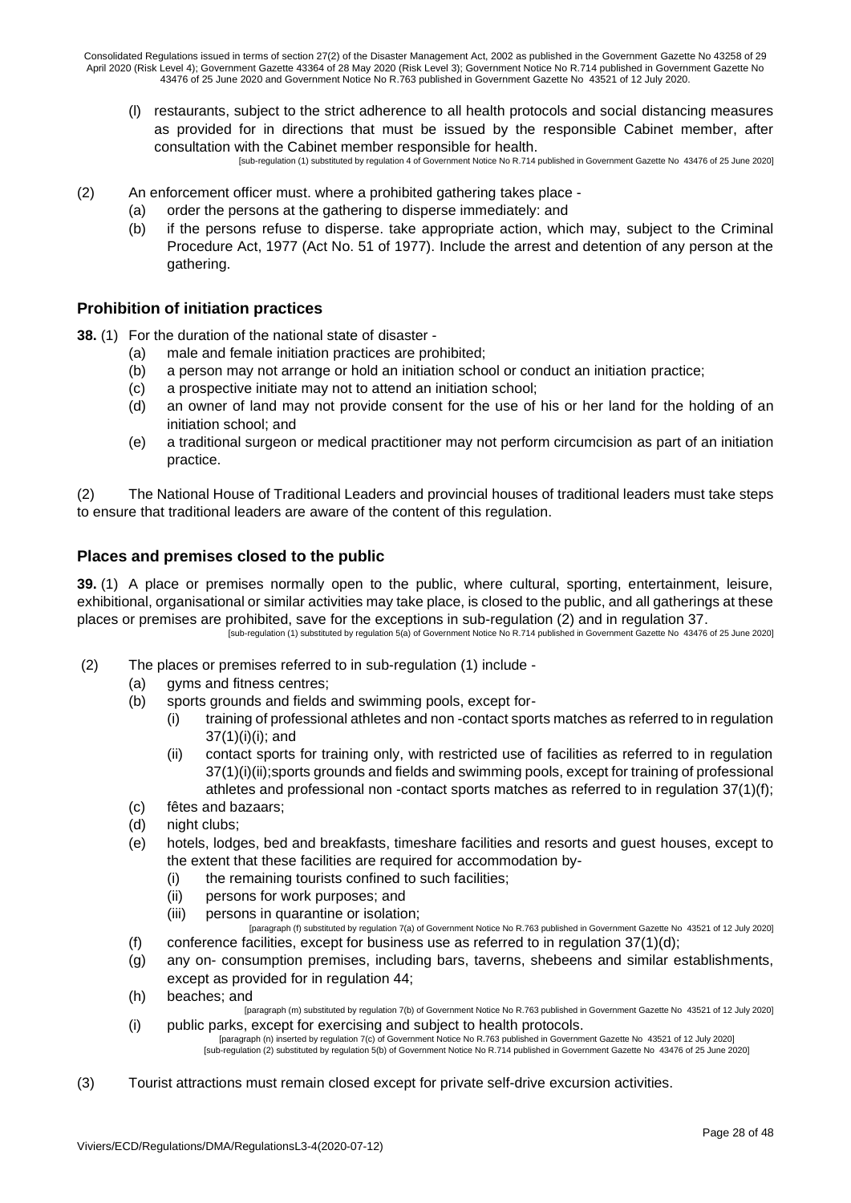(l) restaurants, subject to the strict adherence to all health protocols and social distancing measures as provided for in directions that must be issued by the responsible Cabinet member, after consultation with the Cabinet member responsible for health.

[sub-regulation (1) substituted by regulation 4 of Government Notice No R.714 published in Government Gazette No 43476 of 25 June 2020]

(2) An enforcement officer must. where a prohibited gathering takes place -

(a) order the persons at the gathering to disperse immediately: and

(b) if the persons refuse to disperse. take appropriate action, which may, subject to the Criminal Procedure Act, 1977 (Act No. 51 of 1977). Include the arrest and detention of any person at the gathering.

### Prohibition of initiation practices

**38.** (1) For the duration of the national state of disaster -

(a) male and female initiation practices are prohibited;

(b) a person may not arrange or hold an initiation school or conduct an initiation practice;

(c) a prospective initiate may not to attend an initiation school;

(d) an owner of land may not provide consent for the use of his or her land for the holding of an initiation school; and

(e) a traditional surgeon or medical practitioner may not perform circumcision as part of an initiation practice.

(2) The National House of Traditional Leaders and provincial houses of traditional leaders must take steps to ensure that traditional leaders are aware of the content of this regulation.

### Places and premises closed to the public

**39.** (1) A place or premises normally open to the public, where cultural, sporting, entertainment, leisure, exhibitional, organisational or similar activities may take place, is closed to the public, and all gatherings at these places or premises are prohibited, save for the exceptions in sub-regulation (2) and in regulation 37.

[sub-regulation (1) substituted by regulation 5(a) of Government Notice No R.714 published in Government Gazette No 43476 of 25 June 2020]

(2) The places or premises referred to in sub-regulation (1) include -

(a) gyms and fitness centres;

(b) sports grounds and fields and swimming pools, except for-

(i) training of professional athletes and non -contact sports matches as referred to in regulation 37(1)(i)(i); and

(ii) contact sports for training only, with restricted use of facilities as referred to in regulation 37(1)(i)(ii);sports grounds and fields and swimming pools, except for training of professional athletes and professional non -contact sports matches as referred to in regulation 37(1)(f);

(c) fêtes and bazaars;

(d) night clubs;

(e) hotels, lodges, bed and breakfasts, timeshare facilities and resorts and guest houses, except to the extent that these facilities are required for accommodation by-

(i) the remaining tourists confined to such facilities;

(ii) persons for work purposes; and

(iii) persons in quarantine or isolation;

[paragraph (f) substituted by regulation 7(a) of Government Notice No R.763 published in Government Gazette No 43521 of 12 July 2020]

(f) conference facilities, except for business use as referred to in regulation 37(1)(d);

(g) any on- consumption premises, including bars, taverns, shebeens and similar establishments, except as provided for in regulation 44;

(h) beaches; and

[paragraph (m) substituted by regulation 7(b) of Government Notice No R.763 published in Government Gazette No 43521 of 12 July 2020]

(i) public parks, except for exercising and subject to health protocols.

[paragraph (n) inserted by regulation 7(c) of Government Notice No R.763 published in Government Gazette No 43521 of 12 July 2020]
[sub-regulation (2) substituted by regulation 5(b) of Government Notice No R.714 published in Government Gazette No 43476 of 25 June 2020]

(3) Tourist attractions must remain closed except for private self-drive excursion activities.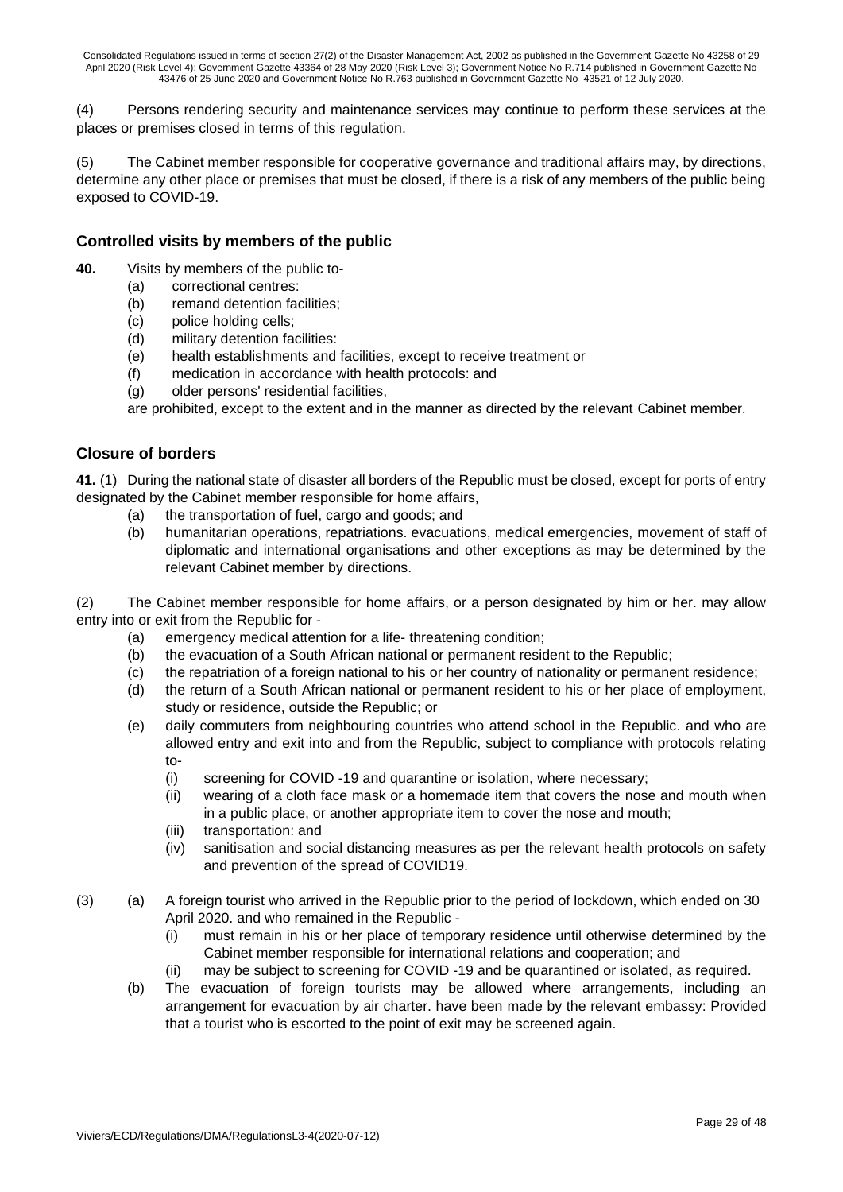(4) Persons rendering security and maintenance services may continue to perform these services at the places or premises closed in terms of this regulation.

(5) The Cabinet member responsible for cooperative governance and traditional affairs may, by directions, determine any other place or premises that must be closed, if there is a risk of any members of the public being exposed to COVID-19.

### Controlled visits by members of the public

**40.** Visits by members of the public to-

(a) correctional centres:

(b) remand detention facilities;

(c) police holding cells;

(d) military detention facilities:

(e) health establishments and facilities, except to receive treatment or

(f) medication in accordance with health protocols: and

(g) older persons' residential facilities,

are prohibited, except to the extent and in the manner as directed by the relevant Cabinet member.

### Closure of borders

**41.** (1) During the national state of disaster all borders of the Republic must be closed, except for ports of entry designated by the Cabinet member responsible for home affairs,

(a) the transportation of fuel, cargo and goods; and

(b) humanitarian operations, repatriations. evacuations, medical emergencies, movement of staff of diplomatic and international organisations and other exceptions as may be determined by the relevant Cabinet member by directions.

(2) The Cabinet member responsible for home affairs, or a person designated by him or her. may allow entry into or exit from the Republic for -

(a) emergency medical attention for a life- threatening condition;

(b) the evacuation of a South African national or permanent resident to the Republic;

(c) the repatriation of a foreign national to his or her country of nationality or permanent residence;

(d) the return of a South African national or permanent resident to his or her place of employment, study or residence, outside the Republic; or

(e) daily commuters from neighbouring countries who attend school in the Republic. and who are allowed entry and exit into and from the Republic, subject to compliance with protocols relating to-

(i) screening for COVID -19 and quarantine or isolation, where necessary;

(ii) wearing of a cloth face mask or a homemade item that covers the nose and mouth when in a public place, or another appropriate item to cover the nose and mouth;

(iii) transportation: and

(iv) sanitisation and social distancing measures as per the relevant health protocols on safety and prevention of the spread of COVID19.

(3) (a) A foreign tourist who arrived in the Republic prior to the period of lockdown, which ended on 30 April 2020. and who remained in the Republic -

(i) must remain in his or her place of temporary residence until otherwise determined by the Cabinet member responsible for international relations and cooperation; and

(ii) may be subject to screening for COVID -19 and be quarantined or isolated, as required.

(b) The evacuation of foreign tourists may be allowed where arrangements, including an arrangement for evacuation by air charter. have been made by the relevant embassy: Provided that a tourist who is escorted to the point of exit may be screened again.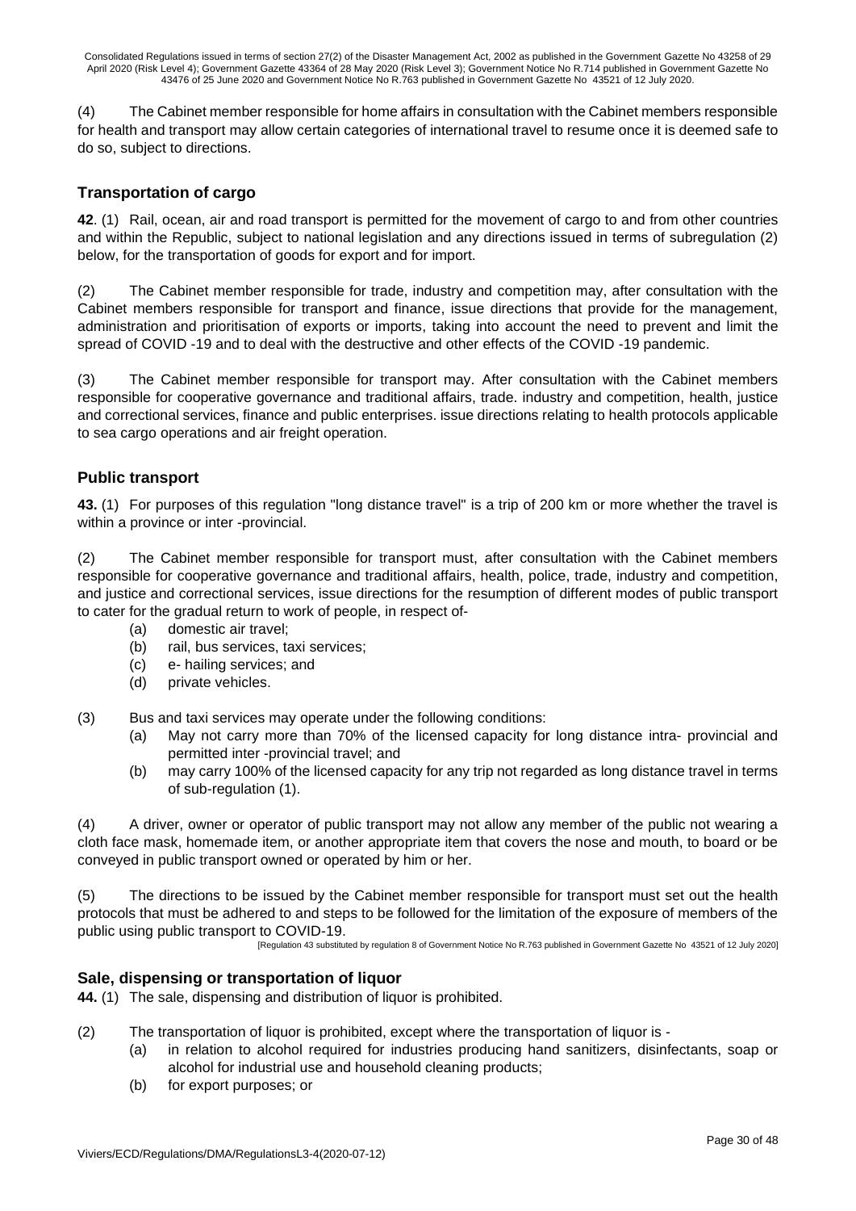(4) The Cabinet member responsible for home affairs in consultation with the Cabinet members responsible for health and transport may allow certain categories of international travel to resume once it is deemed safe to do so, subject to directions.

## Transportation of cargo

**42**. (1) Rail, ocean, air and road transport is permitted for the movement of cargo to and from other countries and within the Republic, subject to national legislation and any directions issued in terms of subregulation (2) below, for the transportation of goods for export and for import.

(2) The Cabinet member responsible for trade, industry and competition may, after consultation with the Cabinet members responsible for transport and finance, issue directions that provide for the management, administration and prioritisation of exports or imports, taking into account the need to prevent and limit the spread of COVID -19 and to deal with the destructive and other effects of the COVID -19 pandemic.

(3) The Cabinet member responsible for transport may. After consultation with the Cabinet members responsible for cooperative governance and traditional affairs, trade. industry and competition, health, justice and correctional services, finance and public enterprises. issue directions relating to health protocols applicable to sea cargo operations and air freight operation.

## Public transport

**43.** (1) For purposes of this regulation "long distance travel" is a trip of 200 km or more whether the travel is within a province or inter -provincial.

(2) The Cabinet member responsible for transport must, after consultation with the Cabinet members responsible for cooperative governance and traditional affairs, health, police, trade, industry and competition, and justice and correctional services, issue directions for the resumption of different modes of public transport to cater for the gradual return to work of people, in respect of-

- (a) domestic air travel;
- (b) rail, bus services, taxi services;
- (c) e- hailing services; and
- (d) private vehicles.

(3) Bus and taxi services may operate under the following conditions:

- (a) May not carry more than 70% of the licensed capacity for long distance intra- provincial and permitted inter -provincial travel; and
- (b) may carry 100% of the licensed capacity for any trip not regarded as long distance travel in terms of sub-regulation (1).

(4) A driver, owner or operator of public transport may not allow any member of the public not wearing a cloth face mask, homemade item, or another appropriate item that covers the nose and mouth, to board or be conveyed in public transport owned or operated by him or her.

(5) The directions to be issued by the Cabinet member responsible for transport must set out the health protocols that must be adhered to and steps to be followed for the limitation of the exposure of members of the public using public transport to COVID-19.

[Regulation 43 substituted by regulation 8 of Government Notice No R.763 published in Government Gazette No 43521 of 12 July 2020]

## Sale, dispensing or transportation of liquor

**44.** (1) The sale, dispensing and distribution of liquor is prohibited.

(2) The transportation of liquor is prohibited, except where the transportation of liquor is -

- (a) in relation to alcohol required for industries producing hand sanitizers, disinfectants, soap or alcohol for industrial use and household cleaning products;
- (b) for export purposes; or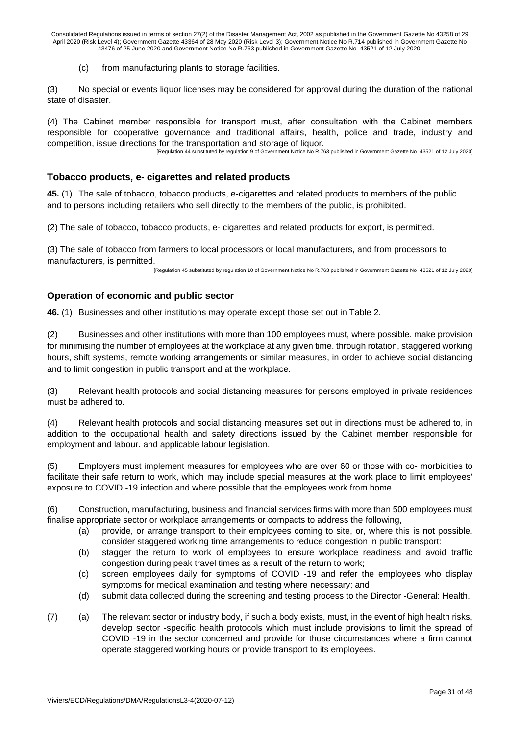(c) from manufacturing plants to storage facilities.

(3) No special or events liquor licenses may be considered for approval during the duration of the national state of disaster.

(4) The Cabinet member responsible for transport must, after consultation with the Cabinet members responsible for cooperative governance and traditional affairs, health, police and trade, industry and competition, issue directions for the transportation and storage of liquor.

[Regulation 44 substituted by regulation 9 of Government Notice No R.763 published in Government Gazette No 43521 of 12 July 2020]

## Tobacco products, e- cigarettes and related products

**45.** (1) The sale of tobacco, tobacco products, e-cigarettes and related products to members of the public and to persons including retailers who sell directly to the members of the public, is prohibited.

(2) The sale of tobacco, tobacco products, e- cigarettes and related products for export, is permitted.

(3) The sale of tobacco from farmers to local processors or local manufacturers, and from processors to manufacturers, is permitted.

[Regulation 45 substituted by regulation 10 of Government Notice No R.763 published in Government Gazette No 43521 of 12 July 2020]

## Operation of economic and public sector

**46.** (1) Businesses and other institutions may operate except those set out in Table 2.

(2) Businesses and other institutions with more than 100 employees must, where possible. make provision for minimising the number of employees at the workplace at any given time. through rotation, staggered working hours, shift systems, remote working arrangements or similar measures, in order to achieve social distancing and to limit congestion in public transport and at the workplace.

(3) Relevant health protocols and social distancing measures for persons employed in private residences must be adhered to.

(4) Relevant health protocols and social distancing measures set out in directions must be adhered to, in addition to the occupational health and safety directions issued by the Cabinet member responsible for employment and labour. and applicable labour legislation.

(5) Employers must implement measures for employees who are over 60 or those with co- morbidities to facilitate their safe return to work, which may include special measures at the work place to limit employees' exposure to COVID -19 infection and where possible that the employees work from home.

(6) Construction, manufacturing, business and financial services firms with more than 500 employees must finalise appropriate sector or workplace arrangements or compacts to address the following,

(a) provide, or arrange transport to their employees coming to site, or, where this is not possible. consider staggered working time arrangements to reduce congestion in public transport:

(b) stagger the return to work of employees to ensure workplace readiness and avoid traffic congestion during peak travel times as a result of the return to work;

(c) screen employees daily for symptoms of COVID -19 and refer the employees who display symptoms for medical examination and testing where necessary; and

(d) submit data collected during the screening and testing process to the Director -General: Health.

(7) (a) The relevant sector or industry body, if such a body exists, must, in the event of high health risks, develop sector -specific health protocols which must include provisions to limit the spread of COVID -19 in the sector concerned and provide for those circumstances where a firm cannot operate staggered working hours or provide transport to its employees.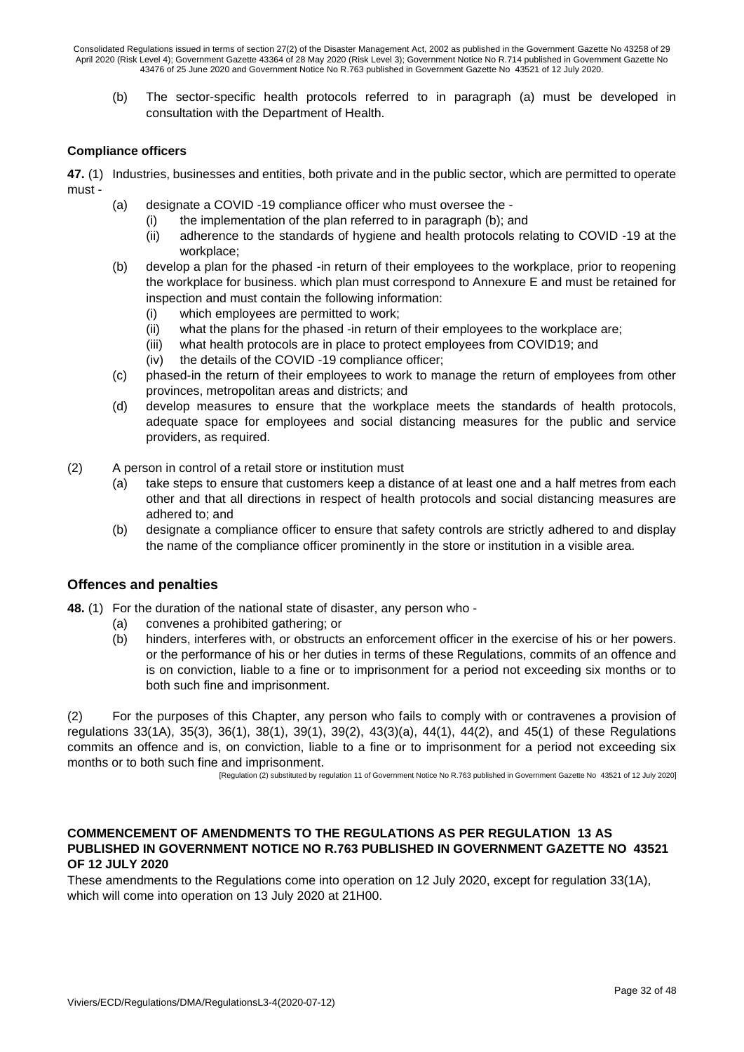(b) The sector-specific health protocols referred to in paragraph (a) must be developed in consultation with the Department of Health.

**Compliance officers**

**47.** (1) Industries, businesses and entities, both private and in the public sector, which are permitted to operate must -

(a) designate a COVID -19 compliance officer who must oversee the -
   (i) the implementation of the plan referred to in paragraph (b); and
   (ii) adherence to the standards of hygiene and health protocols relating to COVID -19 at the workplace;

(b) develop a plan for the phased -in return of their employees to the workplace, prior to reopening the workplace for business. which plan must correspond to Annexure E and must be retained for inspection and must contain the following information:
   (i) which employees are permitted to work;
   (ii) what the plans for the phased -in return of their employees to the workplace are;
   (iii) what health protocols are in place to protect employees from COVID19; and
   (iv) the details of the COVID -19 compliance officer;

(c) phased-in the return of their employees to work to manage the return of employees from other provinces, metropolitan areas and districts; and

(d) develop measures to ensure that the workplace meets the standards of health protocols, adequate space for employees and social distancing measures for the public and service providers, as required.

(2) A person in control of a retail store or institution must

(a) take steps to ensure that customers keep a distance of at least one and a half metres from each other and that all directions in respect of health protocols and social distancing measures are adhered to; and

(b) designate a compliance officer to ensure that safety controls are strictly adhered to and display the name of the compliance officer prominently in the store or institution in a visible area.

## Offences and penalties

**48.** (1) For the duration of the national state of disaster, any person who -

(a) convenes a prohibited gathering; or

(b) hinders, interferes with, or obstructs an enforcement officer in the exercise of his or her powers. or the performance of his or her duties in terms of these Regulations, commits of an offence and is on conviction, liable to a fine or to imprisonment for a period not exceeding six months or to both such fine and imprisonment.

(2) For the purposes of this Chapter, any person who fails to comply with or contravenes a provision of regulations 33(1A), 35(3), 36(1), 38(1), 39(1), 39(2), 43(3)(a), 44(1), 44(2), and 45(1) of these Regulations commits an offence and is, on conviction, liable to a fine or to imprisonment for a period not exceeding six months or to both such fine and imprisonment.

[Regulation (2) substituted by regulation 11 of Government Notice No R.763 published in Government Gazette No 43521 of 12 July 2020]

**COMMENCEMENT OF AMENDMENTS TO THE REGULATIONS AS PER REGULATION 13 AS PUBLISHED IN GOVERNMENT NOTICE NO R.763 PUBLISHED IN GOVERNMENT GAZETTE NO 43521 OF 12 JULY 2020**

These amendments to the Regulations come into operation on 12 July 2020, except for regulation 33(1A), which will come into operation on 13 July 2020 at 21H00.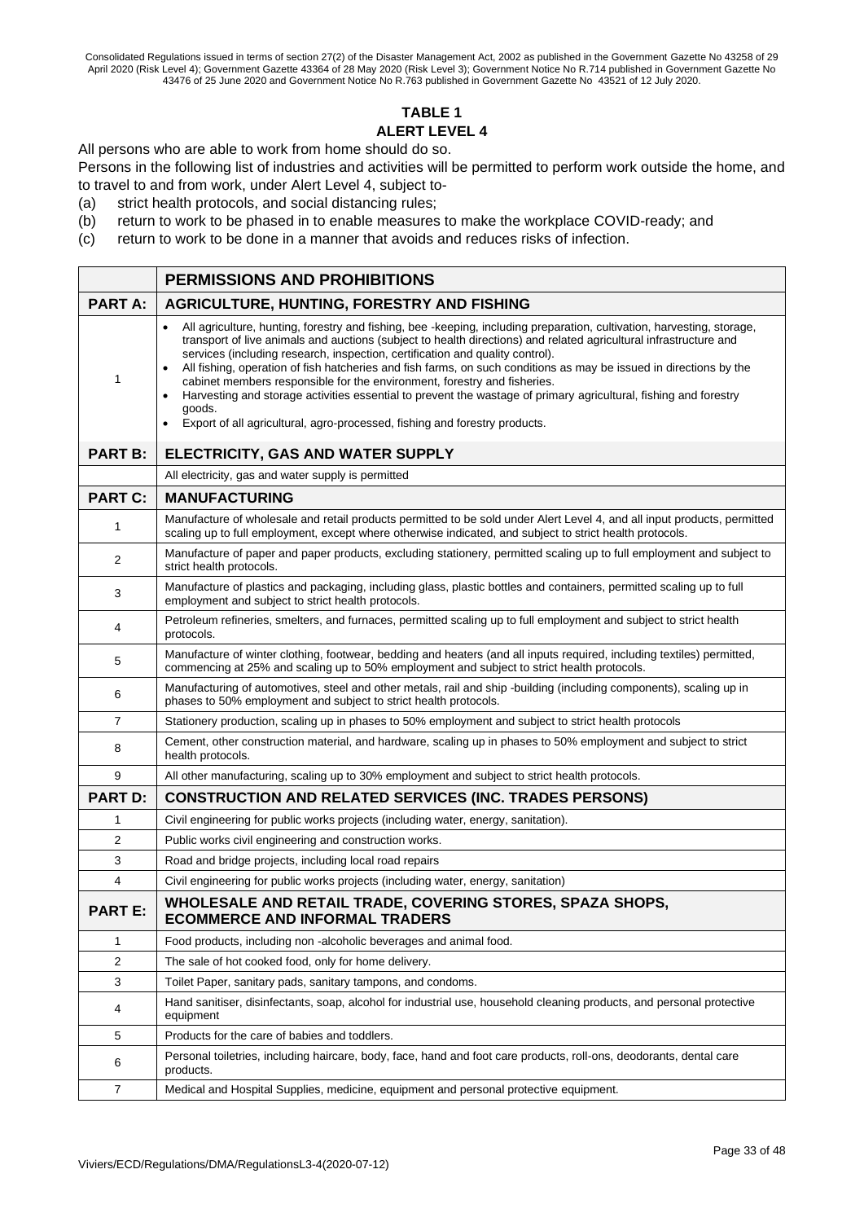## TABLE 1

## ALERT LEVEL 4

All persons who are able to work from home should do so.

Persons in the following list of industries and activities will be permitted to perform work outside the home, and to travel to and from work, under Alert Level 4, subject to-

(a) strict health protocols, and social distancing rules;

(b) return to work to be phased in to enable measures to make the workplace COVID-ready; and

(c) return to work to be done in a manner that avoids and reduces risks of infection.

| | **PERMISSIONS AND PROHIBITIONS** |
|---|---|
| **PART A:** | **AGRICULTURE, HUNTING, FORESTRY AND FISHING** |
| 1 | • All agriculture, hunting, forestry and fishing, bee -keeping, including preparation, cultivation, harvesting, storage, transport of live animals and auctions (subject to health directions) and related agricultural infrastructure and services (including research, inspection, certification and quality control).<br>• All fishing, operation of fish hatcheries and fish farms, on such conditions as may be issued in directions by the cabinet members responsible for the environment, forestry and fisheries.<br>• Harvesting and storage activities essential to prevent the wastage of primary agricultural, fishing and forestry goods.<br>• Export of all agricultural, agro-processed, fishing and forestry products. |
| **PART B:** | **ELECTRICITY, GAS AND WATER SUPPLY** |
| | All electricity, gas and water supply is permitted |
| **PART C:** | **MANUFACTURING** |
| 1 | Manufacture of wholesale and retail products permitted to be sold under Alert Level 4, and all input products, permitted scaling up to full employment, except where otherwise indicated, and subject to strict health protocols. |
| 2 | Manufacture of paper and paper products, excluding stationery, permitted scaling up to full employment and subject to strict health protocols. |
| 3 | Manufacture of plastics and packaging, including glass, plastic bottles and containers, permitted scaling up to full employment and subject to strict health protocols. |
| 4 | Petroleum refineries, smelters, and furnaces, permitted scaling up to full employment and subject to strict health protocols. |
| 5 | Manufacture of winter clothing, footwear, bedding and heaters (and all inputs required, including textiles) permitted, commencing at 25% and scaling up to 50% employment and subject to strict health protocols. |
| 6 | Manufacturing of automotives, steel and other metals, rail and ship -building (including components), scaling up in phases to 50% employment and subject to strict health protocols. |
| 7 | Stationery production, scaling up in phases to 50% employment and subject to strict health protocols |
| 8 | Cement, other construction material, and hardware, scaling up in phases to 50% employment and subject to strict health protocols. |
| 9 | All other manufacturing, scaling up to 30% employment and subject to strict health protocols. |
| **PART D:** | **CONSTRUCTION AND RELATED SERVICES (INC. TRADES PERSONS)** |
| 1 | Civil engineering for public works projects (including water, energy, sanitation). |
| 2 | Public works civil engineering and construction works. |
| 3 | Road and bridge projects, including local road repairs |
| 4 | Civil engineering for public works projects (including water, energy, sanitation) |
| **PART E:** | **WHOLESALE AND RETAIL TRADE, COVERING STORES, SPAZA SHOPS, ECOMMERCE AND INFORMAL TRADERS** |
| 1 | Food products, including non -alcoholic beverages and animal food. |
| 2 | The sale of hot cooked food, only for home delivery. |
| 3 | Toilet Paper, sanitary pads, sanitary tampons, and condoms. |
| 4 | Hand sanitiser, disinfectants, soap, alcohol for industrial use, household cleaning products, and personal protective equipment |
| 5 | Products for the care of babies and toddlers. |
| 6 | Personal toiletries, including haircare, body, face, hand and foot care products, roll-ons, deodorants, dental care products. |
| 7 | Medical and Hospital Supplies, medicine, equipment and personal protective equipment. |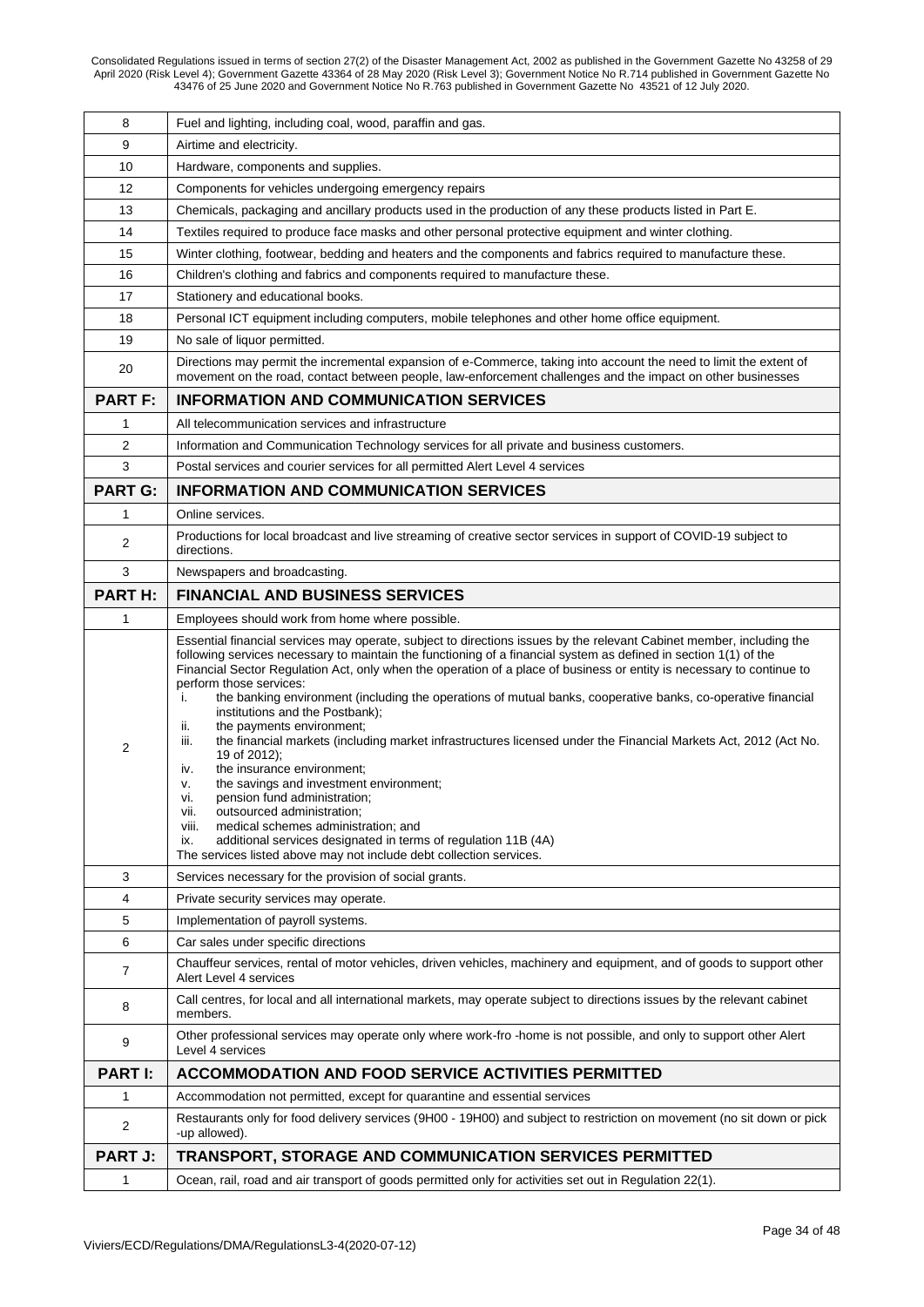| | |
|---|---|
| 8 | Fuel and lighting, including coal, wood, paraffin and gas. |
| 9 | Airtime and electricity. |
| 10 | Hardware, components and supplies. |
| 12 | Components for vehicles undergoing emergency repairs |
| 13 | Chemicals, packaging and ancillary products used in the production of any these products listed in Part E. |
| 14 | Textiles required to produce face masks and other personal protective equipment and winter clothing. |
| 15 | Winter clothing, footwear, bedding and heaters and the components and fabrics required to manufacture these. |
| 16 | Children's clothing and fabrics and components required to manufacture these. |
| 17 | Stationery and educational books. |
| 18 | Personal ICT equipment including computers, mobile telephones and other home office equipment. |
| 19 | No sale of liquor permitted. |
| 20 | Directions may permit the incremental expansion of e-Commerce, taking into account the need to limit the extent of movement on the road, contact between people, law-enforcement challenges and the impact on other businesses |
| **PART F:** | **INFORMATION AND COMMUNICATION SERVICES** |
| 1 | All telecommunication services and infrastructure |
| 2 | Information and Communication Technology services for all private and business customers. |
| 3 | Postal services and courier services for all permitted Alert Level 4 services |
| **PART G:** | **INFORMATION AND COMMUNICATION SERVICES** |
| 1 | Online services. |
| 2 | Productions for local broadcast and live streaming of creative sector services in support of COVID-19 subject to directions. |
| 3 | Newspapers and broadcasting. |
| **PART H:** | **FINANCIAL AND BUSINESS SERVICES** |
| 1 | Employees should work from home where possible. |
| 2 | Essential financial services may operate, subject to directions issues by the relevant Cabinet member, including the following services necessary to maintain the functioning of a financial system as defined in section 1(1) of the Financial Sector Regulation Act, only when the operation of a place of business or entity is necessary to continue to perform those services: <br> i. the banking environment (including the operations of mutual banks, cooperative banks, co-operative financial institutions and the Postbank); <br> ii. the payments environment; <br> iii. the financial markets (including market infrastructures licensed under the Financial Markets Act, 2012 (Act No. 19 of 2012); <br> iv. the insurance environment; <br> v. the savings and investment environment; <br> vi. pension fund administration; <br> vii. outsourced administration; <br> viii. medical schemes administration; and <br> ix. additional services designated in terms of regulation 11B (4A) <br> The services listed above may not include debt collection services. |
| 3 | Services necessary for the provision of social grants. |
| 4 | Private security services may operate. |
| 5 | Implementation of payroll systems. |
| 6 | Car sales under specific directions |
| 7 | Chauffeur services, rental of motor vehicles, driven vehicles, machinery and equipment, and of goods to support other Alert Level 4 services |
| 8 | Call centres, for local and all international markets, may operate subject to directions issues by the relevant cabinet members. |
| 9 | Other professional services may operate only where work-fro -home is not possible, and only to support other Alert Level 4 services |
| **PART I:** | **ACCOMMODATION AND FOOD SERVICE ACTIVITIES PERMITTED** |
| 1 | Accommodation not permitted, except for quarantine and essential services |
| 2 | Restaurants only for food delivery services (9H00 - 19H00) and subject to restriction on movement (no sit down or pick -up allowed). |
| **PART J:** | **TRANSPORT, STORAGE AND COMMUNICATION SERVICES PERMITTED** |
| 1 | Ocean, rail, road and air transport of goods permitted only for activities set out in Regulation 22(1). |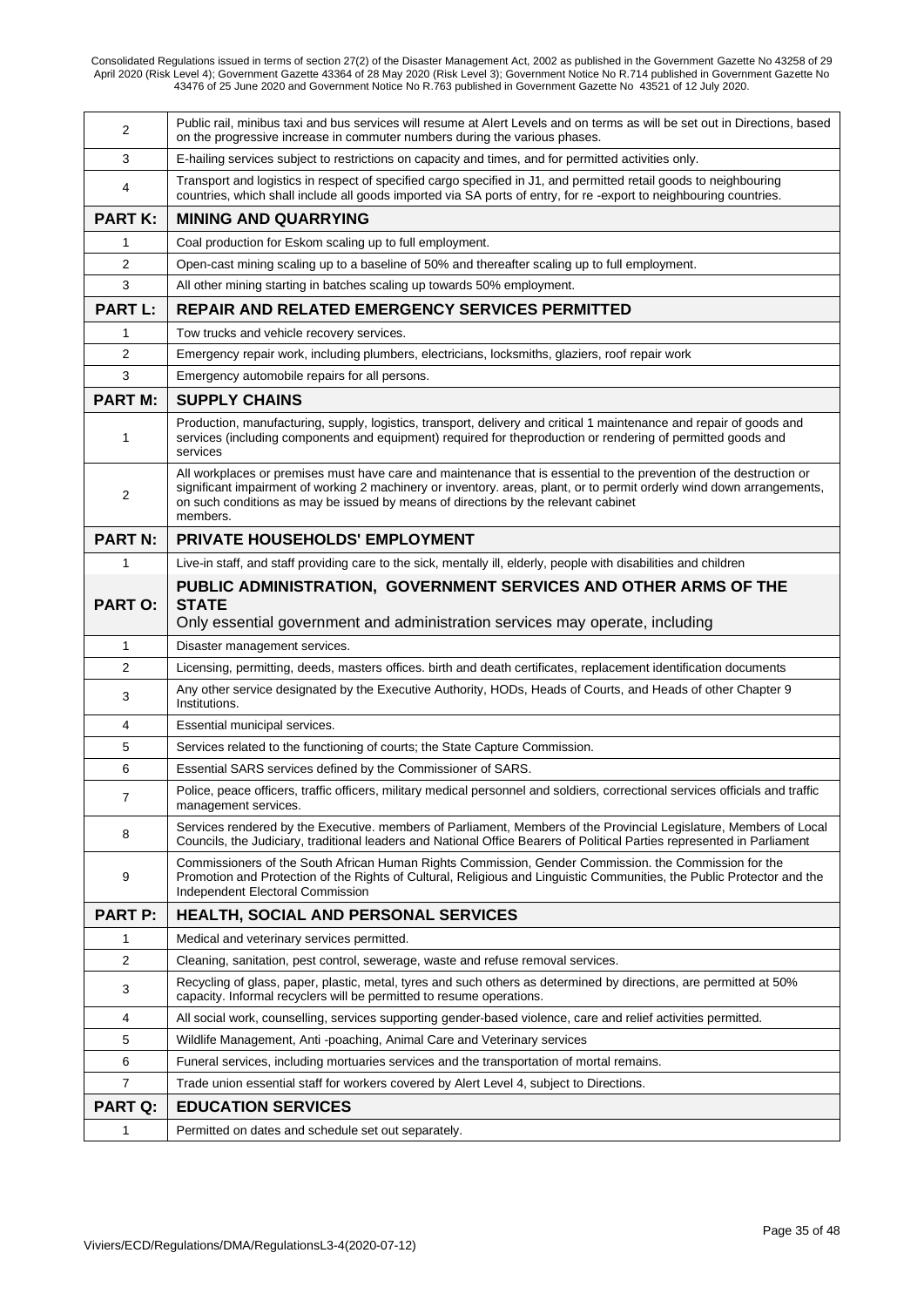| | |
|---|---|
| 2 | Public rail, minibus taxi and bus services will resume at Alert Levels and on terms as will be set out in Directions, based on the progressive increase in commuter numbers during the various phases. |
| 3 | E-hailing services subject to restrictions on capacity and times, and for permitted activities only. |
| 4 | Transport and logistics in respect of specified cargo specified in J1, and permitted retail goods to neighbouring countries, which shall include all goods imported via SA ports of entry, for re -export to neighbouring countries. |
| **PART K:** | **MINING AND QUARRYING** |
| 1 | Coal production for Eskom scaling up to full employment. |
| 2 | Open-cast mining scaling up to a baseline of 50% and thereafter scaling up to full employment. |
| 3 | All other mining starting in batches scaling up towards 50% employment. |
| **PART L:** | **REPAIR AND RELATED EMERGENCY SERVICES PERMITTED** |
| 1 | Tow trucks and vehicle recovery services. |
| 2 | Emergency repair work, including plumbers, electricians, locksmiths, glaziers, roof repair work |
| 3 | Emergency automobile repairs for all persons. |
| **PART M:** | **SUPPLY CHAINS** |
| 1 | Production, manufacturing, supply, logistics, transport, delivery and critical 1 maintenance and repair of goods and services (including components and equipment) required for theproduction or rendering of permitted goods and services |
| 2 | All workplaces or premises must have care and maintenance that is essential to the prevention of the destruction or significant impairment of working 2 machinery or inventory. areas, plant, or to permit orderly wind down arrangements, on such conditions as may be issued by means of directions by the relevant cabinet members. |
| **PART N:** | **PRIVATE HOUSEHOLDS' EMPLOYMENT** |
| 1 | Live-in staff, and staff providing care to the sick, mentally ill, elderly, people with disabilities and children |
| **PART O:** | **PUBLIC ADMINISTRATION, GOVERNMENT SERVICES AND OTHER ARMS OF THE STATE** Only essential government and administration services may operate, including |
| 1 | Disaster management services. |
| 2 | Licensing, permitting, deeds, masters offices. birth and death certificates, replacement identification documents |
| 3 | Any other service designated by the Executive Authority, HODs, Heads of Courts, and Heads of other Chapter 9 Institutions. |
| 4 | Essential municipal services. |
| 5 | Services related to the functioning of courts; the State Capture Commission. |
| 6 | Essential SARS services defined by the Commissioner of SARS. |
| 7 | Police, peace officers, traffic officers, military medical personnel and soldiers, correctional services officials and traffic management services. |
| 8 | Services rendered by the Executive. members of Parliament, Members of the Provincial Legislature, Members of Local Councils, the Judiciary, traditional leaders and National Office Bearers of Political Parties represented in Parliament |
| 9 | Commissioners of the South African Human Rights Commission, Gender Commission. the Commission for the Promotion and Protection of the Rights of Cultural, Religious and Linguistic Communities, the Public Protector and the Independent Electoral Commission |
| **PART P:** | **HEALTH, SOCIAL AND PERSONAL SERVICES** |
| 1 | Medical and veterinary services permitted. |
| 2 | Cleaning, sanitation, pest control, sewerage, waste and refuse removal services. |
| 3 | Recycling of glass, paper, plastic, metal, tyres and such others as determined by directions, are permitted at 50% capacity. Informal recyclers will be permitted to resume operations. |
| 4 | All social work, counselling, services supporting gender-based violence, care and relief activities permitted. |
| 5 | Wildlife Management, Anti -poaching, Animal Care and Veterinary services |
| 6 | Funeral services, including mortuaries services and the transportation of mortal remains. |
| 7 | Trade union essential staff for workers covered by Alert Level 4, subject to Directions. |
| **PART Q:** | **EDUCATION SERVICES** |
| 1 | Permitted on dates and schedule set out separately. |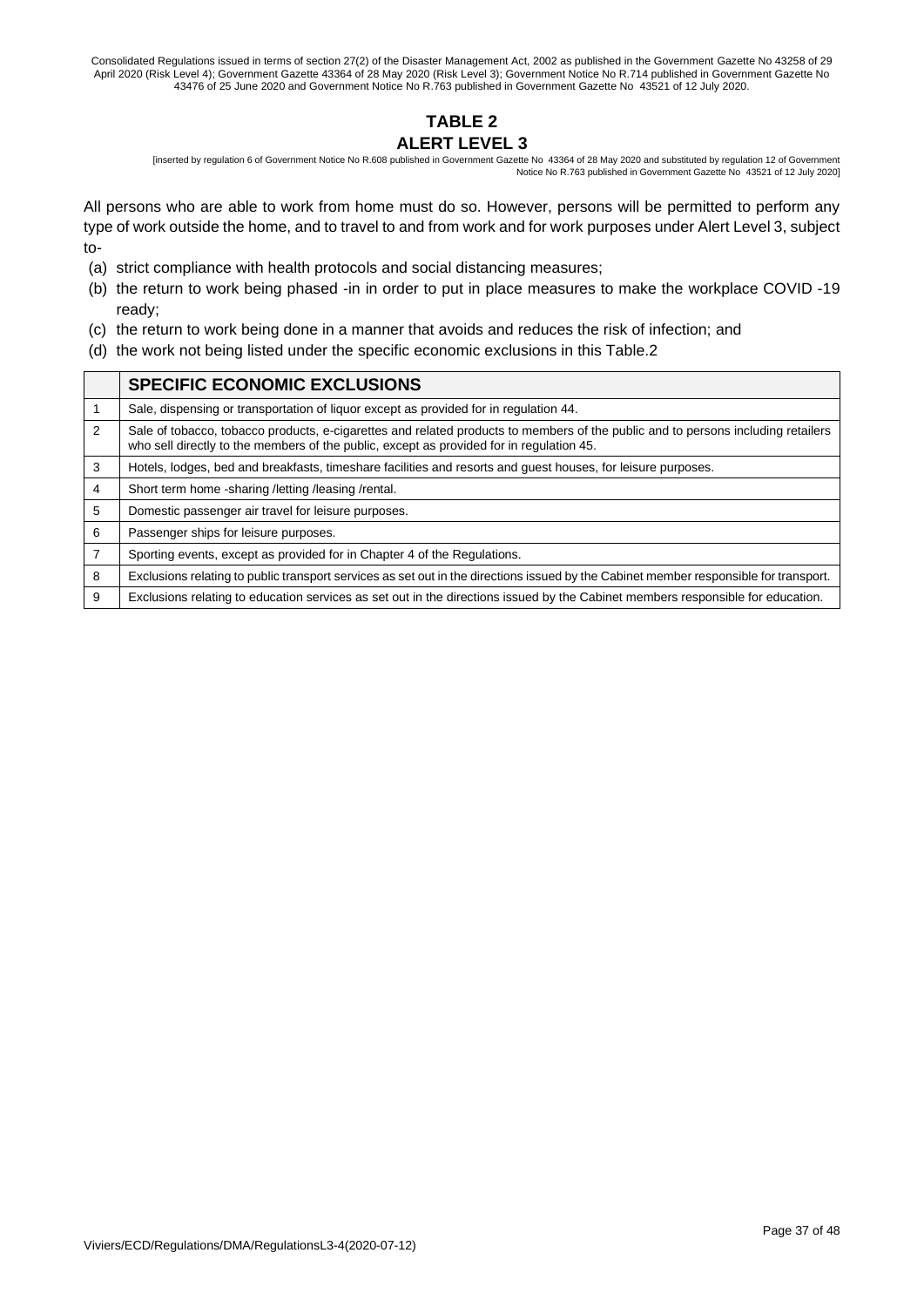## TABLE 2

## ALERT LEVEL 3

[inserted by regulation 6 of Government Notice No R.608 published in Government Gazette No 43364 of 28 May 2020 and substituted by regulation 12 of Government Notice No R.763 published in Government Gazette No 43521 of 12 July 2020]

All persons who are able to work from home must do so. However, persons will be permitted to perform any type of work outside the home, and to travel to and from work and for work purposes under Alert Level 3, subject to-

(a) strict compliance with health protocols and social distancing measures;

(b) the return to work being phased -in in order to put in place measures to make the workplace COVID -19 ready;

(c) the return to work being done in a manner that avoids and reduces the risk of infection; and

(d) the work not being listed under the specific economic exclusions in this Table.2

| | SPECIFIC ECONOMIC EXCLUSIONS |
|---|---|
| 1 | Sale, dispensing or transportation of liquor except as provided for in regulation 44. |
| 2 | Sale of tobacco, tobacco products, e-cigarettes and related products to members of the public and to persons including retailers who sell directly to the members of the public, except as provided for in regulation 45. |
| 3 | Hotels, lodges, bed and breakfasts, timeshare facilities and resorts and guest houses, for leisure purposes. |
| 4 | Short term home -sharing /letting /leasing /rental. |
| 5 | Domestic passenger air travel for leisure purposes. |
| 6 | Passenger ships for leisure purposes. |
| 7 | Sporting events, except as provided for in Chapter 4 of the Regulations. |
| 8 | Exclusions relating to public transport services as set out in the directions issued by the Cabinet member responsible for transport. |
| 9 | Exclusions relating to education services as set out in the directions issued by the Cabinet members responsible for education. |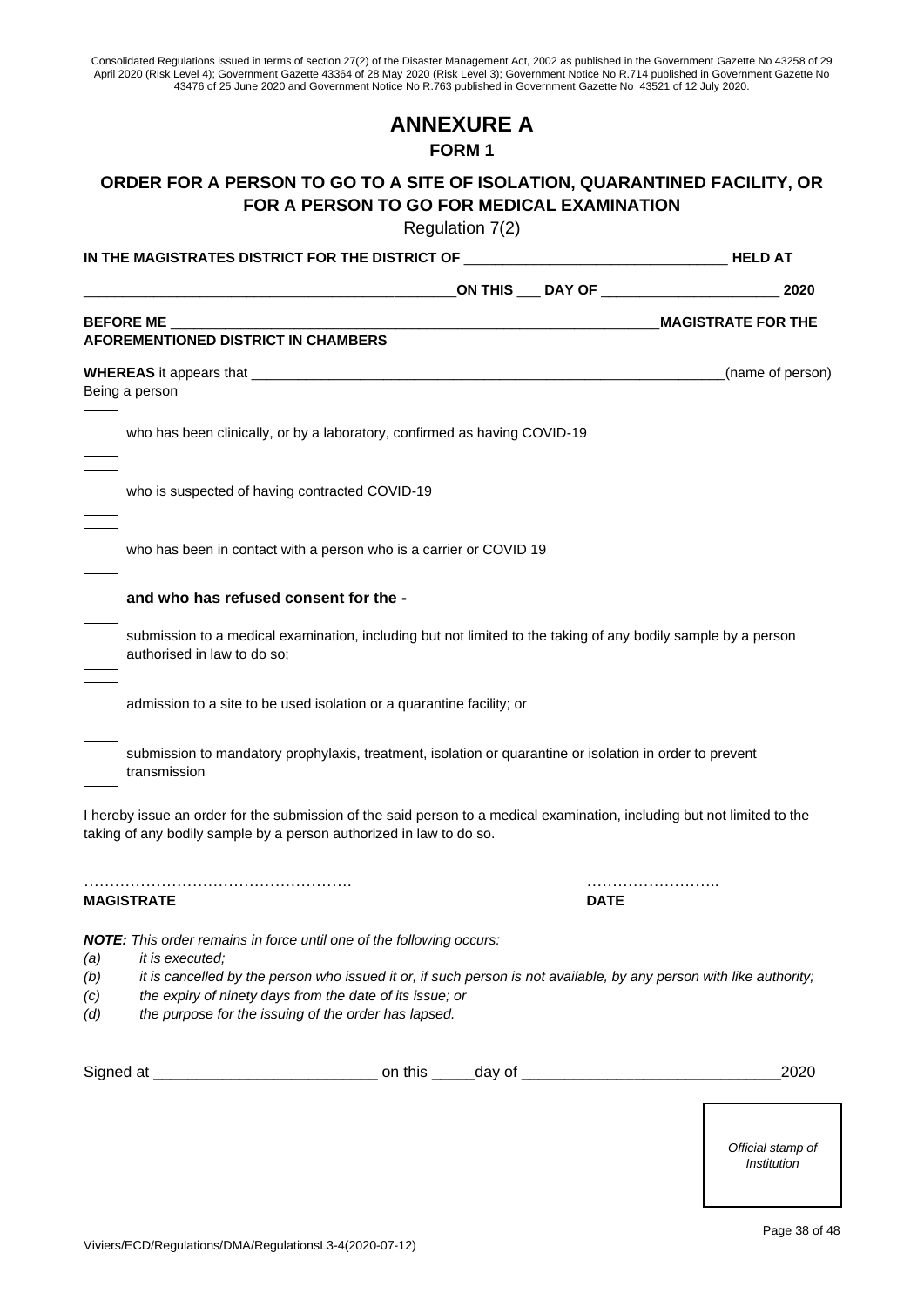Consolidated Regulations issued in terms of section 27(2) of the Disaster Management Act, 2002 as published in the Government Gazette No 43258 of 29 April 2020 (Risk Level 4); Government Gazette 43364 of 28 May 2020 (Risk Level 3); Government Notice No R.714 published in Government Gazette No 43476 of 25 June 2020 and Government Notice No R.763 published in Government Gazette No 43521 of 12 July 2020.

# ANNEXURE A

## FORM 1

## ORDER FOR A PERSON TO GO TO A SITE OF ISOLATION, QUARANTINED FACILITY, OR FOR A PERSON TO GO FOR MEDICAL EXAMINATION

Regulation 7(2)

**IN THE MAGISTRATES DISTRICT FOR THE DISTRICT OF** ________________________________ **HELD AT**

_______________________________________________**ON THIS** ___ **DAY OF** ______________________ **2020**

**BEFORE ME** _________________________________________________________________**MAGISTRATE FOR THE AFOREMENTIONED DISTRICT IN CHAMBERS**

**WHEREAS** it appears that ______________________________________________________________(name of person)

Being a person

- [ ] who has been clinically, or by a laboratory, confirmed as having COVID-19
- [ ] who is suspected of having contracted COVID-19
- [ ] who has been in contact with a person who is a carrier or COVID 19

**and who has refused consent for the -**

- [ ] submission to a medical examination, including but not limited to the taking of any bodily sample by a person authorised in law to do so;
- [ ] admission to a site to be used isolation or a quarantine facility; or
- [ ] submission to mandatory prophylaxis, treatment, isolation or quarantine or isolation in order to prevent transmission

I hereby issue an order for the submission of the said person to a medical examination, including but not limited to the taking of any bodily sample by a person authorized in law to do so.

……………………………………………. ……………………..

**MAGISTRATE** **DATE**

***NOTE:*** *This order remains in force until one of the following occurs:*

*(a) it is executed;*

*(b) it is cancelled by the person who issued it or, if such person is not available, by any person with like authority;*

*(c) the expiry of ninety days from the date of its issue; or*

*(d) the purpose for the issuing of the order has lapsed.*

Signed at _________________________ on this _____day of _____________________________2020

*Official stamp of Institution*

Viviers/ECD/Regulations/DMA/RegulationsL3-4(2020-07-12)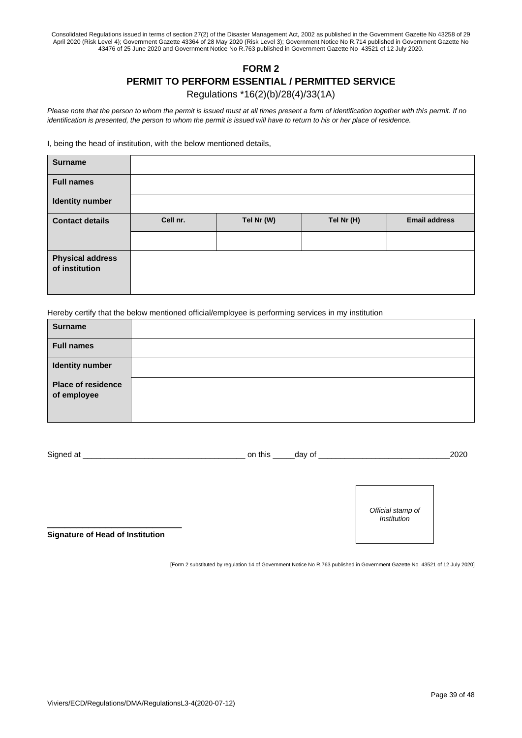Consolidated Regulations issued in terms of section 27(2) of the Disaster Management Act, 2002 as published in the Government Gazette No 43258 of 29 April 2020 (Risk Level 4); Government Gazette 43364 of 28 May 2020 (Risk Level 3); Government Notice No R.714 published in Government Gazette No 43476 of 25 June 2020 and Government Notice No R.763 published in Government Gazette No 43521 of 12 July 2020.

# FORM 2

## PERMIT TO PERFORM ESSENTIAL / PERMITTED SERVICE

Regulations *16(2)(b)/28(4)/33(1A)

*Please note that the person to whom the permit is issued must at all times present a form of identification together with this permit. If no identification is presented, the person to whom the permit is issued will have to return to his or her place of residence.*

I, being the head of institution, with the below mentioned details,

| **Surname** | | | | |
|---|---|---|---|---|
| **Full names** | | | | |
| **Identity number** | | | | |
| **Contact details** | **Cell nr.** | **Tel Nr (W)** | **Tel Nr (H)** | **Email address** |
| | | | | |
| **Physical address of institution** | | | | |

Hereby certify that the below mentioned official/employee is performing services in my institution

| **Surname** | |
|---|---|
| **Full names** | |
| **Identity number** | |
| **Place of residence of employee** | |

Signed at ___________________________________ on this _____day of ______________________________2020

*Official stamp of Institution*

______________________________
**Signature of Head of Institution**

[Form 2 substituted by regulation 14 of Government Notice No R.763 published in Government Gazette No 43521 of 12 July 2020]

Viviers/ECD/Regulations/DMA/RegulationsL3-4(2020-07-12)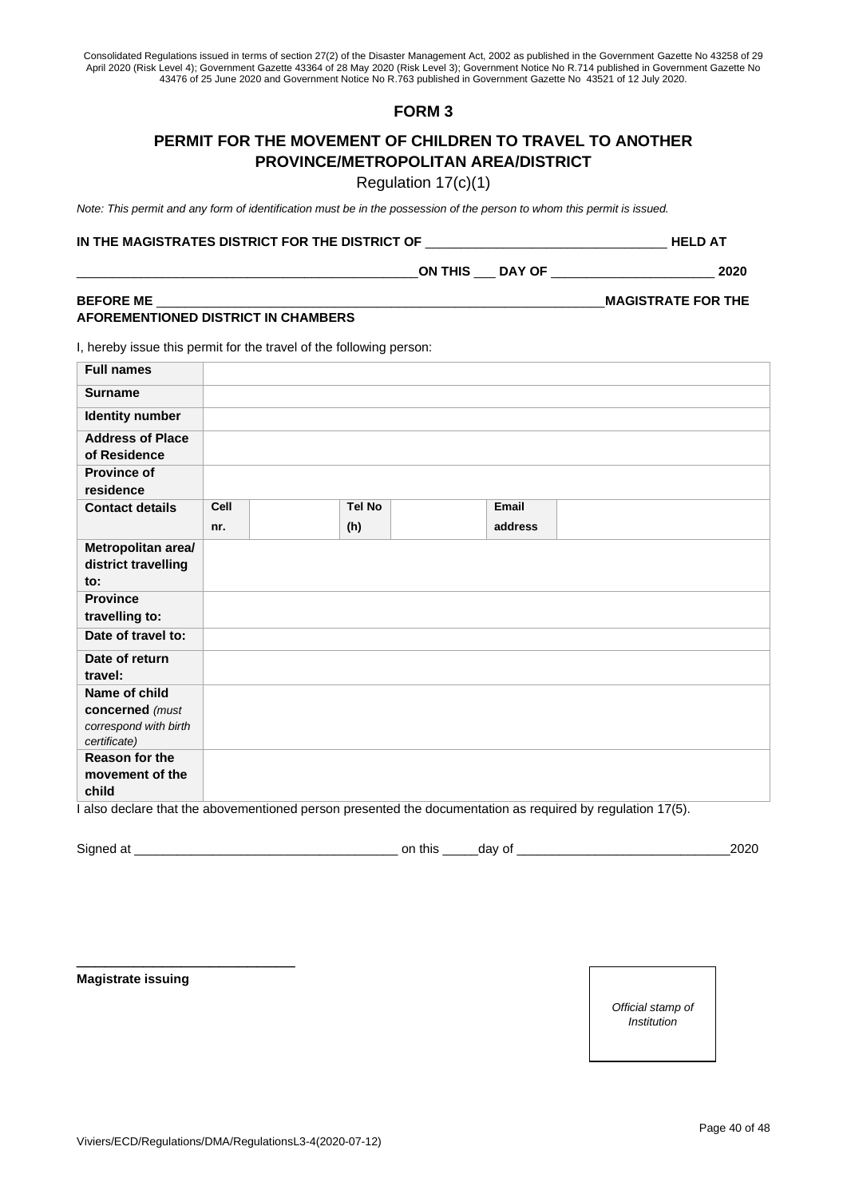Consolidated Regulations issued in terms of section 27(2) of the Disaster Management Act, 2002 as published in the Government Gazette No 43258 of 29 April 2020 (Risk Level 4); Government Gazette 43364 of 28 May 2020 (Risk Level 3); Government Notice No R.714 published in Government Gazette No 43476 of 25 June 2020 and Government Notice No R.763 published in Government Gazette No 43521 of 12 July 2020.

## FORM 3

## PERMIT FOR THE MOVEMENT OF CHILDREN TO TRAVEL TO ANOTHER PROVINCE/METROPOLITAN AREA/DISTRICT

Regulation 17(c)(1)

*Note: This permit and any form of identification must be in the possession of the person to whom this permit is issued.*

**IN THE MAGISTRATES DISTRICT FOR THE DISTRICT OF** ________________________________ **HELD AT**

_______________________________________________ **ON THIS** ___ **DAY OF** ______________________ **2020**

**BEFORE ME** _______________________________________________________________ **MAGISTRATE FOR THE AFOREMENTIONED DISTRICT IN CHAMBERS**

I, hereby issue this permit for the travel of the following person:

| | | | | | | |
|---|---|---|---|---|---|---|
| **Full names** | | | | | | |
| **Surname** | | | | | | |
| **Identity number** | | | | | | |
| **Address of Place of Residence** | | | | | | |
| **Province of residence** | | | | | | |
| **Contact details** | **Cell nr.** | | **Tel No (h)** | | **Email address** | |
| **Metropolitan area/ district travelling to:** | | | | | | |
| **Province travelling to:** | | | | | | |
| **Date of travel to:** | | | | | | |
| **Date of return travel:** | | | | | | |
| **Name of child concerned** *(must correspond with birth certificate)* | | | | | | |
| **Reason for the movement of the child** | | | | | | |

I also declare that the abovementioned person presented the documentation as required by regulation 17(5).

Signed at ___________________________________ on this _____day of _____________________________2020

_____________________________
**Magistrate issuing**

*Official stamp of Institution*

Viviers/ECD/Regulations/DMA/RegulationsL3-4(2020-07-12)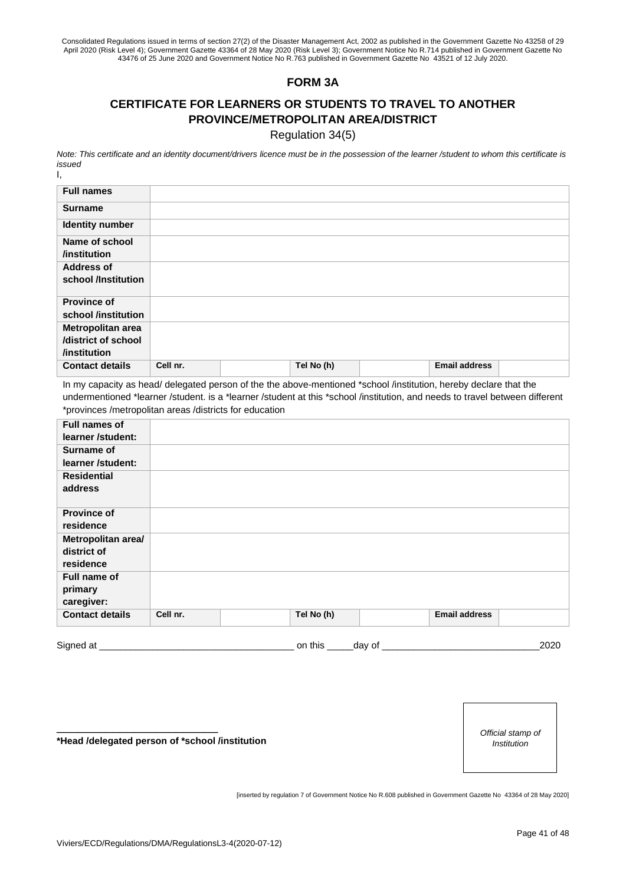Consolidated Regulations issued in terms of section 27(2) of the Disaster Management Act, 2002 as published in the Government Gazette No 43258 of 29 April 2020 (Risk Level 4); Government Gazette 43364 of 28 May 2020 (Risk Level 3); Government Notice No R.714 published in Government Gazette No 43476 of 25 June 2020 and Government Notice No R.763 published in Government Gazette No 43521 of 12 July 2020.

## FORM 3A

## CERTIFICATE FOR LEARNERS OR STUDENTS TO TRAVEL TO ANOTHER PROVINCE/METROPOLITAN AREA/DISTRICT

Regulation 34(5)

*Note: This certificate and an identity document/drivers licence must be in the possession of the learner /student to whom this certificate is issued*

I,

| **Full names** | | | | | |
|---|---|---|---|---|---|
| **Surname** | | | | | |
| **Identity number** | | | | | |
| **Name of school /institution** | | | | | |
| **Address of school /Institution** | | | | | |
| **Province of school /institution** | | | | | |
| **Metropolitan area /district of school /institution** | | | | | |
| **Contact details** | **Cell nr.** | | **Tel No (h)** | | **Email address** | |

In my capacity as head/ delegated person of the the above-mentioned *school /institution, hereby declare that the undermentioned *learner /student. is a *learner /student at this *school /institution, and needs to travel between different *provinces /metropolitan areas /districts for education

| **Full names of learner /student:** | | | | | | |
|---|---|---|---|---|---|---|
| **Surname of learner /student:** | | | | | | |
| **Residential address** | | | | | | |
| **Province of residence** | | | | | | |
| **Metropolitan area/ district of residence** | | | | | | |
| **Full name of primary caregiver:** | | | | | | |
| **Contact details** | **Cell nr.** | | **Tel No (h)** | | **Email address** | |

Signed at ___________________________________ on this _____day of _____________________________2020

______________________________

**\*Head /delegated person of \*school /institution**

*Official stamp of Institution*

[inserted by regulation 7 of Government Notice No R.608 published in Government Gazette No 43364 of 28 May 2020]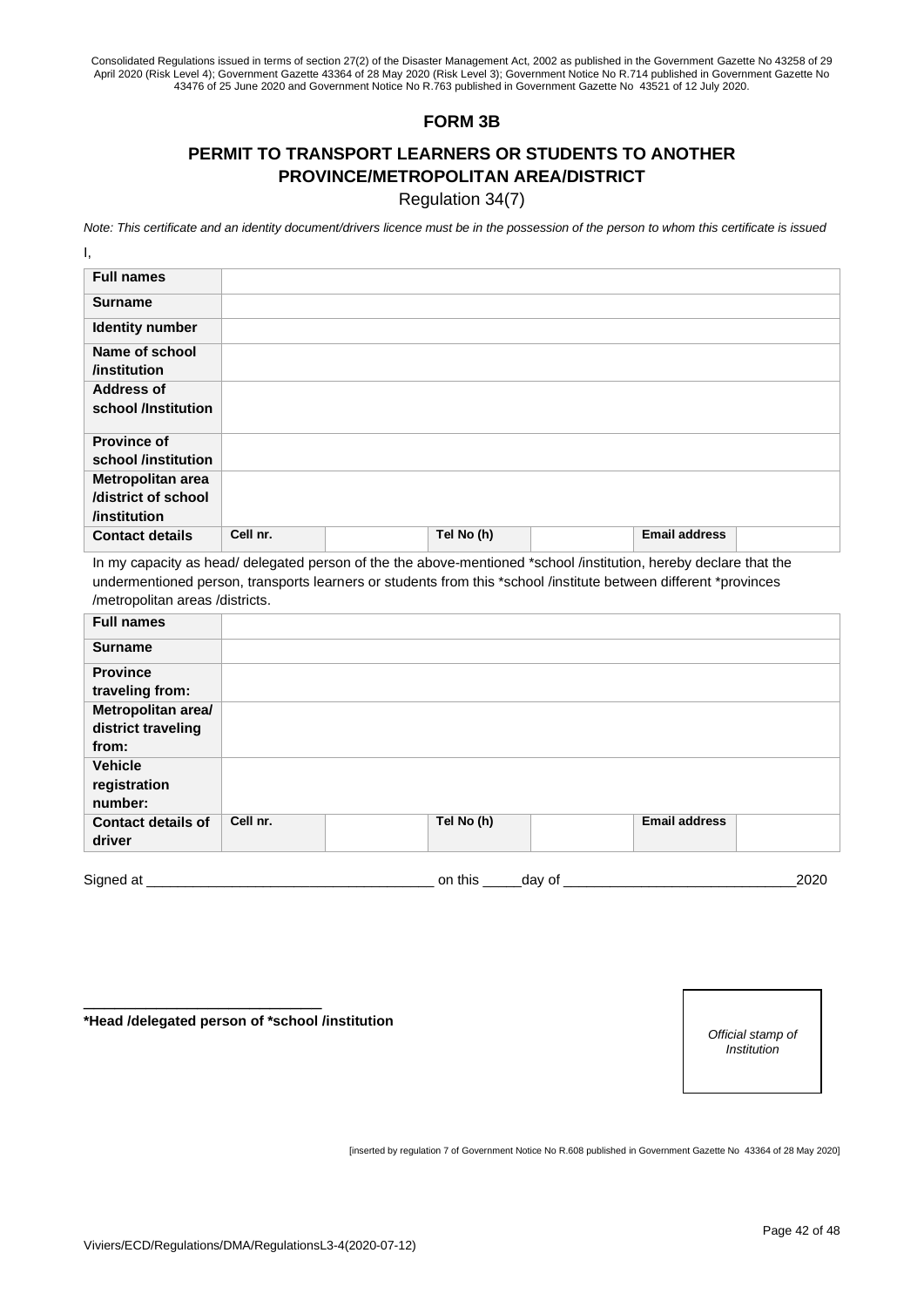Consolidated Regulations issued in terms of section 27(2) of the Disaster Management Act, 2002 as published in the Government Gazette No 43258 of 29 April 2020 (Risk Level 4); Government Gazette 43364 of 28 May 2020 (Risk Level 3); Government Notice No R.714 published in Government Gazette No 43476 of 25 June 2020 and Government Notice No R.763 published in Government Gazette No 43521 of 12 July 2020.

## FORM 3B

## PERMIT TO TRANSPORT LEARNERS OR STUDENTS TO ANOTHER PROVINCE/METROPOLITAN AREA/DISTRICT

Regulation 34(7)

*Note: This certificate and an identity document/drivers licence must be in the possession of the person to whom this certificate is issued*

I,

| **Full names** | | | | | | |
|---|---|---|---|---|---|---|
| **Surname** | | | | | | |
| **Identity number** | | | | | | |
| **Name of school /institution** | | | | | | |
| **Address of school /Institution** | | | | | | |
| **Province of school /institution** | | | | | | |
| **Metropolitan area /district of school /institution** | | | | | | |
| **Contact details** | **Cell nr.** | | **Tel No (h)** | | **Email address** | |

In my capacity as head/ delegated person of the the above-mentioned *school /institution, hereby declare that the undermentioned person, transports learners or students from this *school /institute between different *provinces /metropolitan areas /districts.

| **Full names** | | | | | | |
|---|---|---|---|---|---|---|
| **Surname** | | | | | | |
| **Province traveling from:** | | | | | | |
| **Metropolitan area/ district traveling from:** | | | | | | |
| **Vehicle registration number:** | | | | | | |
| **Contact details of driver** | **Cell nr.** | | **Tel No (h)** | | **Email address** | |

Signed at ___________________________________ on this _____day of ______________________________2020

_____________________________

**\*Head /delegated person of \*school /institution**

*Official stamp of Institution*

[inserted by regulation 7 of Government Notice No R.608 published in Government Gazette No 43364 of 28 May 2020]

Viviers/ECD/Regulations/DMA/RegulationsL3-4(2020-07-12)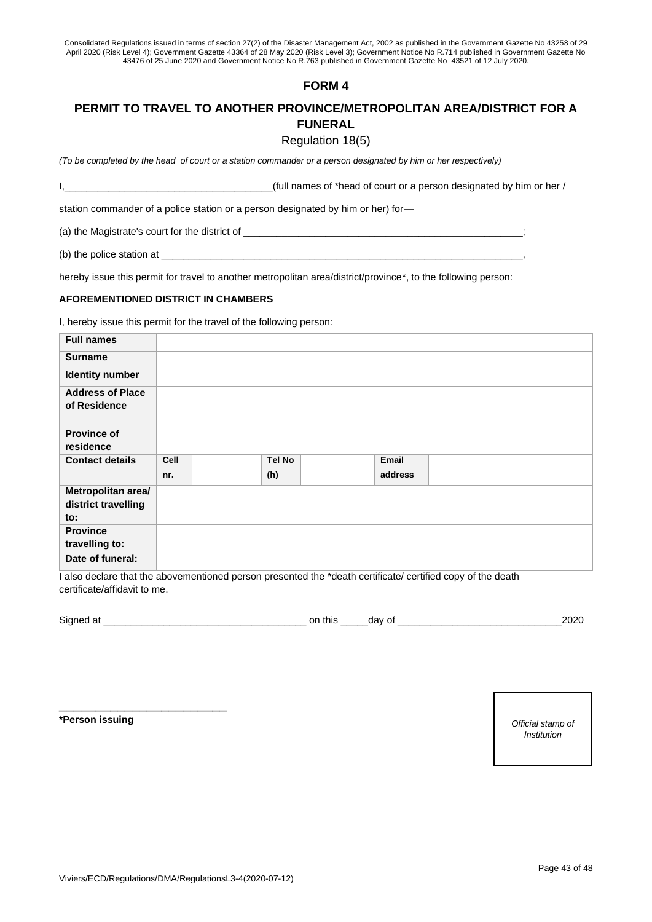Consolidated Regulations issued in terms of section 27(2) of the Disaster Management Act, 2002 as published in the Government Gazette No 43258 of 29 April 2020 (Risk Level 4); Government Gazette 43364 of 28 May 2020 (Risk Level 3); Government Notice No R.714 published in Government Gazette No 43476 of 25 June 2020 and Government Notice No R.763 published in Government Gazette No 43521 of 12 July 2020.

# FORM 4

## PERMIT TO TRAVEL TO ANOTHER PROVINCE/METROPOLITAN AREA/DISTRICT FOR A FUNERAL

Regulation 18(5)

*(To be completed by the head of court or a station commander or a person designated by him or her respectively)*

I,_____________________________________(full names of *head of court or a person designated by him or her / station commander of a police station or a person designated by him or her) for—

(a) the Magistrate's court for the district of ____________________________________________________;

(b) the police station at ____________________________________________________________________,

hereby issue this permit for travel to another metropolitan area/district/province*, to the following person:

**AFOREMENTIONED DISTRICT IN CHAMBERS**

I, hereby issue this permit for the travel of the following person:

| | | | | | | |
|---|---|---|---|---|---|---|
| **Full names** | | | | | | |
| **Surname** | | | | | | |
| **Identity number** | | | | | | |
| **Address of Place of Residence** | | | | | | |
| **Province of residence** | | | | | | |
| **Contact details** | **Cell nr.** | | **Tel No (h)** | | **Email address** | |
| **Metropolitan area/ district travelling to:** | | | | | | |
| **Province travelling to:** | | | | | | |
| **Date of funeral:** | | | | | | |

I also declare that the abovementioned person presented the *death certificate/ certified copy of the death certificate/affidavit to me.

Signed at ___________________________________ on this _____day of _____________________________2020

_____________________________

**\*Person issuing**

*Official stamp of Institution*

Viviers/ECD/Regulations/DMA/RegulationsL3-4(2020-07-12)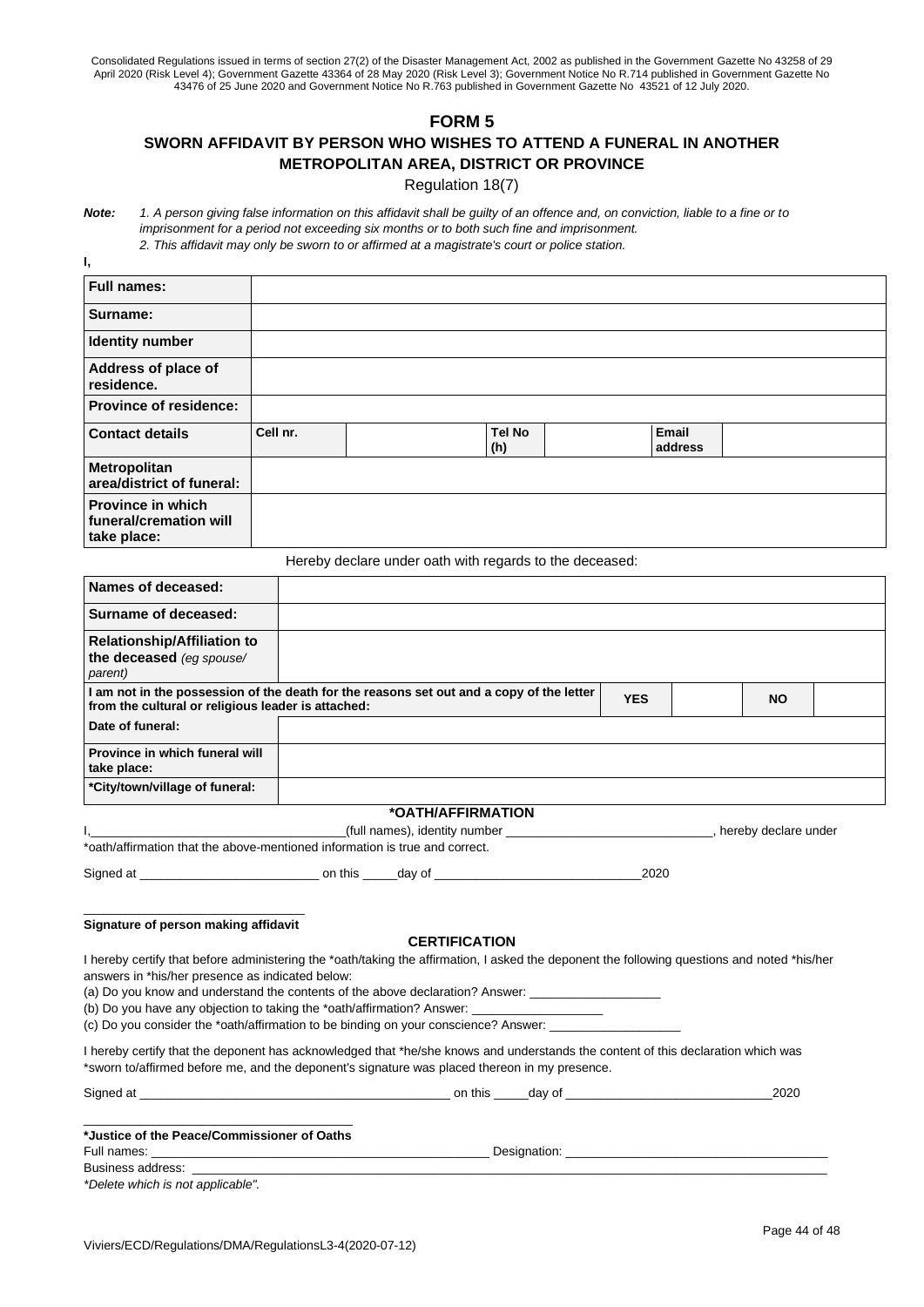Consolidated Regulations issued in terms of section 27(2) of the Disaster Management Act, 2002 as published in the Government Gazette No 43258 of 29 April 2020 (Risk Level 4); Government Gazette 43364 of 28 May 2020 (Risk Level 3); Government Notice No R.714 published in Government Gazette No 43476 of 25 June 2020 and Government Notice No R.763 published in Government Gazette No 43521 of 12 July 2020.

# FORM 5

## SWORN AFFIDAVIT BY PERSON WHO WISHES TO ATTEND A FUNERAL IN ANOTHER METROPOLITAN AREA, DISTRICT OR PROVINCE

Regulation 18(7)

***Note:*** *1. A person giving false information on this affidavit shall be guilty of an offence and, on conviction, liable to a fine or to imprisonment for a period not exceeding six months or to both such fine and imprisonment.*
*2. This affidavit may only be sworn to or affirmed at a magistrate's court or police station.*

**I,**

| **Full names:** | | | | | | |
|---|---|---|---|---|---|---|
| **Surname:** | | | | | | |
| **Identity number** | | | | | | |
| **Address of place of residence.** | | | | | | |
| **Province of residence:** | | | | | | |
| **Contact details** | **Cell nr.** | | **Tel No (h)** | | **Email address** | |
| **Metropolitan area/district of funeral:** | | | | | | |
| **Province in which funeral/cremation will take place:** | | | | | | |

Hereby declare under oath with regards to the deceased:

| **Names of deceased:** | | | | |
|---|---|---|---|---|
| **Surname of deceased:** | | | | |
| **Relationship/Affiliation to the deceased** *(eg spouse/ parent)* | | | | |
| **I am not in the possession of the death for the reasons set out and a copy of the letter from the cultural or religious leader is attached:** | **YES** | | **NO** | |
| **Date of funeral:** | | | | |
| **Province in which funeral will take place:** | | | | |
| **\*City/town/village of funeral:** | | | | |

**\*OATH/AFFIRMATION**

I,____________________________________(full names), identity number ______________________________, hereby declare under *oath/affirmation that the above-mentioned information is true and correct.

Signed at __________________________ on this _____day of ______________________________2020

_______________________________
**Signature of person making affidavit**

**CERTIFICATION**

I hereby certify that before administering the *oath/taking the affirmation, I asked the deponent the following questions and noted *his/her answers in *his/her presence as indicated below:

(a) Do you know and understand the contents of the above declaration? Answer: ___________________

(b) Do you have any objection to taking the *oath/affirmation? Answer: ___________________

(c) Do you consider the *oath/affirmation to be binding on your conscience? Answer: ___________________

I hereby certify that the deponent has acknowledged that *he/she knows and understands the content of this declaration which was *sworn to/affirmed before me, and the deponent's signature was placed thereon in my presence.

Signed at _____________________________________________ on this _____day of ______________________________2020

______________________________________
**\*Justice of the Peace/Commissioner of Oaths**

Full names: __________________________________________________ Designation: ______________________________________

Business address: ______________________________________________________________________________________________

*\*Delete which is not applicable".*

Viviers/ECD/Regulations/DMA/RegulationsL3-4(2020-07-12)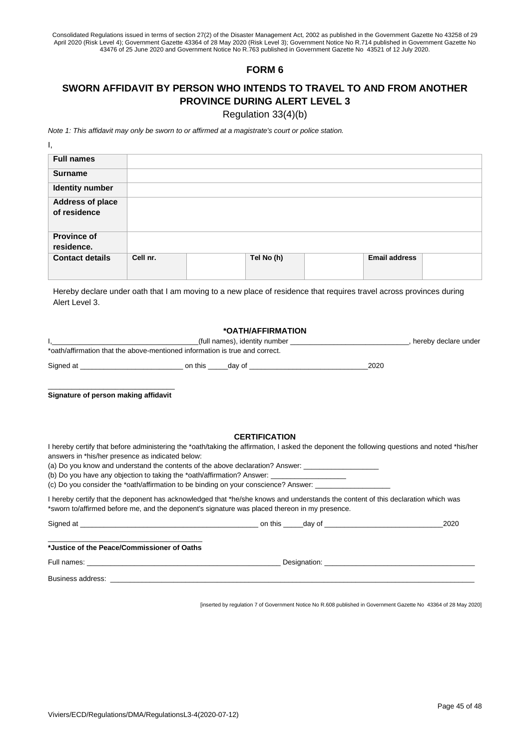Consolidated Regulations issued in terms of section 27(2) of the Disaster Management Act, 2002 as published in the Government Gazette No 43258 of 29 April 2020 (Risk Level 4); Government Gazette 43364 of 28 May 2020 (Risk Level 3); Government Notice No R.714 published in Government Gazette No 43476 of 25 June 2020 and Government Notice No R.763 published in Government Gazette No 43521 of 12 July 2020.

## FORM 6

## SWORN AFFIDAVIT BY PERSON WHO INTENDS TO TRAVEL TO AND FROM ANOTHER PROVINCE DURING ALERT LEVEL 3

Regulation 33(4)(b)

*Note 1: This affidavit may only be sworn to or affirmed at a magistrate's court or police station.*

I,

| **Full names** | | | | | | |
|---|---|---|---|---|---|---|
| **Surname** | | | | | | |
| **Identity number** | | | | | | |
| **Address of place of residence** | | | | | | |
| **Province of residence.** | | | | | | |
| **Contact details** | **Cell nr.** | | **Tel No (h)** | | **Email address** | |

Hereby declare under oath that I am moving to a new place of residence that requires travel across provinces during Alert Level 3.

**\*OATH/AFFIRMATION**

I,\_\_\_\_\_\_\_\_\_\_\_\_\_\_\_\_\_\_\_\_\_\_\_\_\_\_\_\_\_\_\_\_\_\_\_(full names), identity number \_\_\_\_\_\_\_\_\_\_\_\_\_\_\_\_\_\_\_\_\_\_\_\_\_\_\_\_\_, hereby declare under *oath/affirmation that the above-mentioned information is true and correct.

Signed at \_\_\_\_\_\_\_\_\_\_\_\_\_\_\_\_\_\_\_\_\_\_\_\_\_ on this \_\_\_\_\_day of \_\_\_\_\_\_\_\_\_\_\_\_\_\_\_\_\_\_\_\_\_\_\_\_\_\_\_\_\_2020

\_\_\_\_\_\_\_\_\_\_\_\_\_\_\_\_\_\_\_\_\_\_\_\_\_\_\_\_\_\_\_

**Signature of person making affidavit**

**CERTIFICATION**

I hereby certify that before administering the *oath/taking the affirmation, I asked the deponent the following questions and noted *his/her answers in *his/her presence as indicated below:

(a) Do you know and understand the contents of the above declaration? Answer: \_\_\_\_\_\_\_\_\_\_\_\_\_\_\_\_\_\_

(b) Do you have any objection to taking the *oath/affirmation? Answer: \_\_\_\_\_\_\_\_\_\_\_\_\_\_\_\_\_\_

(c) Do you consider the *oath/affirmation to be binding on your conscience? Answer: \_\_\_\_\_\_\_\_\_\_\_\_\_\_\_\_\_\_

I hereby certify that the deponent has acknowledged that *he/she knows and understands the content of this declaration which was *sworn to/affirmed before me, and the deponent's signature was placed thereon in my presence.

Signed at \_\_\_\_\_\_\_\_\_\_\_\_\_\_\_\_\_\_\_\_\_\_\_\_\_\_\_\_\_\_\_\_\_\_\_\_\_\_\_\_\_\_\_\_\_ on this \_\_\_\_\_day of \_\_\_\_\_\_\_\_\_\_\_\_\_\_\_\_\_\_\_\_\_\_\_\_\_\_\_\_\_\_2020

\_\_\_\_\_\_\_\_\_\_\_\_\_\_\_\_\_\_\_\_\_\_\_\_\_\_\_\_\_\_\_\_\_\_\_\_\_\_\_

**\*Justice of the Peace/Commissioner of Oaths**

Full names: \_\_\_\_\_\_\_\_\_\_\_\_\_\_\_\_\_\_\_\_\_\_\_\_\_\_\_\_\_\_\_\_\_\_\_\_\_\_\_\_\_\_\_\_\_\_\_\_\_ Designation: \_\_\_\_\_\_\_\_\_\_\_\_\_\_\_\_\_\_\_\_\_\_\_\_\_\_\_\_\_\_\_\_\_\_\_\_\_\_

Business address: \_\_\_\_\_\_\_\_\_\_\_\_\_\_\_\_\_\_\_\_\_\_\_\_\_\_\_\_\_\_\_\_\_\_\_\_\_\_\_\_\_\_\_\_\_\_\_\_\_\_\_\_\_\_\_\_\_\_\_\_\_\_\_\_\_\_\_\_\_\_\_\_\_\_\_\_\_\_\_\_\_\_\_\_\_\_\_\_\_\_\_\_\_\_\_\_\_\_

[inserted by regulation 7 of Government Notice No R.608 published in Government Gazette No 43364 of 28 May 2020]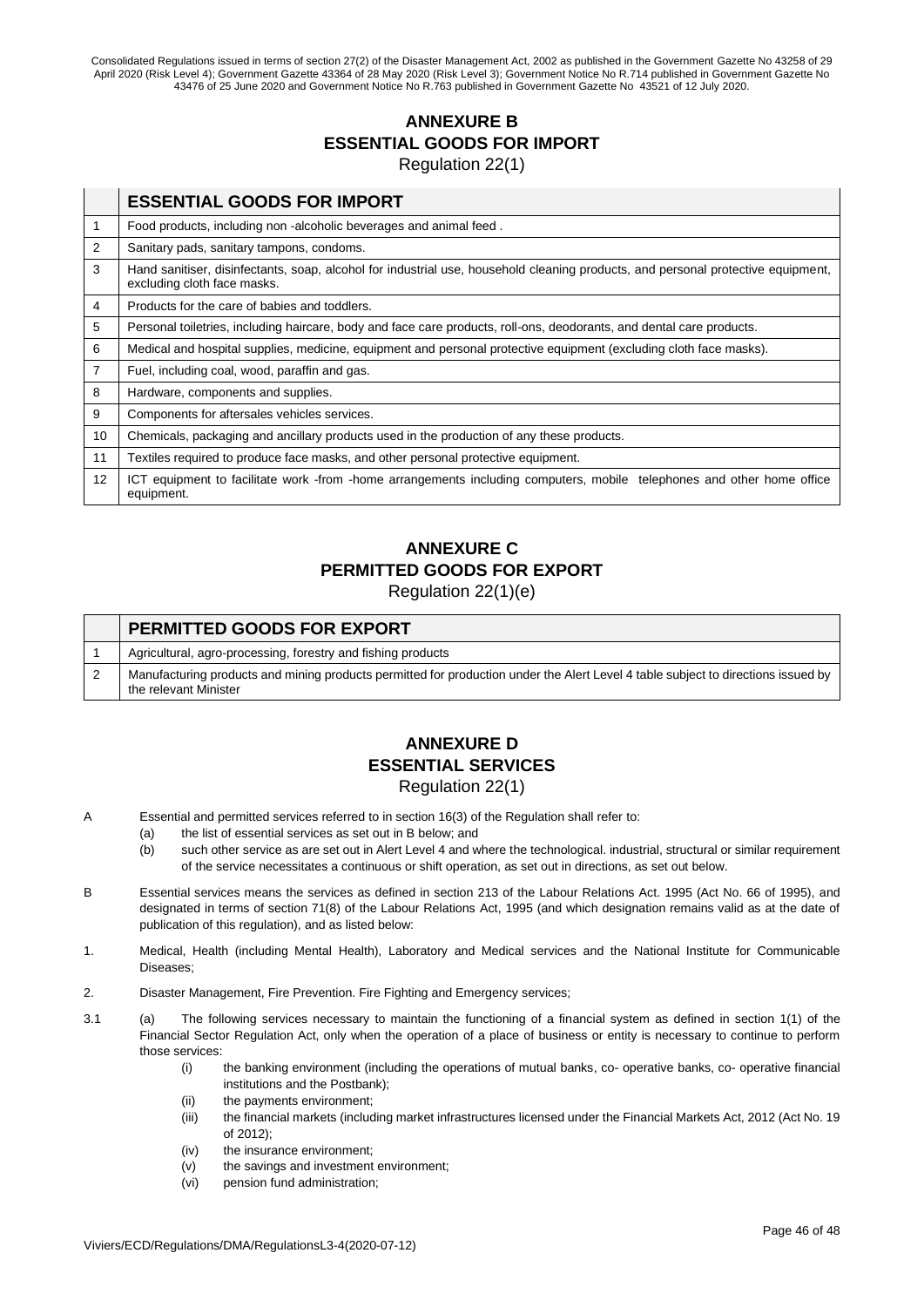## ANNEXURE B
## ESSENTIAL GOODS FOR IMPORT
Regulation 22(1)

| | ESSENTIAL GOODS FOR IMPORT |
|---|---|
| 1 | Food products, including non -alcoholic beverages and animal feed . |
| 2 | Sanitary pads, sanitary tampons, condoms. |
| 3 | Hand sanitiser, disinfectants, soap, alcohol for industrial use, household cleaning products, and personal protective equipment, excluding cloth face masks. |
| 4 | Products for the care of babies and toddlers. |
| 5 | Personal toiletries, including haircare, body and face care products, roll-ons, deodorants, and dental care products. |
| 6 | Medical and hospital supplies, medicine, equipment and personal protective equipment (excluding cloth face masks). |
| 7 | Fuel, including coal, wood, paraffin and gas. |
| 8 | Hardware, components and supplies. |
| 9 | Components for aftersales vehicles services. |
| 10 | Chemicals, packaging and ancillary products used in the production of any these products. |
| 11 | Textiles required to produce face masks, and other personal protective equipment. |
| 12 | ICT equipment to facilitate work -from -home arrangements including computers, mobile telephones and other home office equipment. |

## ANNEXURE C
## PERMITTED GOODS FOR EXPORT
Regulation 22(1)(e)

| | PERMITTED GOODS FOR EXPORT |
|---|---|
| 1 | Agricultural, agro-processing, forestry and fishing products |
| 2 | Manufacturing products and mining products permitted for production under the Alert Level 4 table subject to directions issued by the relevant Minister |

## ANNEXURE D
## ESSENTIAL SERVICES
Regulation 22(1)

A Essential and permitted services referred to in section 16(3) of the Regulation shall refer to:

- (a) the list of essential services as set out in B below; and
- (b) such other service as are set out in Alert Level 4 and where the technological. industrial, structural or similar requirement of the service necessitates a continuous or shift operation, as set out in directions, as set out below.

B Essential services means the services as defined in section 213 of the Labour Relations Act. 1995 (Act No. 66 of 1995), and designated in terms of section 71(8) of the Labour Relations Act, 1995 (and which designation remains valid as at the date of publication of this regulation), and as listed below:

1. Medical, Health (including Mental Health), Laboratory and Medical services and the National Institute for Communicable Diseases;

2. Disaster Management, Fire Prevention. Fire Fighting and Emergency services;

3.1 (a) The following services necessary to maintain the functioning of a financial system as defined in section 1(1) of the Financial Sector Regulation Act, only when the operation of a place of business or entity is necessary to continue to perform those services:

- (i) the banking environment (including the operations of mutual banks, co- operative banks, co- operative financial institutions and the Postbank);
- (ii) the payments environment;
- (iii) the financial markets (including market infrastructures licensed under the Financial Markets Act, 2012 (Act No. 19 of 2012);
- (iv) the insurance environment;
- (v) the savings and investment environment;
- (vi) pension fund administration;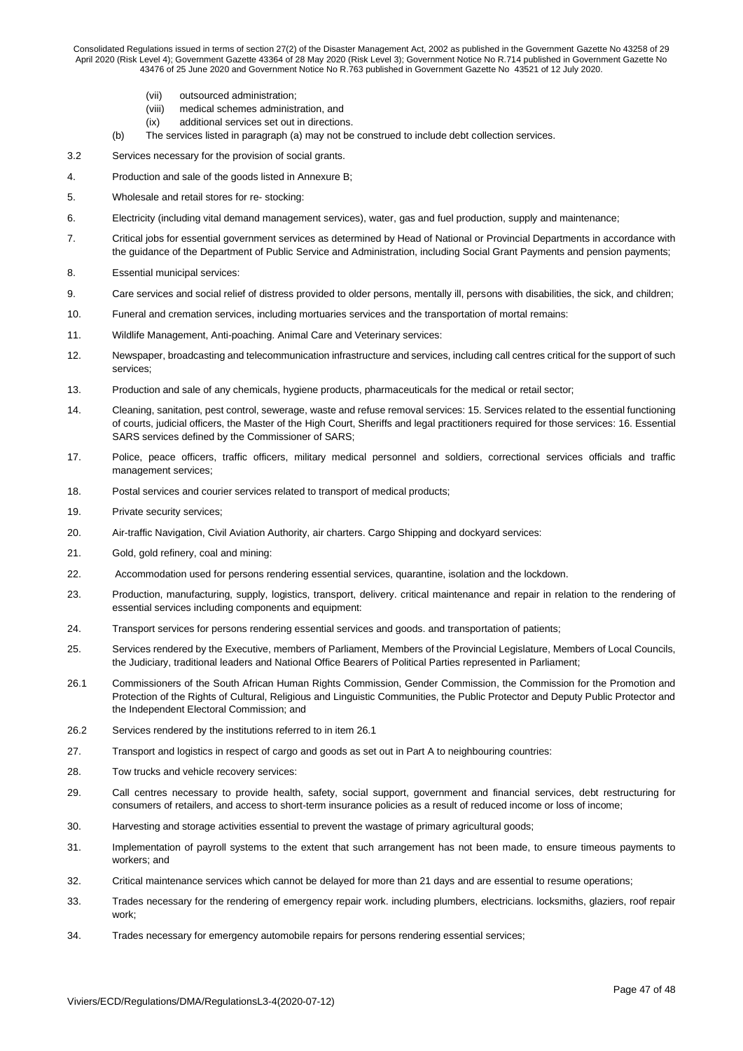(vii) outsourced administration;

(viii) medical schemes administration, and

(ix) additional services set out in directions.

(b) The services listed in paragraph (a) may not be construed to include debt collection services.

3.2 Services necessary for the provision of social grants.

4. Production and sale of the goods listed in Annexure B;

5. Wholesale and retail stores for re- stocking:

6. Electricity (including vital demand management services), water, gas and fuel production, supply and maintenance;

7. Critical jobs for essential government services as determined by Head of National or Provincial Departments in accordance with the guidance of the Department of Public Service and Administration, including Social Grant Payments and pension payments;

8. Essential municipal services:

9. Care services and social relief of distress provided to older persons, mentally ill, persons with disabilities, the sick, and children;

10. Funeral and cremation services, including mortuaries services and the transportation of mortal remains:

11. Wildlife Management, Anti-poaching. Animal Care and Veterinary services:

12. Newspaper, broadcasting and telecommunication infrastructure and services, including call centres critical for the support of such services;

13. Production and sale of any chemicals, hygiene products, pharmaceuticals for the medical or retail sector;

14. Cleaning, sanitation, pest control, sewerage, waste and refuse removal services: 15. Services related to the essential functioning of courts, judicial officers, the Master of the High Court, Sheriffs and legal practitioners required for those services: 16. Essential SARS services defined by the Commissioner of SARS;

17. Police, peace officers, traffic officers, military medical personnel and soldiers, correctional services officials and traffic management services;

18. Postal services and courier services related to transport of medical products;

19. Private security services;

20. Air-traffic Navigation, Civil Aviation Authority, air charters. Cargo Shipping and dockyard services:

21. Gold, gold refinery, coal and mining:

22. Accommodation used for persons rendering essential services, quarantine, isolation and the lockdown.

23. Production, manufacturing, supply, logistics, transport, delivery. critical maintenance and repair in relation to the rendering of essential services including components and equipment:

24. Transport services for persons rendering essential services and goods. and transportation of patients;

25. Services rendered by the Executive, members of Parliament, Members of the Provincial Legislature, Members of Local Councils, the Judiciary, traditional leaders and National Office Bearers of Political Parties represented in Parliament;

26.1 Commissioners of the South African Human Rights Commission, Gender Commission, the Commission for the Promotion and Protection of the Rights of Cultural, Religious and Linguistic Communities, the Public Protector and Deputy Public Protector and the Independent Electoral Commission; and

26.2 Services rendered by the institutions referred to in item 26.1

27. Transport and logistics in respect of cargo and goods as set out in Part A to neighbouring countries:

28. Tow trucks and vehicle recovery services:

29. Call centres necessary to provide health, safety, social support, government and financial services, debt restructuring for consumers of retailers, and access to short-term insurance policies as a result of reduced income or loss of income;

30. Harvesting and storage activities essential to prevent the wastage of primary agricultural goods;

31. Implementation of payroll systems to the extent that such arrangement has not been made, to ensure timeous payments to workers; and

32. Critical maintenance services which cannot be delayed for more than 21 days and are essential to resume operations;

33. Trades necessary for the rendering of emergency repair work. including plumbers, electricians. locksmiths, glaziers, roof repair work;

34. Trades necessary for emergency automobile repairs for persons rendering essential services;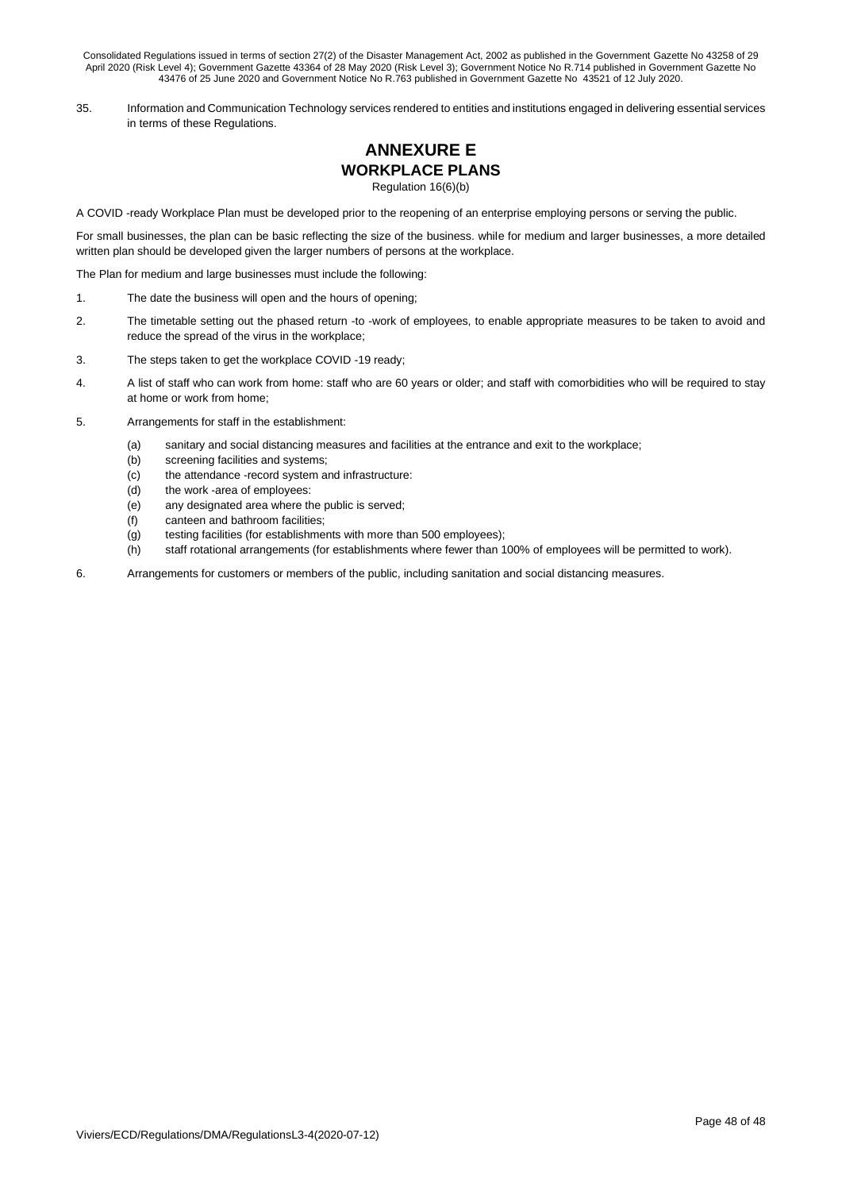35. Information and Communication Technology services rendered to entities and institutions engaged in delivering essential services in terms of these Regulations.

# ANNEXURE E
## WORKPLACE PLANS

Regulation 16(6)(b)

A COVID -ready Workplace Plan must be developed prior to the reopening of an enterprise employing persons or serving the public.

For small businesses, the plan can be basic reflecting the size of the business. while for medium and larger businesses, a more detailed written plan should be developed given the larger numbers of persons at the workplace.

The Plan for medium and large businesses must include the following:

1. The date the business will open and the hours of opening;
2. The timetable setting out the phased return -to -work of employees, to enable appropriate measures to be taken to avoid and reduce the spread of the virus in the workplace;
3. The steps taken to get the workplace COVID -19 ready;
4. A list of staff who can work from home: staff who are 60 years or older; and staff with comorbidities who will be required to stay at home or work from home;
5. Arrangements for staff in the establishment:
   - (a) sanitary and social distancing measures and facilities at the entrance and exit to the workplace;
   - (b) screening facilities and systems;
   - (c) the attendance -record system and infrastructure:
   - (d) the work -area of employees:
   - (e) any designated area where the public is served;
   - (f) canteen and bathroom facilities;
   - (g) testing facilities (for establishments with more than 500 employees);
   - (h) staff rotational arrangements (for establishments where fewer than 100% of employees will be permitted to work).
6. Arrangements for customers or members of the public, including sanitation and social distancing measures.